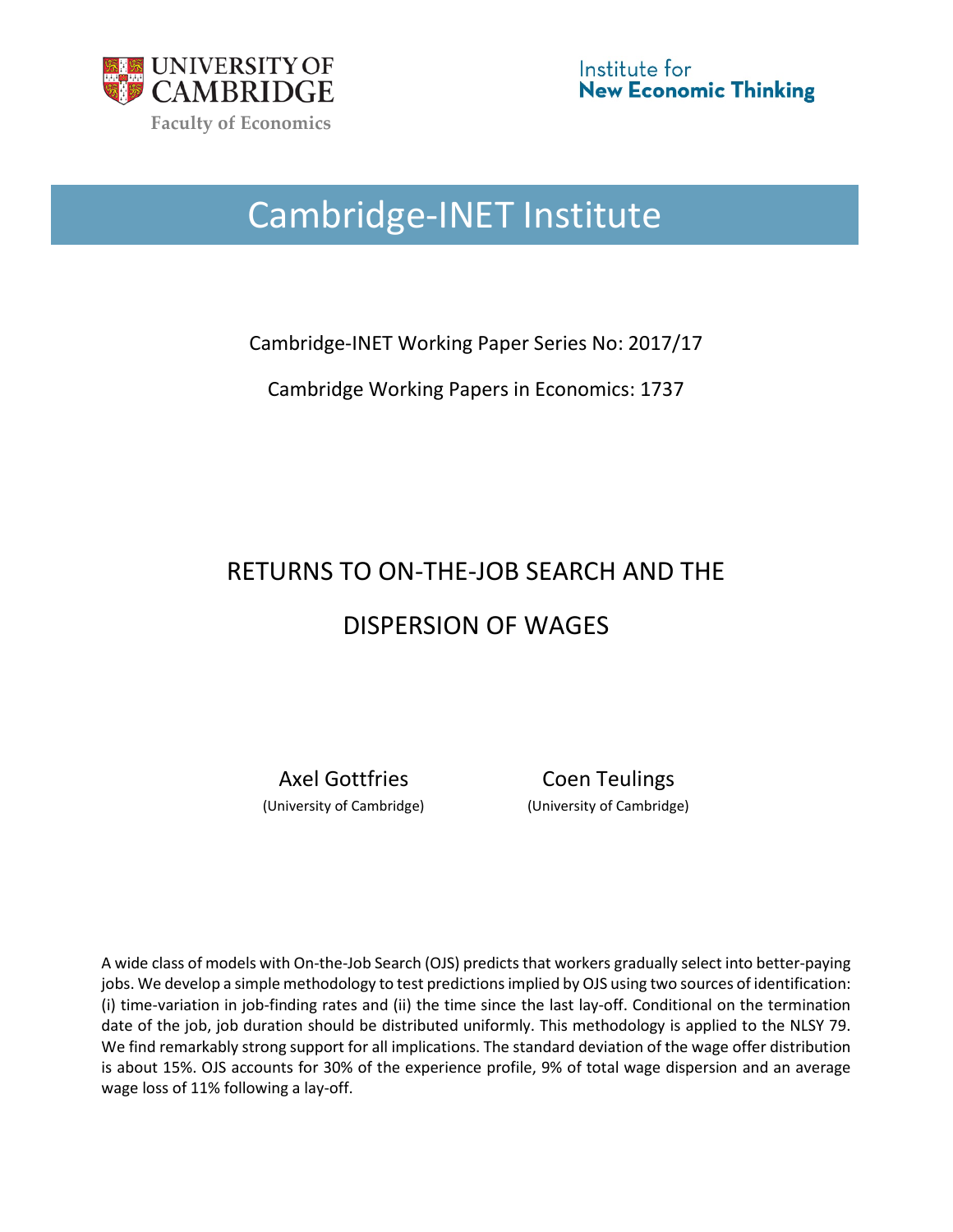UNIVERSITY OF CAMBRIDGE

Faculty of Economics

Institute for **New Economic Thinking**

# Cambridge-INET Institute

Cambridge-INET Working Paper Series No: 2017/17

Cambridge Working Papers in Economics: 1737

## RETURNS TO ON-THE-JOB SEARCH AND THE DISPERSION OF WAGES

Axel Gottfries (University of Cambridge)

Coen Teulings (University of Cambridge)

A wide class of models with On-the-Job Search (OJS) predicts that workers gradually select into better-paying jobs. We develop a simple methodology to test predictions implied by OJS using two sources of identification: (i) time-variation in job-finding rates and (ii) the time since the last lay-off. Conditional on the termination date of the job, job duration should be distributed uniformly. This methodology is applied to the NLSY 79. We find remarkably strong support for all implications. The standard deviation of the wage offer distribution is about 15%. OJS accounts for 30% of the experience profile, 9% of total wage dispersion and an average wage loss of 11% following a lay-off.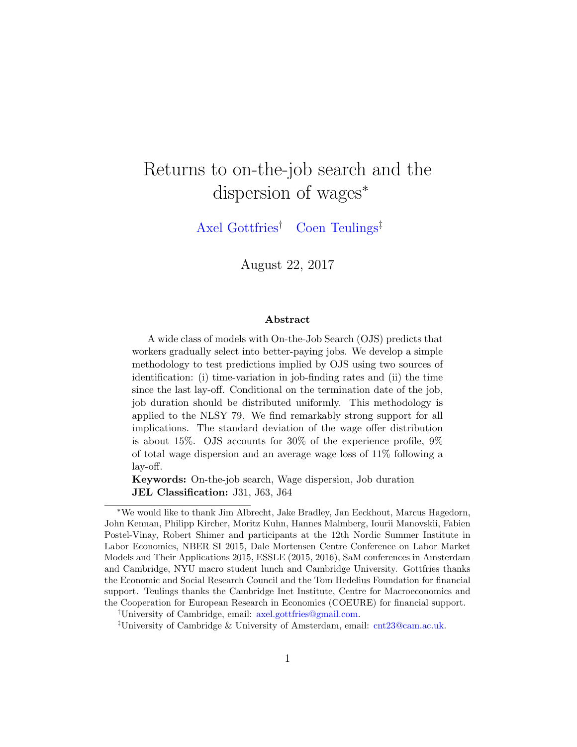# Returns to on-the-job search and the dispersion of wages*

Axel Gottfries[†] Coen Teulings[‡]

August 22, 2017

### Abstract

A wide class of models with On-the-Job Search (OJS) predicts that workers gradually select into better-paying jobs. We develop a simple methodology to test predictions implied by OJS using two sources of identification: (i) time-variation in job-finding rates and (ii) the time since the last lay-off. Conditional on the termination date of the job, job duration should be distributed uniformly. This methodology is applied to the NLSY 79. We find remarkably strong support for all implications. The standard deviation of the wage offer distribution is about 15%. OJS accounts for 30% of the experience profile, 9% of total wage dispersion and an average wage loss of 11% following a lay-off.

**Keywords:** On-the-job search, Wage dispersion, Job duration
**JEL Classification:** J31, J63, J64

---

*We would like to thank Jim Albrecht, Jake Bradley, Jan Eeckhout, Marcus Hagedorn, John Kennan, Philipp Kircher, Moritz Kuhn, Hannes Malmberg, Iourii Manovskii, Fabien Postel-Vinay, Robert Shimer and participants at the 12th Nordic Summer Institute in Labor Economics, NBER SI 2015, Dale Mortensen Centre Conference on Labor Market Models and Their Applications 2015, ESSLE (2015, 2016), SaM conferences in Amsterdam and Cambridge, NYU macro student lunch and Cambridge University. Gottfries thanks the Economic and Social Research Council and the Tom Hedelius Foundation for financial support. Teulings thanks the Cambridge Inet Institute, Centre for Macroeconomics and the Cooperation for European Research in Economics (COEURE) for financial support.

[†]University of Cambridge, email: axel.gottfries@gmail.com.

[‡]University of Cambridge & University of Amsterdam, email: cnt23@cam.ac.uk.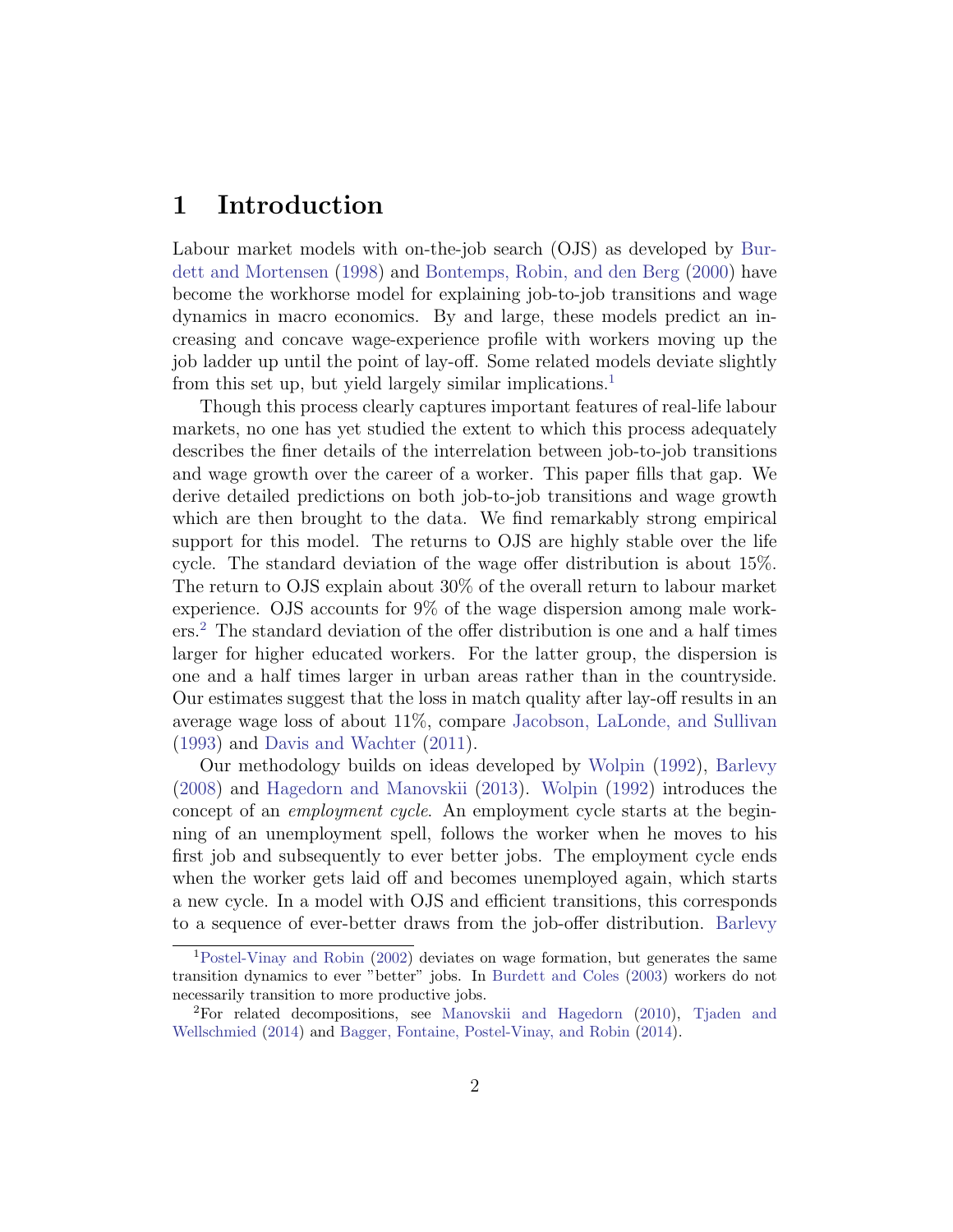# 1 Introduction

Labour market models with on-the-job search (OJS) as developed by Burdett and Mortensen (1998) and Bontemps, Robin, and den Berg (2000) have become the workhorse model for explaining job-to-job transitions and wage dynamics in macro economics. By and large, these models predict an increasing and concave wage-experience profile with workers moving up the job ladder up until the point of lay-off. Some related models deviate slightly from this set up, but yield largely similar implications.[1]

Though this process clearly captures important features of real-life labour markets, no one has yet studied the extent to which this process adequately describes the finer details of the interrelation between job-to-job transitions and wage growth over the career of a worker. This paper fills that gap. We derive detailed predictions on both job-to-job transitions and wage growth which are then brought to the data. We find remarkably strong empirical support for this model. The returns to OJS are highly stable over the life cycle. The standard deviation of the wage offer distribution is about 15%. The return to OJS explain about 30% of the overall return to labour market experience. OJS accounts for 9% of the wage dispersion among male workers.[2] The standard deviation of the offer distribution is one and a half times larger for higher educated workers. For the latter group, the dispersion is one and a half times larger in urban areas rather than in the countryside. Our estimates suggest that the loss in match quality after lay-off results in an average wage loss of about 11%, compare Jacobson, LaLonde, and Sullivan (1993) and Davis and Wachter (2011).

Our methodology builds on ideas developed by Wolpin (1992), Barlevy (2008) and Hagedorn and Manovskii (2013). Wolpin (1992) introduces the concept of an *employment cycle*. An employment cycle starts at the beginning of an unemployment spell, follows the worker when he moves to his first job and subsequently to ever better jobs. The employment cycle ends when the worker gets laid off and becomes unemployed again, which starts a new cycle. In a model with OJS and efficient transitions, this corresponds to a sequence of ever-better draws from the job-offer distribution. Barlevy

[1] Postel-Vinay and Robin (2002) deviates on wage formation, but generates the same transition dynamics to ever "better" jobs. In Burdett and Coles (2003) workers do not necessarily transition to more productive jobs.

[2] For related decompositions, see Manovskii and Hagedorn (2010), Tjaden and Wellschmied (2014) and Bagger, Fontaine, Postel-Vinay, and Robin (2014).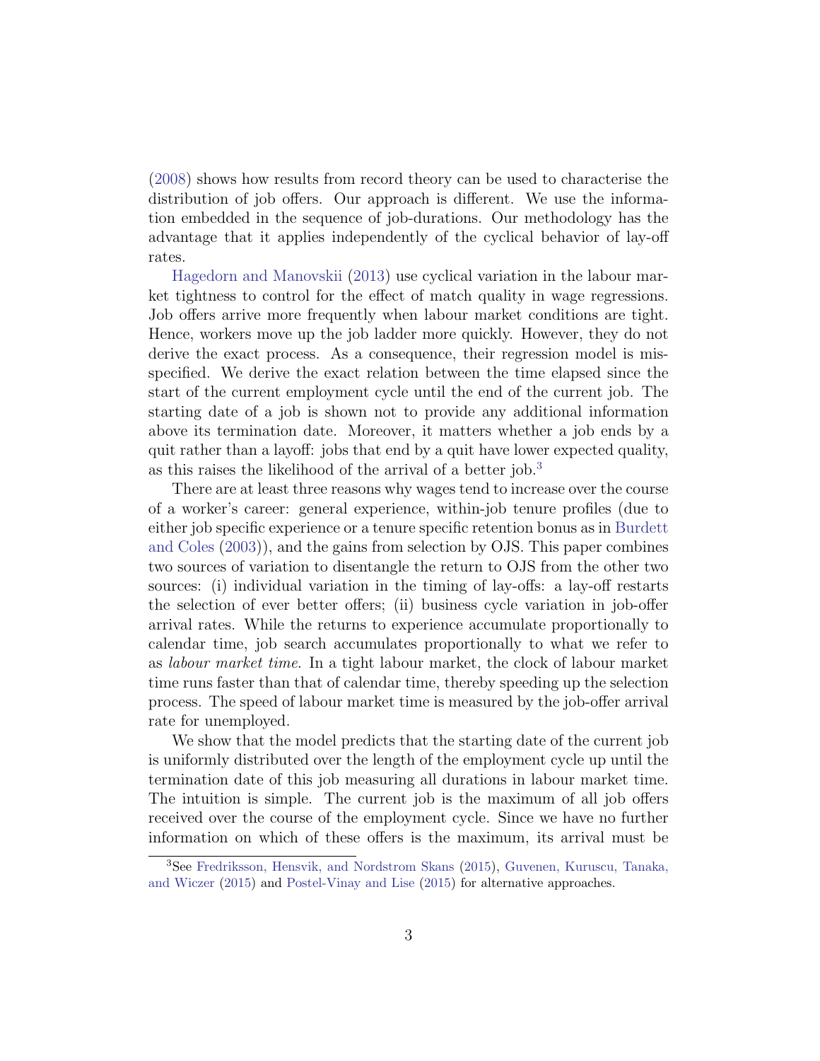(2008) shows how results from record theory can be used to characterise the distribution of job offers. Our approach is different. We use the information embedded in the sequence of job-durations. Our methodology has the advantage that it applies independently of the cyclical behavior of lay-off rates.

Hagedorn and Manovskii (2013) use cyclical variation in the labour market tightness to control for the effect of match quality in wage regressions. Job offers arrive more frequently when labour market conditions are tight. Hence, workers move up the job ladder more quickly. However, they do not derive the exact process. As a consequence, their regression model is misspecified. We derive the exact relation between the time elapsed since the start of the current employment cycle until the end of the current job. The starting date of a job is shown not to provide any additional information above its termination date. Moreover, it matters whether a job ends by a quit rather than a layoff: jobs that end by a quit have lower expected quality, as this raises the likelihood of the arrival of a better job.[3]

There are at least three reasons why wages tend to increase over the course of a worker's career: general experience, within-job tenure profiles (due to either job specific experience or a tenure specific retention bonus as in Burdett and Coles (2003)), and the gains from selection by OJS. This paper combines two sources of variation to disentangle the return to OJS from the other two sources: (i) individual variation in the timing of lay-offs: a lay-off restarts the selection of ever better offers; (ii) business cycle variation in job-offer arrival rates. While the returns to experience accumulate proportionally to calendar time, job search accumulates proportionally to what we refer to as *labour market time*. In a tight labour market, the clock of labour market time runs faster than that of calendar time, thereby speeding up the selection process. The speed of labour market time is measured by the job-offer arrival rate for unemployed.

We show that the model predicts that the starting date of the current job is uniformly distributed over the length of the employment cycle up until the termination date of this job measuring all durations in labour market time. The intuition is simple. The current job is the maximum of all job offers received over the course of the employment cycle. Since we have no further information on which of these offers is the maximum, its arrival must be

[3] See Fredriksson, Hensvik, and Nordstrom Skans (2015), Guvenen, Kuruscu, Tanaka, and Wiczer (2015) and Postel-Vinay and Lise (2015) for alternative approaches.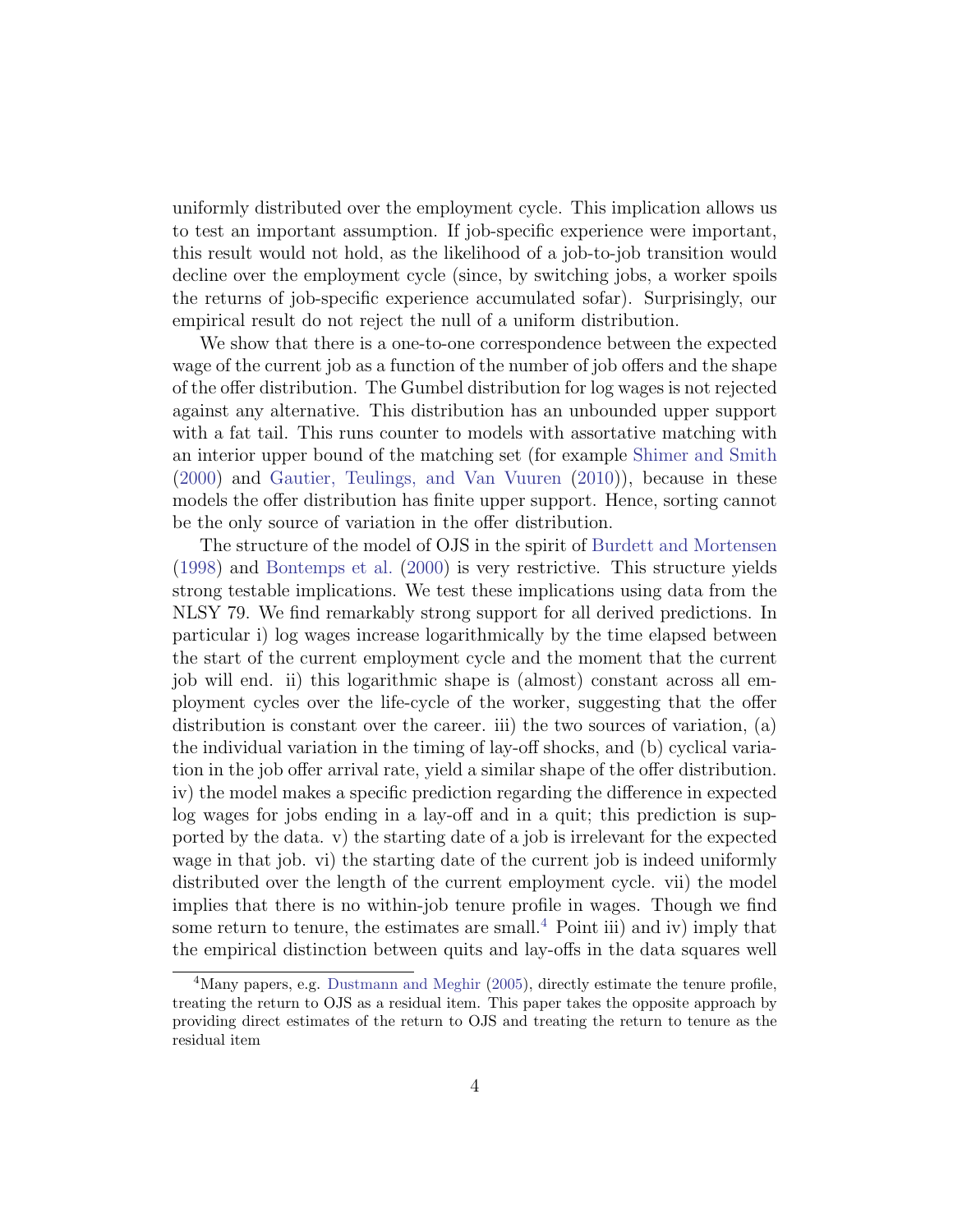uniformly distributed over the employment cycle. This implication allows us to test an important assumption. If job-specific experience were important, this result would not hold, as the likelihood of a job-to-job transition would decline over the employment cycle (since, by switching jobs, a worker spoils the returns of job-specific experience accumulated sofar). Surprisingly, our empirical result do not reject the null of a uniform distribution.

We show that there is a one-to-one correspondence between the expected wage of the current job as a function of the number of job offers and the shape of the offer distribution. The Gumbel distribution for log wages is not rejected against any alternative. This distribution has an unbounded upper support with a fat tail. This runs counter to models with assortative matching with an interior upper bound of the matching set (for example Shimer and Smith (2000) and Gautier, Teulings, and Van Vuuren (2010)), because in these models the offer distribution has finite upper support. Hence, sorting cannot be the only source of variation in the offer distribution.

The structure of the model of OJS in the spirit of Burdett and Mortensen (1998) and Bontemps et al. (2000) is very restrictive. This structure yields strong testable implications. We test these implications using data from the NLSY 79. We find remarkably strong support for all derived predictions. In particular i) log wages increase logarithmically by the time elapsed between the start of the current employment cycle and the moment that the current job will end. ii) this logarithmic shape is (almost) constant across all employment cycles over the life-cycle of the worker, suggesting that the offer distribution is constant over the career. iii) the two sources of variation, (a) the individual variation in the timing of lay-off shocks, and (b) cyclical variation in the job offer arrival rate, yield a similar shape of the offer distribution. iv) the model makes a specific prediction regarding the difference in expected log wages for jobs ending in a lay-off and in a quit; this prediction is supported by the data. v) the starting date of a job is irrelevant for the expected wage in that job. vi) the starting date of the current job is indeed uniformly distributed over the length of the current employment cycle. vii) the model implies that there is no within-job tenure profile in wages. Though we find some return to tenure, the estimates are small.[4] Point iii) and iv) imply that the empirical distinction between quits and lay-offs in the data squares well

[4]Many papers, e.g. Dustmann and Meghir (2005), directly estimate the tenure profile, treating the return to OJS as a residual item. This paper takes the opposite approach by providing direct estimates of the return to OJS and treating the return to tenure as the residual item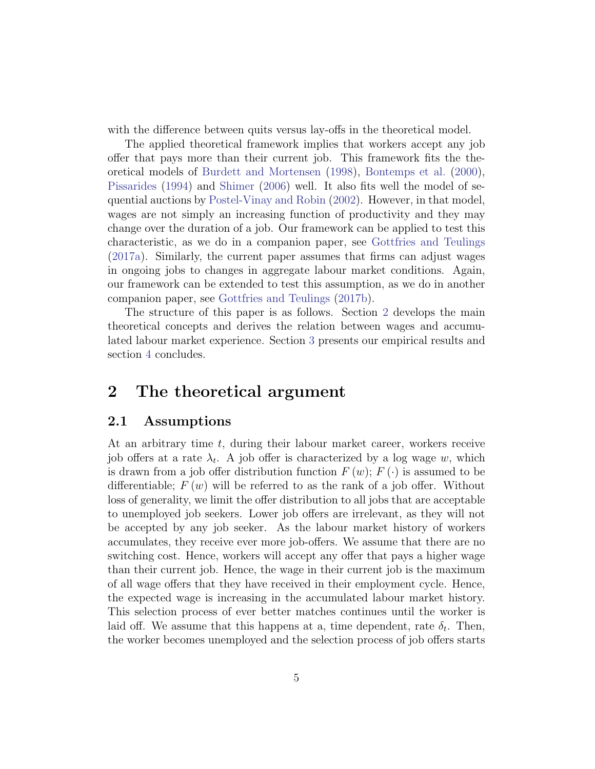with the difference between quits versus lay-offs in the theoretical model.

The applied theoretical framework implies that workers accept any job offer that pays more than their current job. This framework fits the theoretical models of Burdett and Mortensen (1998), Bontemps et al. (2000), Pissarides (1994) and Shimer (2006) well. It also fits well the model of sequential auctions by Postel-Vinay and Robin (2002). However, in that model, wages are not simply an increasing function of productivity and they may change over the duration of a job. Our framework can be applied to test this characteristic, as we do in a companion paper, see Gottfries and Teulings (2017a). Similarly, the current paper assumes that firms can adjust wages in ongoing jobs to changes in aggregate labour market conditions. Again, our framework can be extended to test this assumption, as we do in another companion paper, see Gottfries and Teulings (2017b).

The structure of this paper is as follows. Section 2 develops the main theoretical concepts and derives the relation between wages and accumulated labour market experience. Section 3 presents our empirical results and section 4 concludes.

# 2 The theoretical argument

## 2.1 Assumptions

At an arbitrary time $t$, during their labour market career, workers receive job offers at a rate $\lambda_t$. A job offer is characterized by a log wage $w$, which is drawn from a job offer distribution function $F(w)$; $F(\cdot)$ is assumed to be differentiable; $F(w)$ will be referred to as the rank of a job offer. Without loss of generality, we limit the offer distribution to all jobs that are acceptable to unemployed job seekers. Lower job offers are irrelevant, as they will not be accepted by any job seeker. As the labour market history of workers accumulates, they receive ever more job-offers. We assume that there are no switching cost. Hence, workers will accept any offer that pays a higher wage than their current job. Hence, the wage in their current job is the maximum of all wage offers that they have received in their employment cycle. Hence, the expected wage is increasing in the accumulated labour market history. This selection process of ever better matches continues until the worker is laid off. We assume that this happens at a, time dependent, rate $\delta_t$. Then, the worker becomes unemployed and the selection process of job offers starts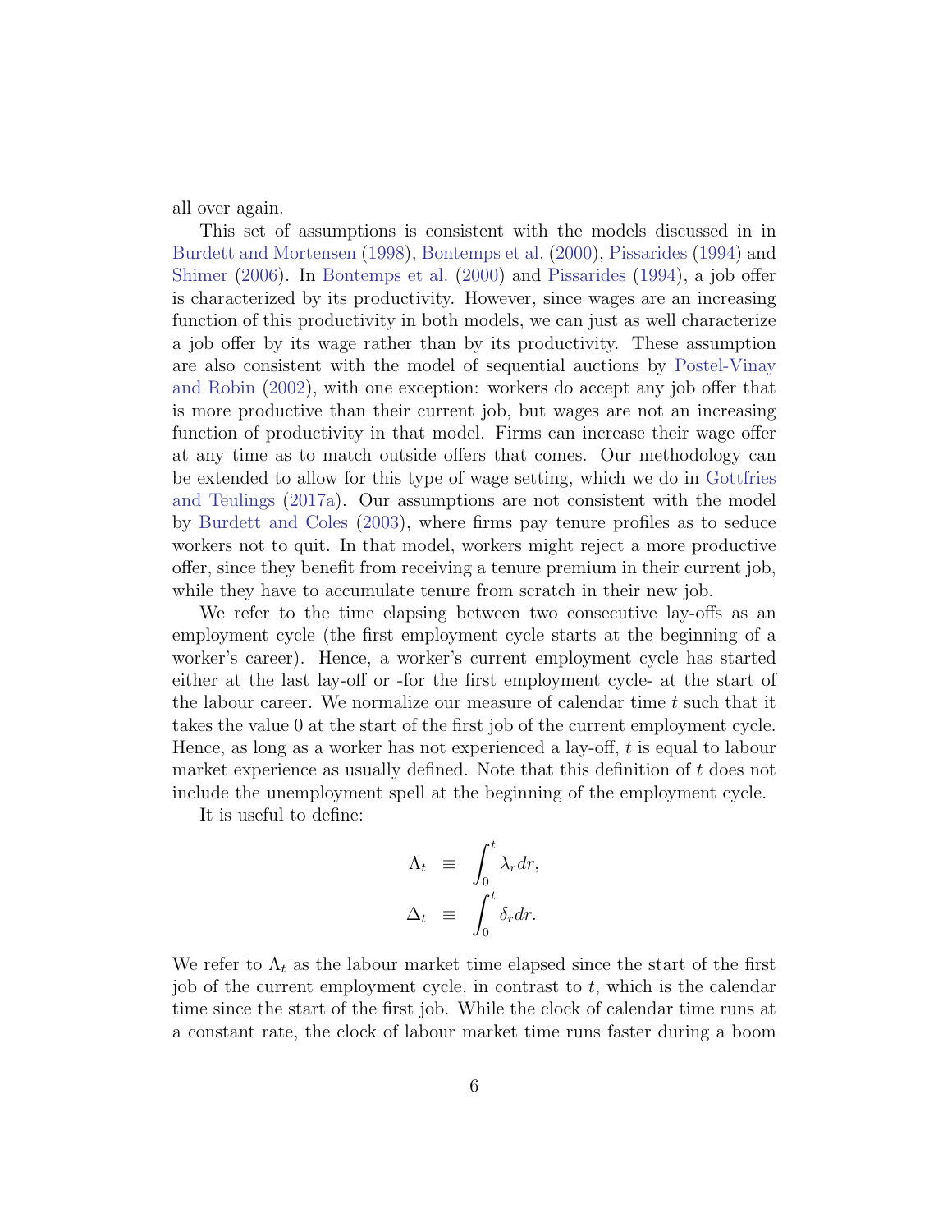all over again.

This set of assumptions is consistent with the models discussed in in Burdett and Mortensen (1998), Bontemps et al. (2000), Pissarides (1994) and Shimer (2006). In Bontemps et al. (2000) and Pissarides (1994), a job offer is characterized by its productivity. However, since wages are an increasing function of this productivity in both models, we can just as well characterize a job offer by its wage rather than by its productivity. These assumption are also consistent with the model of sequential auctions by Postel-Vinay and Robin (2002), with one exception: workers do accept any job offer that is more productive than their current job, but wages are not an increasing function of productivity in that model. Firms can increase their wage offer at any time as to match outside offers that comes. Our methodology can be extended to allow for this type of wage setting, which we do in Gottfries and Teulings (2017a). Our assumptions are not consistent with the model by Burdett and Coles (2003), where firms pay tenure profiles as to seduce workers not to quit. In that model, workers might reject a more productive offer, since they benefit from receiving a tenure premium in their current job, while they have to accumulate tenure from scratch in their new job.

We refer to the time elapsing between two consecutive lay-offs as an employment cycle (the first employment cycle starts at the beginning of a worker's career). Hence, a worker's current employment cycle has started either at the last lay-off or -for the first employment cycle- at the start of the labour career. We normalize our measure of calendar time $t$ such that it takes the value 0 at the start of the first job of the current employment cycle. Hence, as long as a worker has not experienced a lay-off, $t$ is equal to labour market experience as usually defined. Note that this definition of $t$ does not include the unemployment spell at the beginning of the employment cycle.

It is useful to define:

$$\Lambda_t \equiv \int_0^t \lambda_r dr,$$
$$\Delta_t \equiv \int_0^t \delta_r dr.$$

We refer to $\Lambda_t$ as the labour market time elapsed since the start of the first job of the current employment cycle, in contrast to $t$, which is the calendar time since the start of the first job. While the clock of calendar time runs at a constant rate, the clock of labour market time runs faster during a boom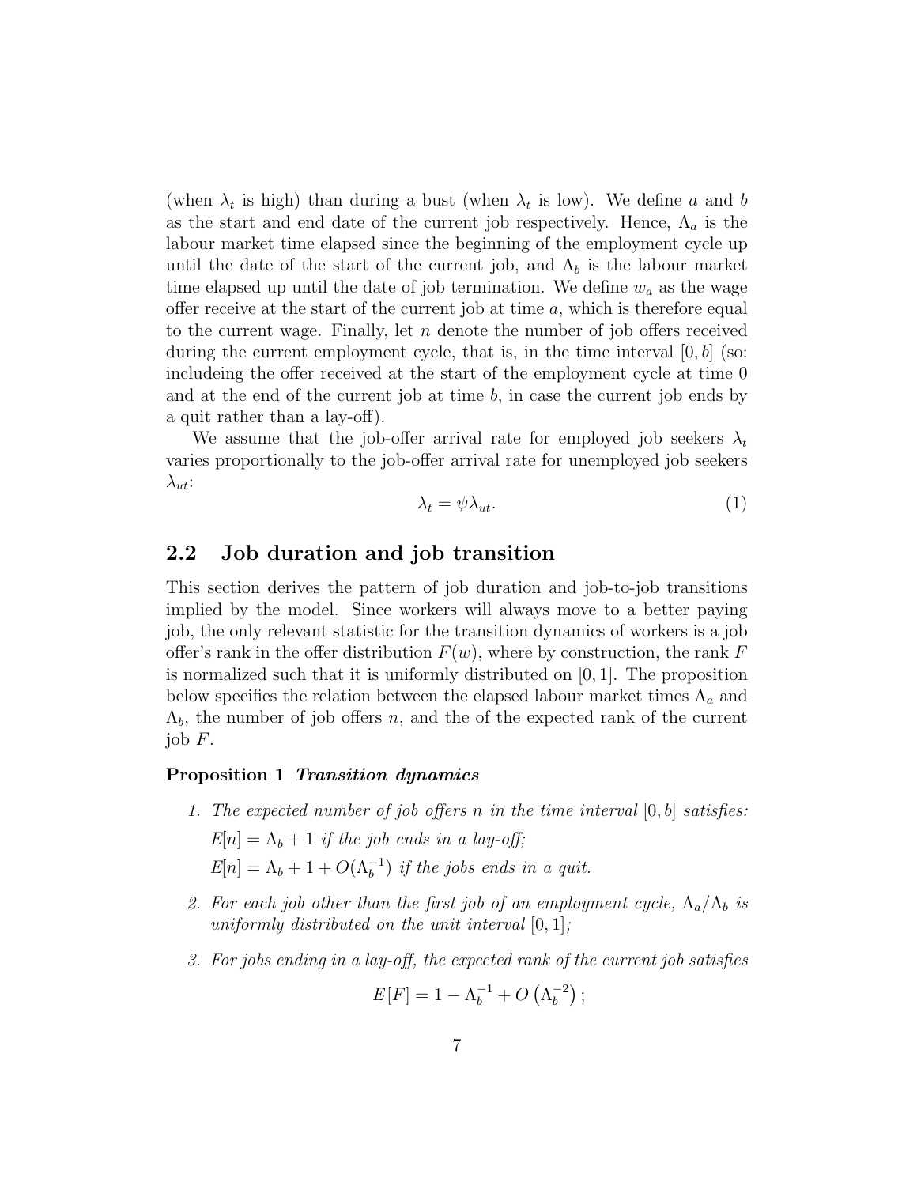(when $\lambda_t$ is high) than during a bust (when $\lambda_t$ is low). We define $a$ and $b$ as the start and end date of the current job respectively. Hence, $\Lambda_a$ is the labour market time elapsed since the beginning of the employment cycle up until the date of the start of the current job, and $\Lambda_b$ is the labour market time elapsed up until the date of job termination. We define $w_a$ as the wage offer receive at the start of the current job at time $a$, which is therefore equal to the current wage. Finally, let $n$ denote the number of job offers received during the current employment cycle, that is, in the time interval $[0, b]$ (so: includeing the offer received at the start of the employment cycle at time 0 and at the end of the current job at time $b$, in case the current job ends by a quit rather than a lay-off).

We assume that the job-offer arrival rate for employed job seekers $\lambda_t$ varies proportionally to the job-offer arrival rate for unemployed job seekers $\lambda_{ut}$:

$$\lambda_t = \psi \lambda_{ut}. \tag{1}$$

## 2.2 Job duration and job transition

This section derives the pattern of job duration and job-to-job transitions implied by the model. Since workers will always move to a better paying job, the only relevant statistic for the transition dynamics of workers is a job offer's rank in the offer distribution $F(w)$, where by construction, the rank $F$ is normalized such that it is uniformly distributed on $[0, 1]$. The proposition below specifies the relation between the elapsed labour market times $\Lambda_a$ and $\Lambda_b$, the number of job offers $n$, and the of the expected rank of the current job $F$.

**Proposition 1** ***Transition dynamics***

1. *The expected number of job offers $n$ in the time interval $[0, b]$ satisfies:*
   $E[n] = \Lambda_b + 1$ *if the job ends in a lay-off;*
   $E[n] = \Lambda_b + 1 + O(\Lambda_b^{-1})$ *if the jobs ends in a quit.*

2. *For each job other than the first job of an employment cycle, $\Lambda_a / \Lambda_b$ is uniformly distributed on the unit interval $[0, 1]$;*

3. *For jobs ending in a lay-off, the expected rank of the current job satisfies*

$$E[F] = 1 - \Lambda_b^{-1} + O\left(\Lambda_b^{-2}\right);$$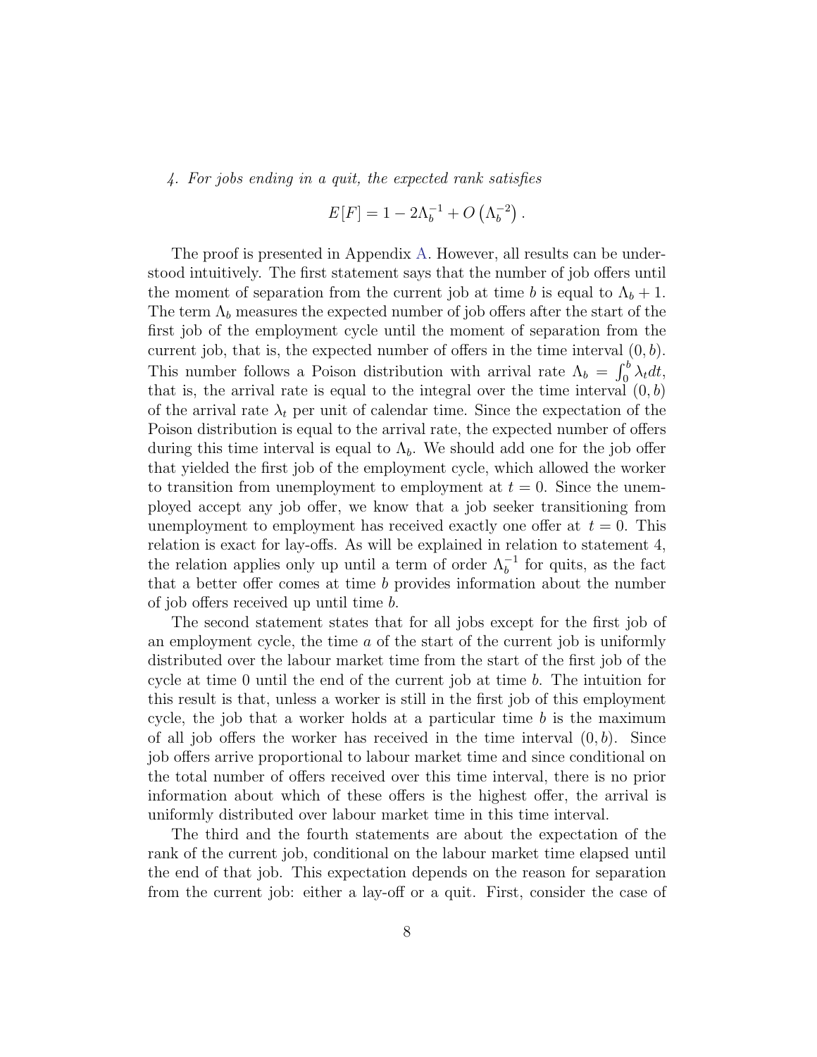*4. For jobs ending in a quit, the expected rank satisfies*

$$E[F] = 1 - 2\Lambda_b^{-1} + O\left(\Lambda_b^{-2}\right).$$

The proof is presented in Appendix A. However, all results can be understood intuitively. The first statement says that the number of job offers until the moment of separation from the current job at time $b$ is equal to $\Lambda_b + 1$. The term $\Lambda_b$ measures the expected number of job offers after the start of the first job of the employment cycle until the moment of separation from the current job, that is, the expected number of offers in the time interval $(0, b)$. This number follows a Poison distribution with arrival rate $\Lambda_b = \int_0^b \lambda_t dt$, that is, the arrival rate is equal to the integral over the time interval $(0, b)$ of the arrival rate $\lambda_t$ per unit of calendar time. Since the expectation of the Poison distribution is equal to the arrival rate, the expected number of offers during this time interval is equal to $\Lambda_b$. We should add one for the job offer that yielded the first job of the employment cycle, which allowed the worker to transition from unemployment to employment at $t = 0$. Since the unemployed accept any job offer, we know that a job seeker transitioning from unemployment to employment has received exactly one offer at $t = 0$. This relation is exact for lay-offs. As will be explained in relation to statement 4, the relation applies only up until a term of order $\Lambda_b^{-1}$ for quits, as the fact that a better offer comes at time $b$ provides information about the number of job offers received up until time $b$.

The second statement states that for all jobs except for the first job of an employment cycle, the time $a$ of the start of the current job is uniformly distributed over the labour market time from the start of the first job of the cycle at time 0 until the end of the current job at time $b$. The intuition for this result is that, unless a worker is still in the first job of this employment cycle, the job that a worker holds at a particular time $b$ is the maximum of all job offers the worker has received in the time interval $(0, b)$. Since job offers arrive proportional to labour market time and since conditional on the total number of offers received over this time interval, there is no prior information about which of these offers is the highest offer, the arrival is uniformly distributed over labour market time in this time interval.

The third and the fourth statements are about the expectation of the rank of the current job, conditional on the labour market time elapsed until the end of that job. This expectation depends on the reason for separation from the current job: either a lay-off or a quit. First, consider the case of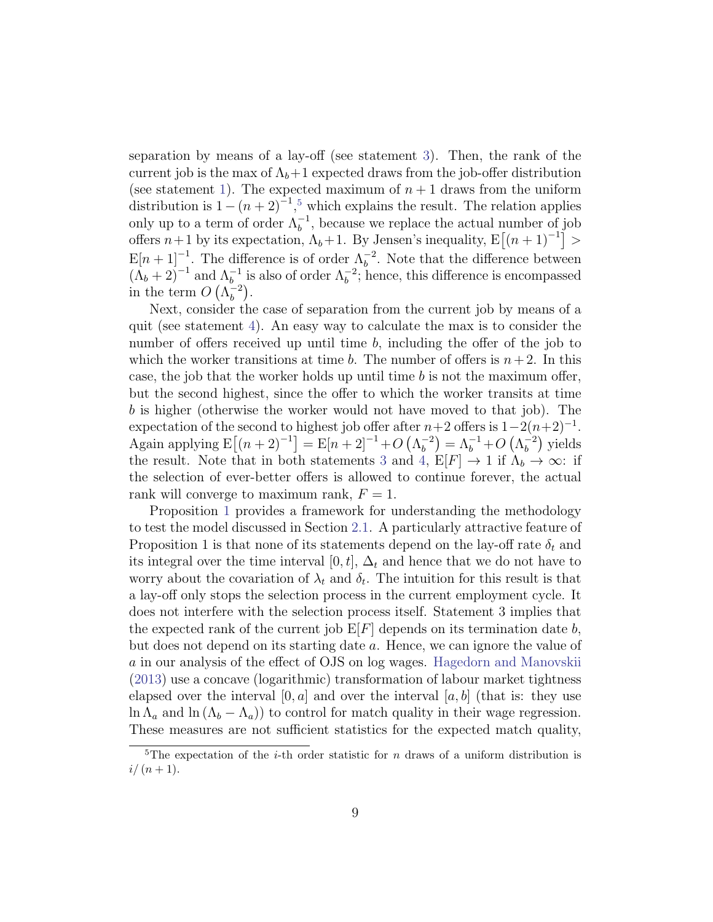separation by means of a lay-off (see statement 3). Then, the rank of the current job is the max of $\Lambda_b+1$ expected draws from the job-offer distribution (see statement 1). The expected maximum of $n+1$ draws from the uniform distribution is $1-(n+2)^{-1}$,[5] which explains the result. The relation applies only up to a term of order $\Lambda_b^{-1}$, because we replace the actual number of job offers $n+1$ by its expectation, $\Lambda_b+1$. By Jensen's inequality, $\mathrm{E}\left[(n+1)^{-1}\right] > \mathrm{E}[n+1]^{-1}$. The difference is of order $\Lambda_b^{-2}$. Note that the difference between $(\Lambda_b+2)^{-1}$ and $\Lambda_b^{-1}$ is also of order $\Lambda_b^{-2}$; hence, this difference is encompassed in the term $O\left(\Lambda_b^{-2}\right)$.

Next, consider the case of separation from the current job by means of a quit (see statement 4). An easy way to calculate the max is to consider the number of offers received up until time $b$, including the offer of the job to which the worker transitions at time $b$. The number of offers is $n+2$. In this case, the job that the worker holds up until time $b$ is not the maximum offer, but the second highest, since the offer to which the worker transits at time $b$ is higher (otherwise the worker would not have moved to that job). The expectation of the second to highest job offer after $n+2$ offers is $1-2(n+2)^{-1}$. Again applying $\mathrm{E}\left[(n+2)^{-1}\right] = \mathrm{E}[n+2]^{-1} + O\left(\Lambda_b^{-2}\right) = \Lambda_b^{-1} + O\left(\Lambda_b^{-2}\right)$ yields the result. Note that in both statements 3 and 4, $\mathrm{E}[F] \to 1$ if $\Lambda_b \to \infty$: if the selection of ever-better offers is allowed to continue forever, the actual rank will converge to maximum rank, $F = 1$.

Proposition 1 provides a framework for understanding the methodology to test the model discussed in Section 2.1. A particularly attractive feature of Proposition 1 is that none of its statements depend on the lay-off rate $\delta_t$ and its integral over the time interval $[0,t]$, $\Delta_t$ and hence that we do not have to worry about the covariation of $\lambda_t$ and $\delta_t$. The intuition for this result is that a lay-off only stops the selection process in the current employment cycle. It does not interfere with the selection process itself. Statement 3 implies that the expected rank of the current job $\mathrm{E}[F]$ depends on its termination date $b$, but does not depend on its starting date $a$. Hence, we can ignore the value of $a$ in our analysis of the effect of OJS on log wages. Hagedorn and Manovskii (2013) use a concave (logarithmic) transformation of labour market tightness elapsed over the interval $[0,a]$ and over the interval $[a,b]$ (that is: they use $\ln \Lambda_a$ and $\ln(\Lambda_b - \Lambda_a)$) to control for match quality in their wage regression. These measures are not sufficient statistics for the expected match quality,

[5] The expectation of the $i$-th order statistic for $n$ draws of a uniform distribution is $i/(n+1)$.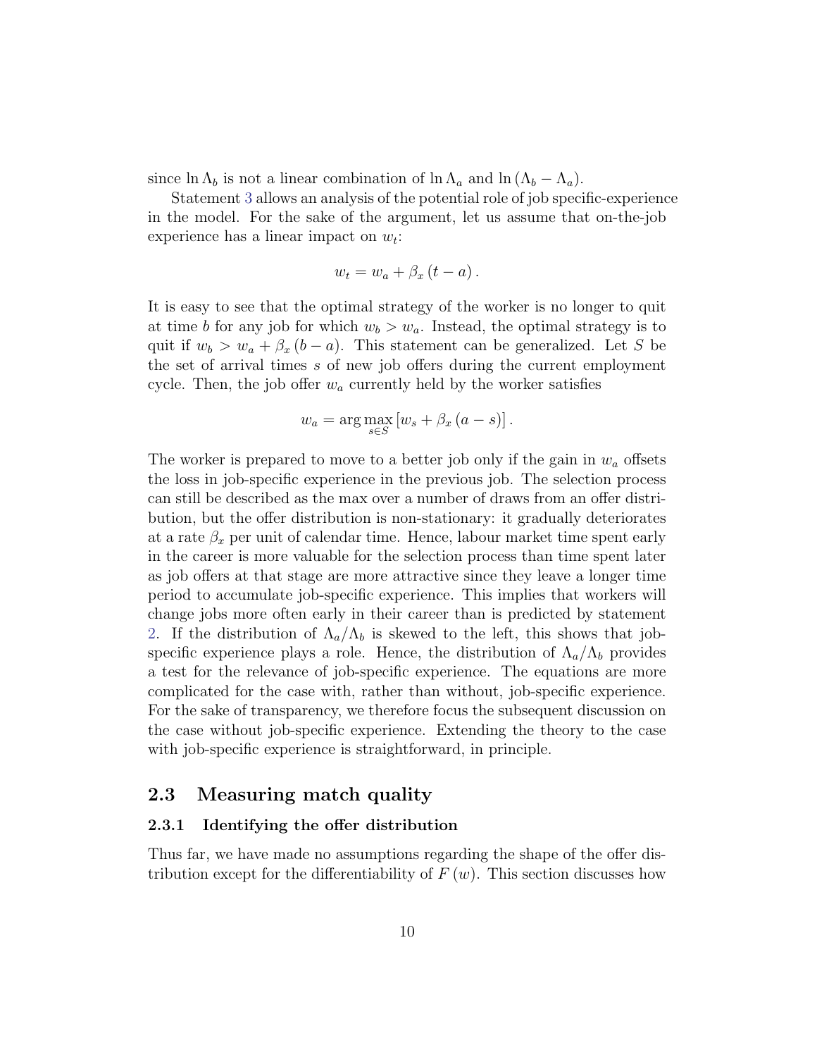since $\ln \Lambda_b$ is not a linear combination of $\ln \Lambda_a$ and $\ln(\Lambda_b - \Lambda_a)$.

Statement 3 allows an analysis of the potential role of job specific-experience in the model. For the sake of the argument, let us assume that on-the-job experience has a linear impact on $w_t$:

$$w_t = w_a + \beta_x (t - a).$$

It is easy to see that the optimal strategy of the worker is no longer to quit at time $b$ for any job for which $w_b > w_a$. Instead, the optimal strategy is to quit if $w_b > w_a + \beta_x (b - a)$. This statement can be generalized. Let $S$ be the set of arrival times $s$ of new job offers during the current employment cycle. Then, the job offer $w_a$ currently held by the worker satisfies

$$w_a = \arg\max_{s \in S} [w_s + \beta_x (a - s)].$$

The worker is prepared to move to a better job only if the gain in $w_a$ offsets the loss in job-specific experience in the previous job. The selection process can still be described as the max over a number of draws from an offer distribution, but the offer distribution is non-stationary: it gradually deteriorates at a rate $\beta_x$ per unit of calendar time. Hence, labour market time spent early in the career is more valuable for the selection process than time spent later as job offers at that stage are more attractive since they leave a longer time period to accumulate job-specific experience. This implies that workers will change jobs more often early in their career than is predicted by statement 2. If the distribution of $\Lambda_a/\Lambda_b$ is skewed to the left, this shows that job-specific experience plays a role. Hence, the distribution of $\Lambda_a/\Lambda_b$ provides a test for the relevance of job-specific experience. The equations are more complicated for the case with, rather than without, job-specific experience. For the sake of transparency, we therefore focus the subsequent discussion on the case without job-specific experience. Extending the theory to the case with job-specific experience is straightforward, in principle.

## 2.3 Measuring match quality

### 2.3.1 Identifying the offer distribution

Thus far, we have made no assumptions regarding the shape of the offer distribution except for the differentiability of $F(w)$. This section discusses how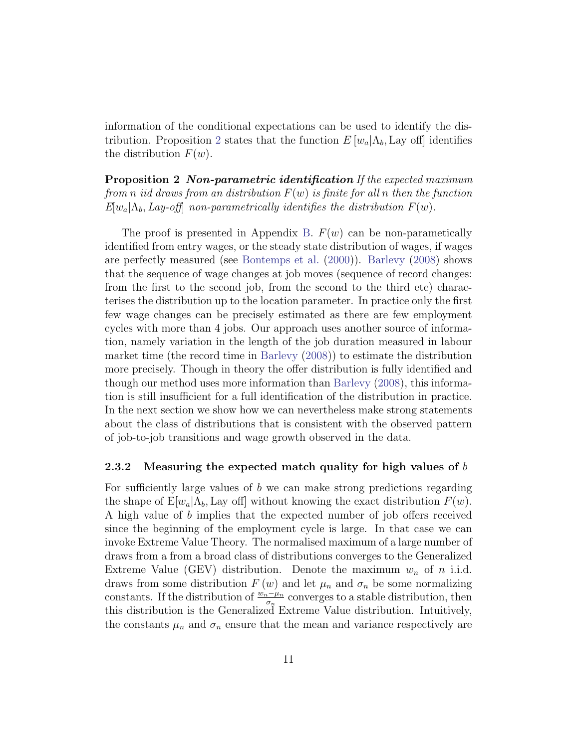information of the conditional expectations can be used to identify the distribution. Proposition 2 states that the function $E[w_a|\Lambda_b, \text{Lay off}]$ identifies the distribution $F(w)$.

**Proposition 2** ***Non-parametric identification*** *If the expected maximum from n iid draws from an distribution $F(w)$ is finite for all n then the function $E[w_a|\Lambda_b, \text{Lay-off}]$ non-parametrically identifies the distribution $F(w)$.*

The proof is presented in Appendix B. $F(w)$ can be non-parametically identified from entry wages, or the steady state distribution of wages, if wages are perfectly measured (see Bontemps et al. (2000)). Barlevy (2008) shows that the sequence of wage changes at job moves (sequence of record changes: from the first to the second job, from the second to the third etc) characterises the distribution up to the location parameter. In practice only the first few wage changes can be precisely estimated as there are few employment cycles with more than 4 jobs. Our approach uses another source of information, namely variation in the length of the job duration measured in labour market time (the record time in Barlevy (2008)) to estimate the distribution more precisely. Though in theory the offer distribution is fully identified and though our method uses more information than Barlevy (2008), this information is still insufficient for a full identification of the distribution in practice. In the next section we show how we can nevertheless make strong statements about the class of distributions that is consistent with the observed pattern of job-to-job transitions and wage growth observed in the data.

### 2.3.2 Measuring the expected match quality for high values of $b$

For sufficiently large values of $b$ we can make strong predictions regarding the shape of $E[w_a|\Lambda_b, \text{Lay off}]$ without knowing the exact distribution $F(w)$. A high value of $b$ implies that the expected number of job offers received since the beginning of the employment cycle is large. In that case we can invoke Extreme Value Theory. The normalised maximum of a large number of draws from a from a broad class of distributions converges to the Generalized Extreme Value (GEV) distribution. Denote the maximum $w_n$ of $n$ i.i.d. draws from some distribution $F(w)$ and let $\mu_n$ and $\sigma_n$ be some normalizing constants. If the distribution of $\frac{w_n - \mu_n}{\sigma_n}$ converges to a stable distribution, then this distribution is the Generalized Extreme Value distribution. Intuitively, the constants $\mu_n$ and $\sigma_n$ ensure that the mean and variance respectively are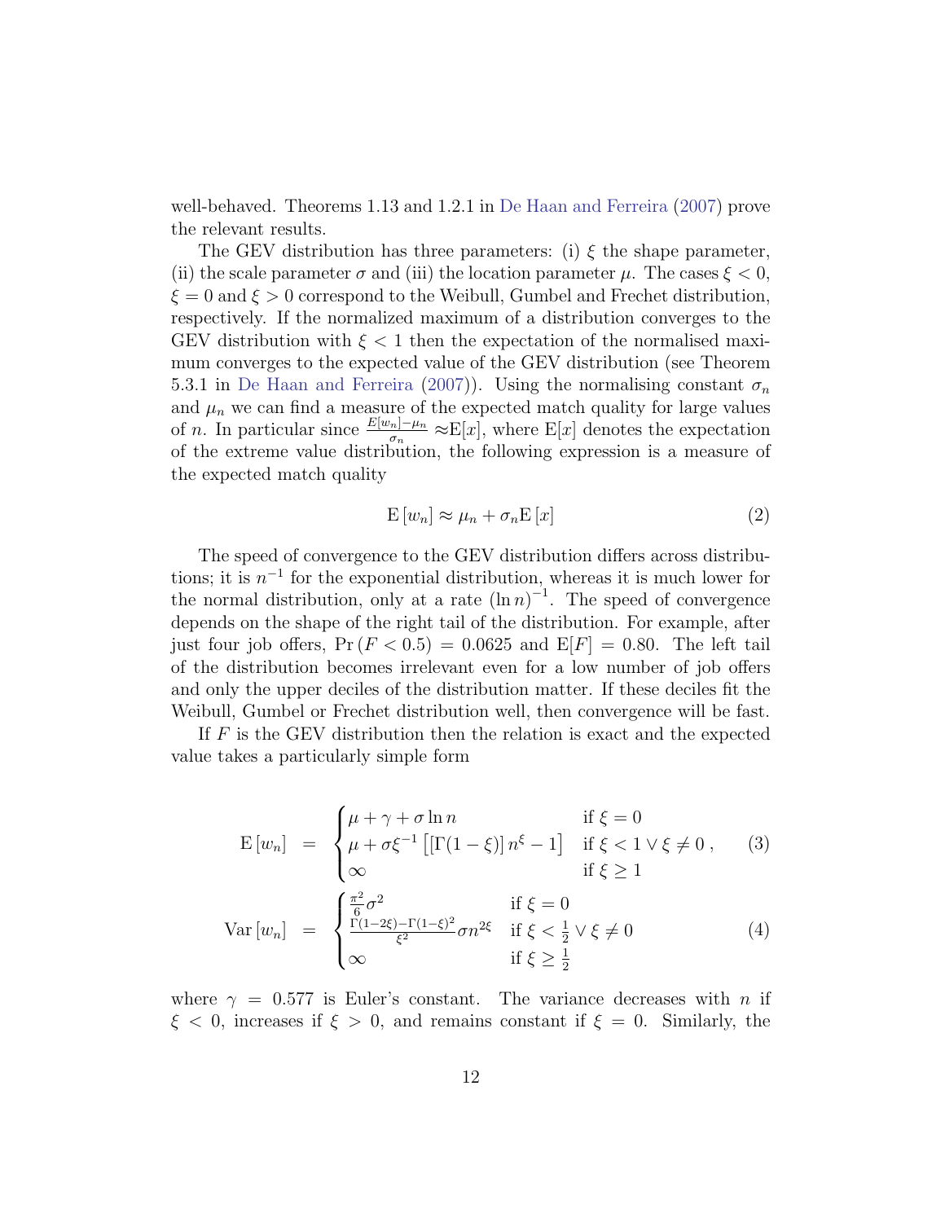well-behaved. Theorems 1.13 and 1.2.1 in De Haan and Ferreira (2007) prove the relevant results.

The GEV distribution has three parameters: (i) $\xi$ the shape parameter, (ii) the scale parameter $\sigma$ and (iii) the location parameter $\mu$. The cases $\xi < 0$, $\xi = 0$ and $\xi > 0$ correspond to the Weibull, Gumbel and Frechet distribution, respectively. If the normalized maximum of a distribution converges to the GEV distribution with $\xi < 1$ then the expectation of the normalised maximum converges to the expected value of the GEV distribution (see Theorem 5.3.1 in De Haan and Ferreira (2007)). Using the normalising constant $\sigma_n$ and $\mu_n$ we can find a measure of the expected match quality for large values of $n$. In particular since $\frac{E[w_n]-\mu_n}{\sigma_n} \approx \mathrm{E}[x]$, where $\mathrm{E}[x]$ denotes the expectation of the extreme value distribution, the following expression is a measure of the expected match quality

$$\mathrm{E}\left[w_n\right] \approx \mu_n + \sigma_n \mathrm{E}\left[x\right] \tag{2}$$

The speed of convergence to the GEV distribution differs across distributions; it is $n^{-1}$ for the exponential distribution, whereas it is much lower for the normal distribution, only at a rate $(\ln n)^{-1}$. The speed of convergence depends on the shape of the right tail of the distribution. For example, after just four job offers, $\Pr\left(F < 0.5\right) = 0.0625$ and $\mathrm{E}[F] = 0.80$. The left tail of the distribution becomes irrelevant even for a low number of job offers and only the upper deciles of the distribution matter. If these deciles fit the Weibull, Gumbel or Frechet distribution well, then convergence will be fast.

If $F$ is the GEV distribution then the relation is exact and the expected value takes a particularly simple form

$$\mathrm{E}\left[w_n\right] = \begin{cases} \mu + \gamma + \sigma \ln n & \text{if } \xi = 0 \\ \mu + \sigma \xi^{-1}\left[\left[\Gamma(1-\xi)\right] n^{\xi} - 1\right] & \text{if } \xi < 1 \vee \xi \neq 0 \\ \infty & \text{if } \xi \geq 1 \end{cases}, \tag{3}$$

$$\mathrm{Var}\left[w_n\right] = \begin{cases} \frac{\pi^2}{6}\sigma^2 & \text{if } \xi = 0 \\ \frac{\Gamma(1-2\xi) - \Gamma(1-\xi)^2}{\xi^2}\sigma n^{2\xi} & \text{if } \xi < \frac{1}{2} \vee \xi \neq 0 \\ \infty & \text{if } \xi \geq \frac{1}{2} \end{cases} \tag{4}$$

where $\gamma = 0.577$ is Euler's constant. The variance decreases with $n$ if $\xi < 0$, increases if $\xi > 0$, and remains constant if $\xi = 0$. Similarly, the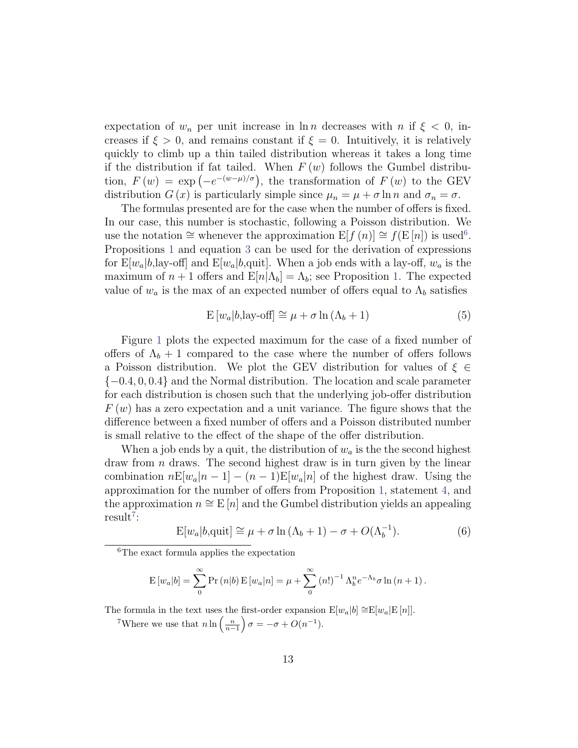expectation of $w_n$ per unit increase in $\ln n$ decreases with $n$ if $\xi < 0$, increases if $\xi > 0$, and remains constant if $\xi = 0$. Intuitively, it is relatively quickly to climb up a thin tailed distribution whereas it takes a long time if the distribution if fat tailed. When $F(w)$ follows the Gumbel distribution, $F(w) = \exp\left(-e^{-(w-\mu)/\sigma}\right)$, the transformation of $F(w)$ to the GEV distribution $G(x)$ is particularly simple since $\mu_n = \mu + \sigma \ln n$ and $\sigma_n = \sigma$.

The formulas presented are for the case when the number of offers is fixed. In our case, this number is stochastic, following a Poisson distribution. We use the notation $\cong$ whenever the approximation $\mathrm{E}[f(n)] \cong f(\mathrm{E}[n])$ is used[6]. Propositions 1 and equation 3 can be used for the derivation of expressions for $\mathrm{E}[w_a|b,\text{lay-off}]$ and $\mathrm{E}[w_a|b,\text{quit}]$. When a job ends with a lay-off, $w_a$ is the maximum of $n+1$ offers and $\mathrm{E}[n|\Lambda_b] = \Lambda_b$; see Proposition 1. The expected value of $w_a$ is the max of an expected number of offers equal to $\Lambda_b$ satisfies

$$\mathrm{E}\left[w_a|b,\text{lay-off}\right] \cong \mu + \sigma \ln\left(\Lambda_b + 1\right) \tag{5}$$

Figure 1 plots the expected maximum for the case of a fixed number of offers of $\Lambda_b + 1$ compared to the case where the number of offers follows a Poisson distribution. We plot the GEV distribution for values of $\xi \in \{-0.4, 0, 0.4\}$ and the Normal distribution. The location and scale parameter for each distribution is chosen such that the underlying job-offer distribution $F(w)$ has a zero expectation and a unit variance. The figure shows that the difference between a fixed number of offers and a Poisson distributed number is small relative to the effect of the shape of the offer distribution.

When a job ends by a quit, the distribution of $w_a$ is the the second highest draw from $n$ draws. The second highest draw is in turn given by the linear combination $n\mathrm{E}[w_a|n-1] - (n-1)\mathrm{E}[w_a|n]$ of the highest draw. Using the approximation for the number of offers from Proposition 1, statement 4, and the approximation $n \cong \mathrm{E}[n]$ and the Gumbel distribution yields an appealing result[7]:

$$\mathrm{E}[w_a|b,\text{quit}] \cong \mu + \sigma \ln\left(\Lambda_b + 1\right) - \sigma + O(\Lambda_b^{-1}). \tag{6}$$

---

[6] The exact formula applies the expectation

$$\mathrm{E}\left[w_a|b\right] = \sum_0^{\infty} \Pr\left(n|b\right) \mathrm{E}\left[w_a|n\right] = \mu + \sum_0^{\infty} \left(n!\right)^{-1} \Lambda_b^n e^{-\Lambda_b} \sigma \ln\left(n+1\right).$$

The formula in the text uses the first-order expansion $\mathrm{E}[w_a|b] \cong \mathrm{E}[w_a|\mathrm{E}[n]]$.

[7] Where we use that $n \ln\left(\frac{n}{n-1}\right)\sigma = -\sigma + O(n^{-1})$.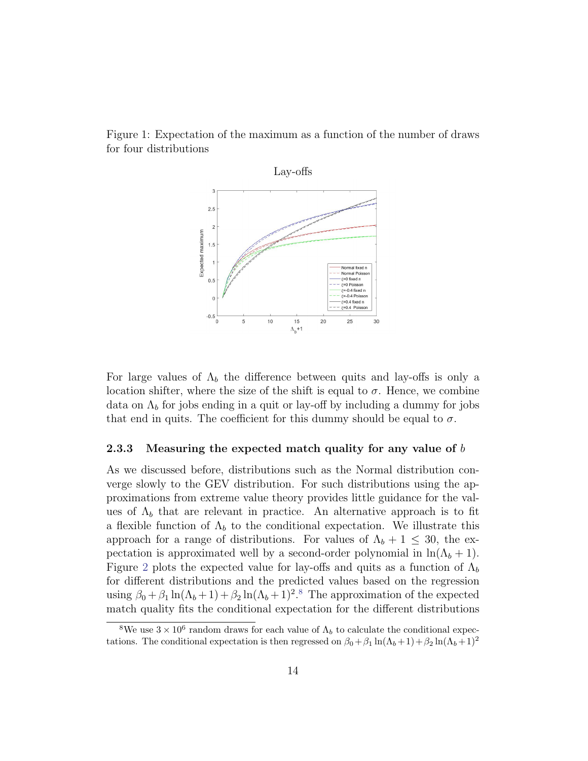Figure 1: Expectation of the maximum as a function of the number of draws for four distributions

For large values of $\Lambda_b$ the difference between quits and lay-offs is only a location shifter, where the size of the shift is equal to $\sigma$. Hence, we combine data on $\Lambda_b$ for jobs ending in a quit or lay-off by including a dummy for jobs that end in quits. The coefficient for this dummy should be equal to $\sigma$.

### 2.3.3 Measuring the expected match quality for any value of $b$

As we discussed before, distributions such as the Normal distribution converge slowly to the GEV distribution. For such distributions using the approximations from extreme value theory provides little guidance for the values of $\Lambda_b$ that are relevant in practice. An alternative approach is to fit a flexible function of $\Lambda_b$ to the conditional expectation. We illustrate this approach for a range of distributions. For values of $\Lambda_b + 1 \leq 30$, the expectation is approximated well by a second-order polynomial in $\ln(\Lambda_b + 1)$. Figure 2 plots the expected value for lay-offs and quits as a function of $\Lambda_b$ for different distributions and the predicted values based on the regression using $\beta_0 + \beta_1 \ln(\Lambda_b + 1) + \beta_2 \ln(\Lambda_b + 1)^2$.[8] The approximation of the expected match quality fits the conditional expectation for the different distributions

[8] We use $3 \times 10^6$ random draws for each value of $\Lambda_b$ to calculate the conditional expectations. The conditional expectation is then regressed on $\beta_0 + \beta_1 \ln(\Lambda_b + 1) + \beta_2 \ln(\Lambda_b + 1)^2$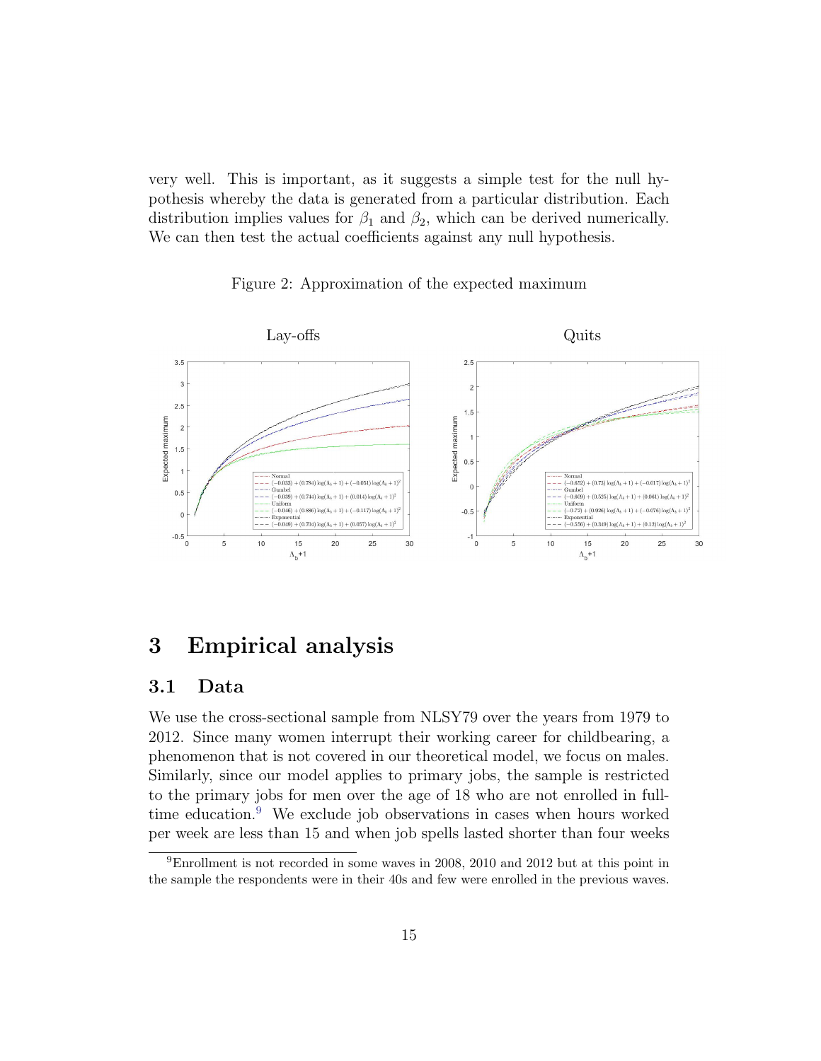very well. This is important, as it suggests a simple test for the null hypothesis whereby the data is generated from a particular distribution. Each distribution implies values for $\beta_1$ and $\beta_2$, which can be derived numerically. We can then test the actual coefficients against any null hypothesis.

Figure 2: Approximation of the expected maximum

# 3 Empirical analysis

## 3.1 Data

We use the cross-sectional sample from NLSY79 over the years from 1979 to 2012. Since many women interrupt their working career for childbearing, a phenomenon that is not covered in our theoretical model, we focus on males. Similarly, since our model applies to primary jobs, the sample is restricted to the primary jobs for men over the age of 18 who are not enrolled in full-time education.[9] We exclude job observations in cases when hours worked per week are less than 15 and when job spells lasted shorter than four weeks

[9] Enrollment is not recorded in some waves in 2008, 2010 and 2012 but at this point in the sample the respondents were in their 40s and few were enrolled in the previous waves.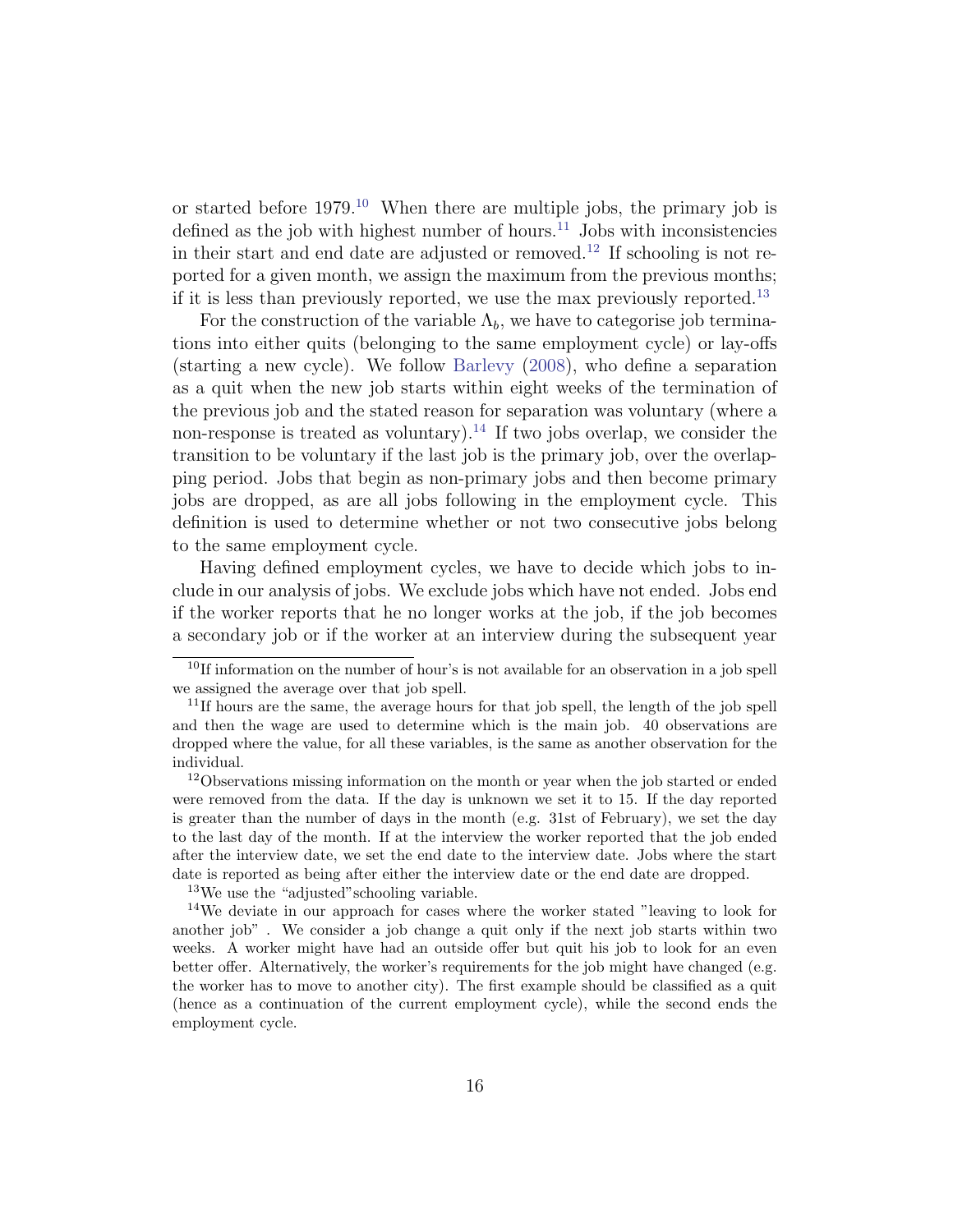or started before 1979.[10] When there are multiple jobs, the primary job is defined as the job with highest number of hours.[11] Jobs with inconsistencies in their start and end date are adjusted or removed.[12] If schooling is not reported for a given month, we assign the maximum from the previous months; if it is less than previously reported, we use the max previously reported.[13]

For the construction of the variable $\Lambda_b$, we have to categorise job terminations into either quits (belonging to the same employment cycle) or lay-offs (starting a new cycle). We follow Barlevy (2008), who define a separation as a quit when the new job starts within eight weeks of the termination of the previous job and the stated reason for separation was voluntary (where a non-response is treated as voluntary).[14] If two jobs overlap, we consider the transition to be voluntary if the last job is the primary job, over the overlapping period. Jobs that begin as non-primary jobs and then become primary jobs are dropped, as are all jobs following in the employment cycle. This definition is used to determine whether or not two consecutive jobs belong to the same employment cycle.

Having defined employment cycles, we have to decide which jobs to include in our analysis of jobs. We exclude jobs which have not ended. Jobs end if the worker reports that he no longer works at the job, if the job becomes a secondary job or if the worker at an interview during the subsequent year

[10] If information on the number of hour's is not available for an observation in a job spell we assigned the average over that job spell.

[11] If hours are the same, the average hours for that job spell, the length of the job spell and then the wage are used to determine which is the main job. 40 observations are dropped where the value, for all these variables, is the same as another observation for the individual.

[12] Observations missing information on the month or year when the job started or ended were removed from the data. If the day is unknown we set it to 15. If the day reported is greater than the number of days in the month (e.g. 31st of February), we set the day to the last day of the month. If at the interview the worker reported that the job ended after the interview date, we set the end date to the interview date. Jobs where the start date is reported as being after either the interview date or the end date are dropped.

[13] We use the "adjusted"schooling variable.

[14] We deviate in our approach for cases where the worker stated "leaving to look for another job" . We consider a job change a quit only if the next job starts within two weeks. A worker might have had an outside offer but quit his job to look for an even better offer. Alternatively, the worker's requirements for the job might have changed (e.g. the worker has to move to another city). The first example should be classified as a quit (hence as a continuation of the current employment cycle), while the second ends the employment cycle.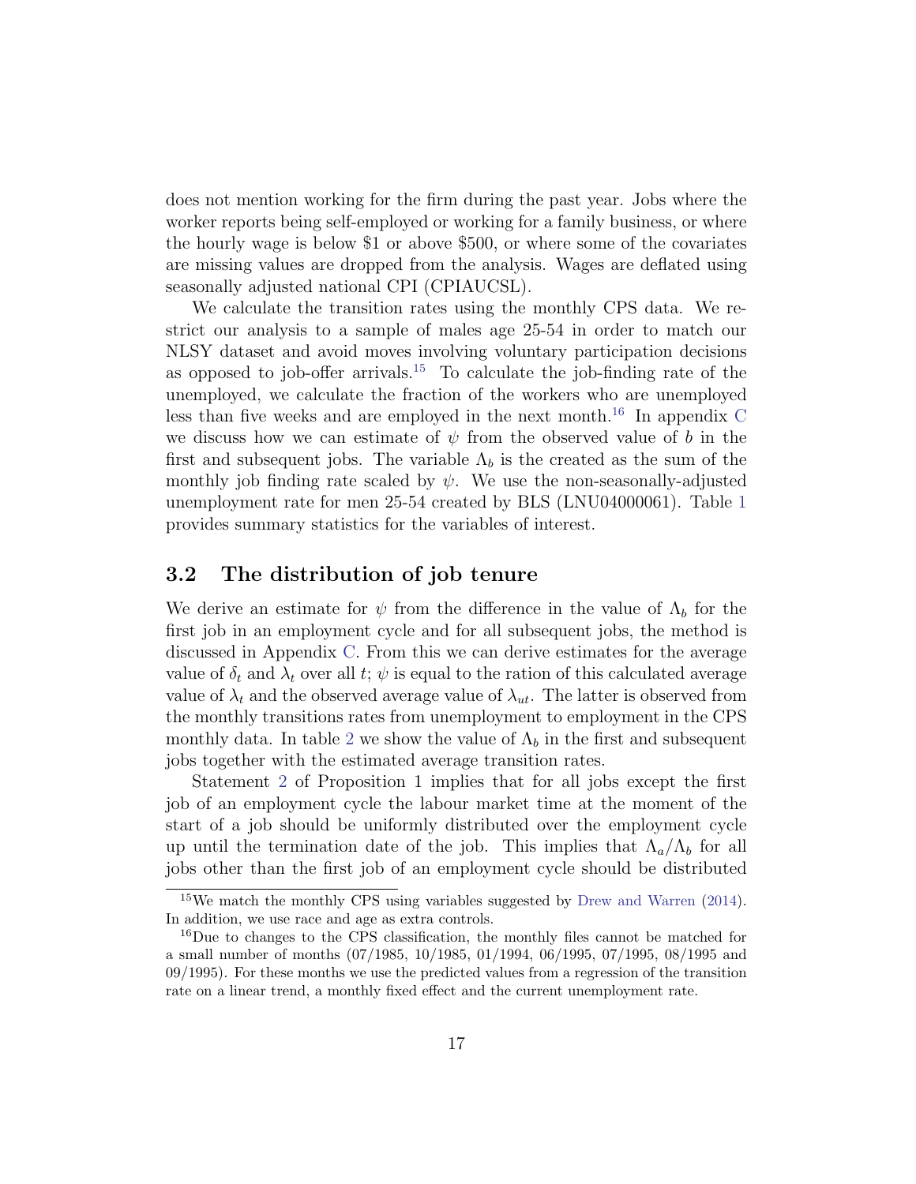does not mention working for the firm during the past year. Jobs where the worker reports being self-employed or working for a family business, or where the hourly wage is below \$1 or above \$500, or where some of the covariates are missing values are dropped from the analysis. Wages are deflated using seasonally adjusted national CPI (CPIAUCSL).

We calculate the transition rates using the monthly CPS data. We restrict our analysis to a sample of males age 25-54 in order to match our NLSY dataset and avoid moves involving voluntary participation decisions as opposed to job-offer arrivals.[15] To calculate the job-finding rate of the unemployed, we calculate the fraction of the workers who are unemployed less than five weeks and are employed in the next month.[16] In appendix C we discuss how we can estimate of $\psi$ from the observed value of $b$ in the first and subsequent jobs. The variable $\Lambda_b$ is the created as the sum of the monthly job finding rate scaled by $\psi$. We use the non-seasonally-adjusted unemployment rate for men 25-54 created by BLS (LNU04000061). Table 1 provides summary statistics for the variables of interest.

## 3.2 The distribution of job tenure

We derive an estimate for $\psi$ from the difference in the value of $\Lambda_b$ for the first job in an employment cycle and for all subsequent jobs, the method is discussed in Appendix C. From this we can derive estimates for the average value of $\delta_t$ and $\lambda_t$ over all $t$; $\psi$ is equal to the ration of this calculated average value of $\lambda_t$ and the observed average value of $\lambda_{ut}$. The latter is observed from the monthly transitions rates from unemployment to employment in the CPS monthly data. In table 2 we show the value of $\Lambda_b$ in the first and subsequent jobs together with the estimated average transition rates.

Statement 2 of Proposition 1 implies that for all jobs except the first job of an employment cycle the labour market time at the moment of the start of a job should be uniformly distributed over the employment cycle up until the termination date of the job. This implies that $\Lambda_a/\Lambda_b$ for all jobs other than the first job of an employment cycle should be distributed

[15] We match the monthly CPS using variables suggested by Drew and Warren (2014). In addition, we use race and age as extra controls.

[16] Due to changes to the CPS classification, the monthly files cannot be matched for a small number of months (07/1985, 10/1985, 01/1994, 06/1995, 07/1995, 08/1995 and 09/1995). For these months we use the predicted values from a regression of the transition rate on a linear trend, a monthly fixed effect and the current unemployment rate.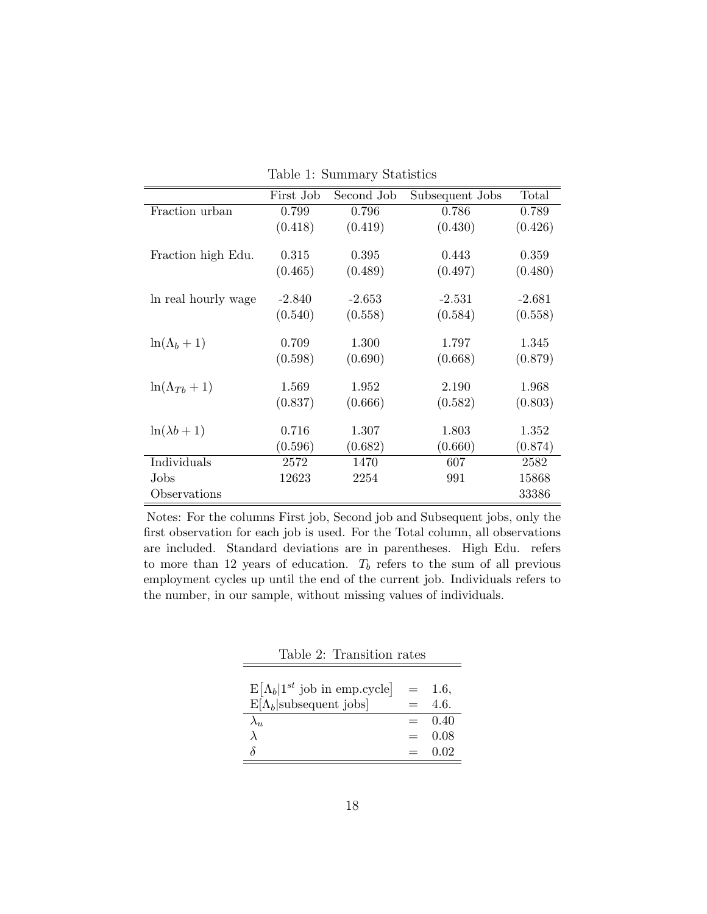Table 1: Summary Statistics

| | First Job | Second Job | Subsequent Jobs | Total |
|---|---|---|---|---|
| Fraction urban | 0.799 | 0.796 | 0.786 | 0.789 |
| | (0.418) | (0.419) | (0.430) | (0.426) |
| Fraction high Edu. | 0.315 | 0.395 | 0.443 | 0.359 |
| | (0.465) | (0.489) | (0.497) | (0.480) |
| ln real hourly wage | -2.840 | -2.653 | -2.531 | -2.681 |
| | (0.540) | (0.558) | (0.584) | (0.558) |
| $\ln(\Lambda_b + 1)$ | 0.709 | 1.300 | 1.797 | 1.345 |
| | (0.598) | (0.690) | (0.668) | (0.879) |
| $\ln(\Lambda_{Tb} + 1)$ | 1.569 | 1.952 | 2.190 | 1.968 |
| | (0.837) | (0.666) | (0.582) | (0.803) |
| $\ln(\lambda b + 1)$ | 0.716 | 1.307 | 1.803 | 1.352 |
| | (0.596) | (0.682) | (0.660) | (0.874) |
| Individuals | 2572 | 1470 | 607 | 2582 |
| Jobs | 12623 | 2254 | 991 | 15868 |
| Observations | | | | 33386 |

Notes: For the columns First job, Second job and Subsequent jobs, only the first observation for each job is used. For the Total column, all observations are included. Standard deviations are in parentheses. High Edu. refers to more than 12 years of education. $T_b$ refers to the sum of all previous employment cycles up until the end of the current job. Individuals refers to the number, in our sample, without missing values of individuals.

Table 2: Transition rates

| | | |
|---|---|---|
| $\mathrm{E}\left[\Lambda_b \mid 1^{st} \text{ job in emp.cycle}\right]$ | = | 1.6, |
| $\mathrm{E}[\Lambda_b \mid \text{subsequent jobs}]$ | = | 4.6. |
| $\lambda_u$ | = | 0.40 |
| $\lambda$ | = | 0.08 |
| $\delta$ | = | 0.02 |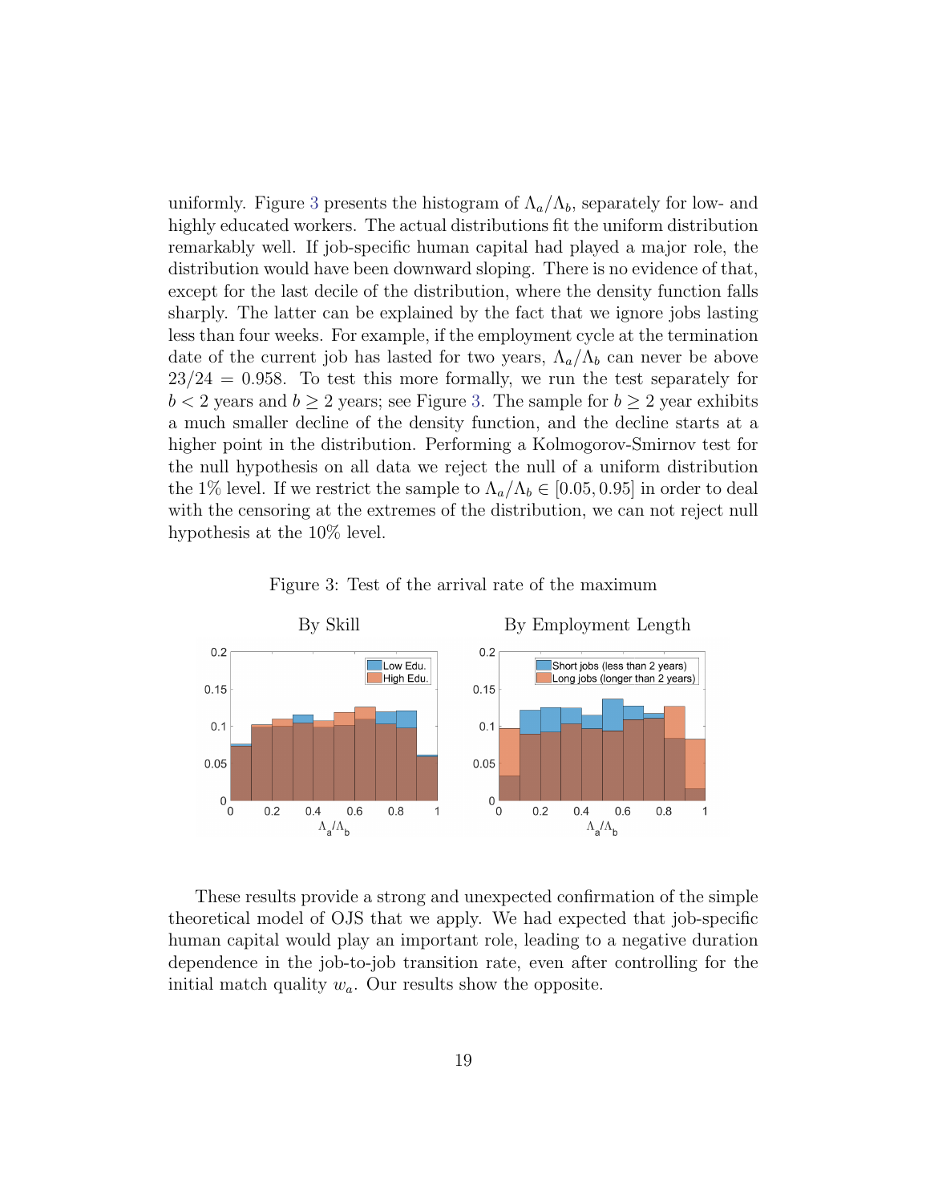uniformly. Figure 3 presents the histogram of $\Lambda_a/\Lambda_b$, separately for low- and highly educated workers. The actual distributions fit the uniform distribution remarkably well. If job-specific human capital had played a major role, the distribution would have been downward sloping. There is no evidence of that, except for the last decile of the distribution, where the density function falls sharply. The latter can be explained by the fact that we ignore jobs lasting less than four weeks. For example, if the employment cycle at the termination date of the current job has lasted for two years, $\Lambda_a/\Lambda_b$ can never be above $23/24 = 0.958$. To test this more formally, we run the test separately for $b < 2$ years and $b \geq 2$ years; see Figure 3. The sample for $b \geq 2$ year exhibits a much smaller decline of the density function, and the decline starts at a higher point in the distribution. Performing a Kolmogorov-Smirnov test for the null hypothesis on all data we reject the null of a uniform distribution the 1% level. If we restrict the sample to $\Lambda_a/\Lambda_b \in [0.05, 0.95]$ in order to deal with the censoring at the extremes of the distribution, we can not reject null hypothesis at the 10% level.

Figure 3: Test of the arrival rate of the maximum

These results provide a strong and unexpected confirmation of the simple theoretical model of OJS that we apply. We had expected that job-specific human capital would play an important role, leading to a negative duration dependence in the job-to-job transition rate, even after controlling for the initial match quality $w_a$. Our results show the opposite.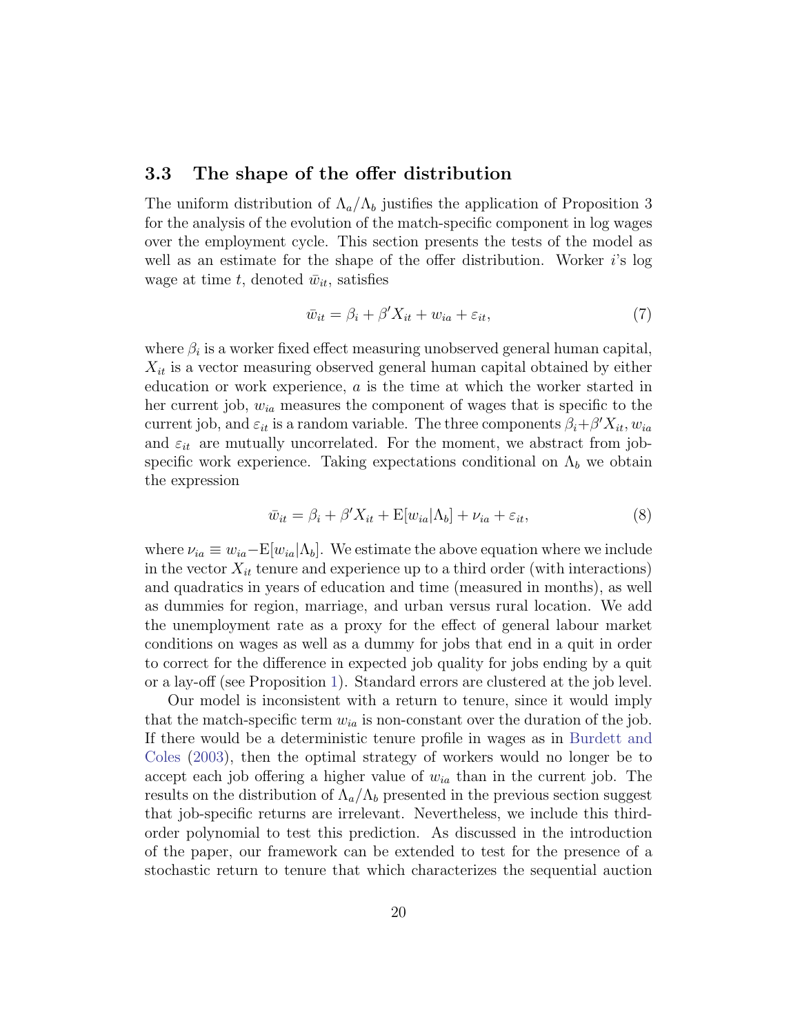### 3.3 The shape of the offer distribution

The uniform distribution of $\Lambda_a/\Lambda_b$ justifies the application of Proposition 3 for the analysis of the evolution of the match-specific component in log wages over the employment cycle. This section presents the tests of the model as well as an estimate for the shape of the offer distribution. Worker $i$'s log wage at time $t$, denoted $\bar{w}_{it}$, satisfies

$$\bar{w}_{it} = \beta_i + \beta' X_{it} + w_{ia} + \varepsilon_{it}, \tag{7}$$

where $\beta_i$ is a worker fixed effect measuring unobserved general human capital, $X_{it}$ is a vector measuring observed general human capital obtained by either education or work experience, $a$ is the time at which the worker started in her current job, $w_{ia}$ measures the component of wages that is specific to the current job, and $\varepsilon_{it}$ is a random variable. The three components $\beta_i + \beta' X_{it}$, $w_{ia}$ and $\varepsilon_{it}$ are mutually uncorrelated. For the moment, we abstract from job-specific work experience. Taking expectations conditional on $\Lambda_b$ we obtain the expression

$$\bar{w}_{it} = \beta_i + \beta' X_{it} + \mathrm{E}[w_{ia}|\Lambda_b] + \nu_{ia} + \varepsilon_{it}, \tag{8}$$

where $\nu_{ia} \equiv w_{ia} - \mathrm{E}[w_{ia}|\Lambda_b]$. We estimate the above equation where we include in the vector $X_{it}$ tenure and experience up to a third order (with interactions) and quadratics in years of education and time (measured in months), as well as dummies for region, marriage, and urban versus rural location. We add the unemployment rate as a proxy for the effect of general labour market conditions on wages as well as a dummy for jobs that end in a quit in order to correct for the difference in expected job quality for jobs ending by a quit or a lay-off (see Proposition 1). Standard errors are clustered at the job level.

Our model is inconsistent with a return to tenure, since it would imply that the match-specific term $w_{ia}$ is non-constant over the duration of the job. If there would be a deterministic tenure profile in wages as in Burdett and Coles (2003), then the optimal strategy of workers would no longer be to accept each job offering a higher value of $w_{ia}$ than in the current job. The results on the distribution of $\Lambda_a/\Lambda_b$ presented in the previous section suggest that job-specific returns are irrelevant. Nevertheless, we include this third-order polynomial to test this prediction. As discussed in the introduction of the paper, our framework can be extended to test for the presence of a stochastic return to tenure that which characterizes the sequential auction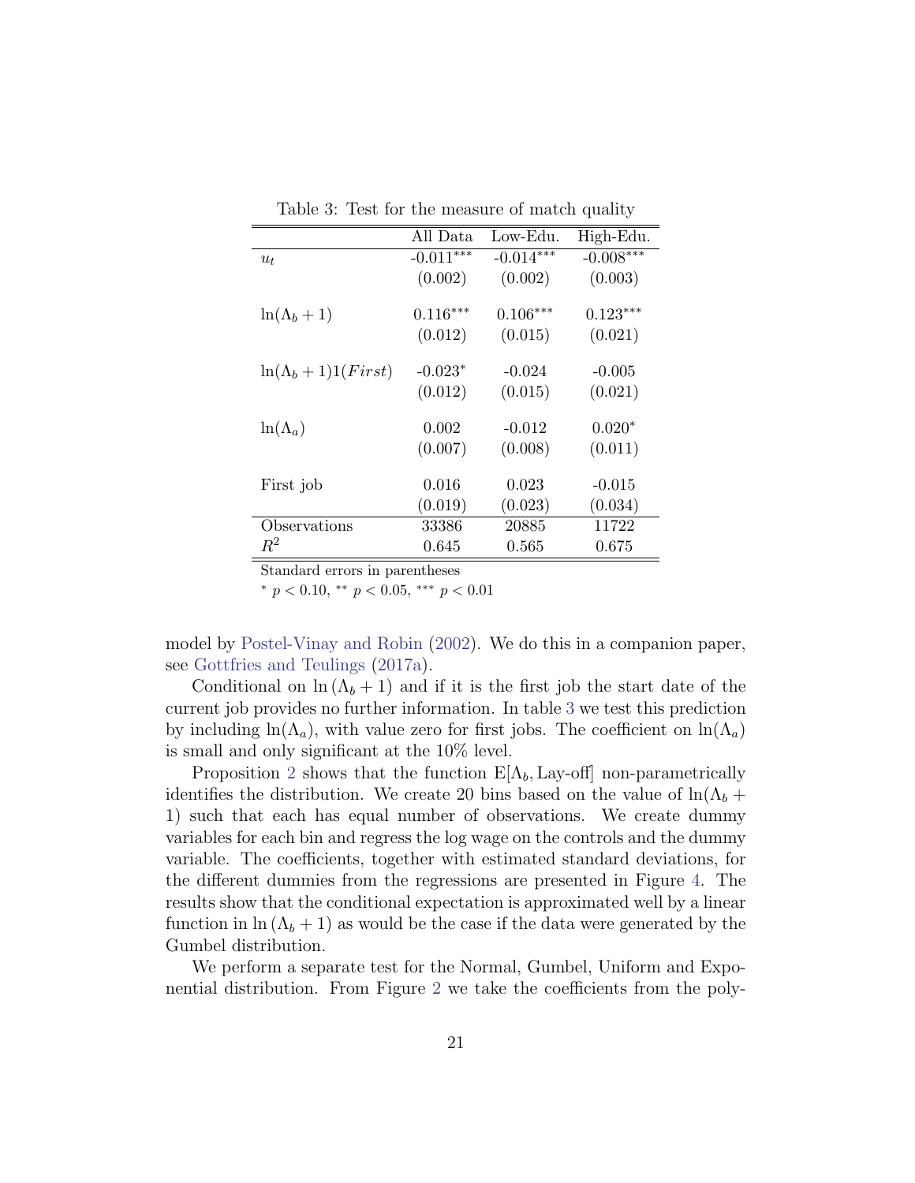Table 3: Test for the measure of match quality

| | All Data | Low-Edu. | High-Edu. |
|---|---|---|---|
| $u_t$ | -0.011*** | -0.014*** | -0.008*** |
| | (0.002) | (0.002) | (0.003) |
| $\ln(\Lambda_b + 1)$ | 0.116*** | 0.106*** | 0.123*** |
| | (0.012) | (0.015) | (0.021) |
| $\ln(\Lambda_b + 1)1(First)$ | -0.023* | -0.024 | -0.005 |
| | (0.012) | (0.015) | (0.021) |
| $\ln(\Lambda_a)$ | 0.002 | -0.012 | 0.020* |
| | (0.007) | (0.008) | (0.011) |
| First job | 0.016 | 0.023 | -0.015 |
| | (0.019) | (0.023) | (0.034) |
| Observations | 33386 | 20885 | 11722 |
| $R^2$ | 0.645 | 0.565 | 0.675 |

Standard errors in parentheses

* $p < 0.10$, ** $p < 0.05$, *** $p < 0.01$

model by Postel-Vinay and Robin (2002). We do this in a companion paper, see Gottfries and Teulings (2017a).

Conditional on $\ln(\Lambda_b + 1)$ and if it is the first job the start date of the current job provides no further information. In table 3 we test this prediction by including $\ln(\Lambda_a)$, with value zero for first jobs. The coefficient on $\ln(\Lambda_a)$ is small and only significant at the 10% level.

Proposition 2 shows that the function $\mathrm{E}[\Lambda_b, \text{Lay-off}]$ non-parametrically identifies the distribution. We create 20 bins based on the value of $\ln(\Lambda_b + 1)$ such that each has equal number of observations. We create dummy variables for each bin and regress the log wage on the controls and the dummy variable. The coefficients, together with estimated standard deviations, for the different dummies from the regressions are presented in Figure 4. The results show that the conditional expectation is approximated well by a linear function in $\ln(\Lambda_b + 1)$ as would be the case if the data were generated by the Gumbel distribution.

We perform a separate test for the Normal, Gumbel, Uniform and Exponential distribution. From Figure 2 we take the coefficients from the poly-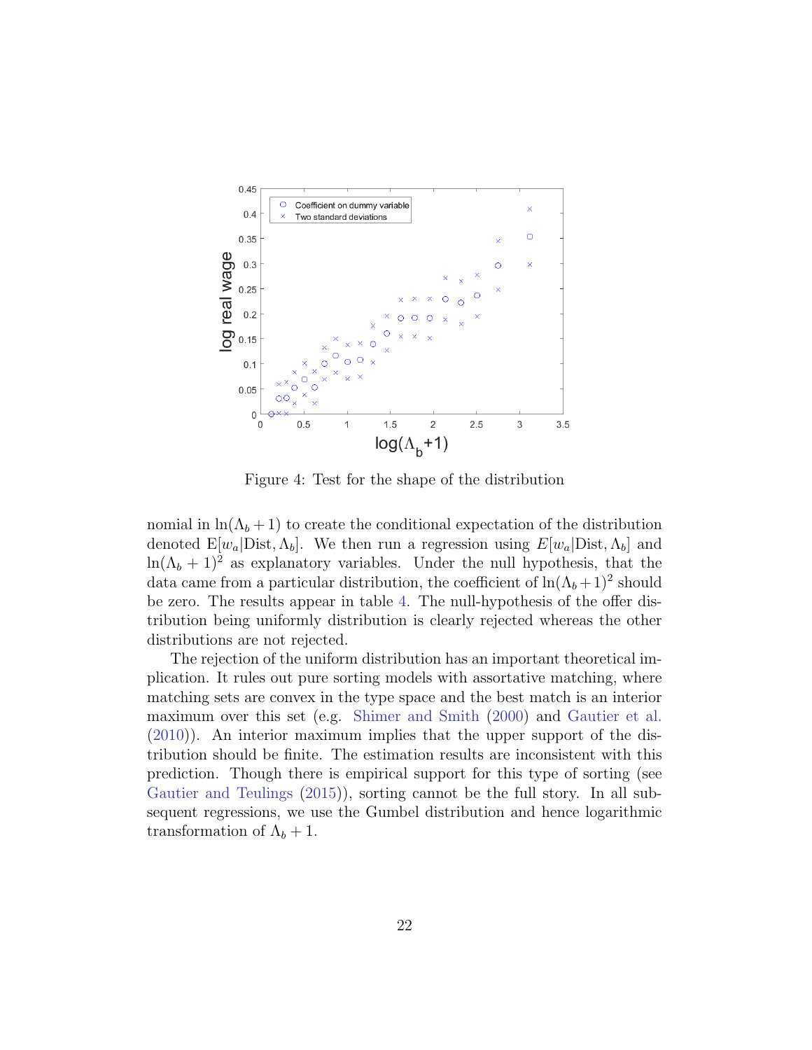Figure 4: Test for the shape of the distribution

nomial in $\ln(\Lambda_b + 1)$ to create the conditional expectation of the distribution denoted $\mathrm{E}[w_a|\text{Dist}, \Lambda_b]$. We then run a regression using $E[w_a|\text{Dist}, \Lambda_b]$ and $\ln(\Lambda_b + 1)^2$ as explanatory variables. Under the null hypothesis, that the data came from a particular distribution, the coefficient of $\ln(\Lambda_b + 1)^2$ should be zero. The results appear in table 4. The null-hypothesis of the offer distribution being uniformly distribution is clearly rejected whereas the other distributions are not rejected.

The rejection of the uniform distribution has an important theoretical implication. It rules out pure sorting models with assortative matching, where matching sets are convex in the type space and the best match is an interior maximum over this set (e.g. Shimer and Smith (2000) and Gautier et al. (2010)). An interior maximum implies that the upper support of the distribution should be finite. The estimation results are inconsistent with this prediction. Though there is empirical support for this type of sorting (see Gautier and Teulings (2015)), sorting cannot be the full story. In all subsequent regressions, we use the Gumbel distribution and hence logarithmic transformation of $\Lambda_b + 1$.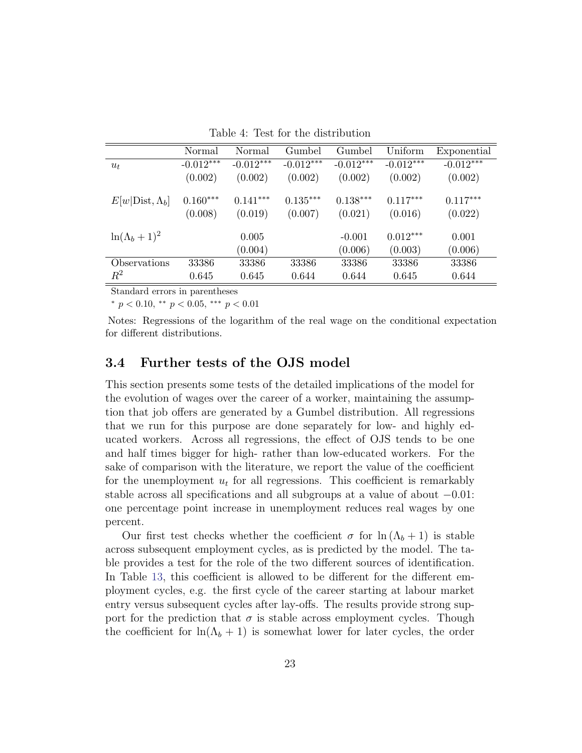Table 4: Test for the distribution

| | Normal | Normal | Gumbel | Gumbel | Uniform | Exponential |
|---|---|---|---|---|---|---|
| $u_t$ | -0.012*** | -0.012*** | -0.012*** | -0.012*** | -0.012*** | -0.012*** |
| | (0.002) | (0.002) | (0.002) | (0.002) | (0.002) | (0.002) |
| $E[w\|\text{Dist}, \Lambda_b]$ | 0.160*** | 0.141*** | 0.135*** | 0.138*** | 0.117*** | 0.117*** |
| | (0.008) | (0.019) | (0.007) | (0.021) | (0.016) | (0.022) |
| $\ln(\Lambda_b + 1)^2$ | | 0.005 | | -0.001 | 0.012*** | 0.001 |
| | | (0.004) | | (0.006) | (0.003) | (0.006) |
| Observations | 33386 | 33386 | 33386 | 33386 | 33386 | 33386 |
| $R^2$ | 0.645 | 0.645 | 0.644 | 0.644 | 0.645 | 0.644 |

Standard errors in parentheses

* $p < 0.10$, ** $p < 0.05$, *** $p < 0.01$

Notes: Regressions of the logarithm of the real wage on the conditional expectation for different distributions.

### 3.4 Further tests of the OJS model

This section presents some tests of the detailed implications of the model for the evolution of wages over the career of a worker, maintaining the assumption that job offers are generated by a Gumbel distribution. All regressions that we run for this purpose are done separately for low- and highly educated workers. Across all regressions, the effect of OJS tends to be one and half times bigger for high- rather than low-educated workers. For the sake of comparison with the literature, we report the value of the coefficient for the unemployment $u_t$ for all regressions. This coefficient is remarkably stable across all specifications and all subgroups at a value of about $-0.01$: one percentage point increase in unemployment reduces real wages by one percent.

Our first test checks whether the coefficient $\sigma$ for $\ln(\Lambda_b + 1)$ is stable across subsequent employment cycles, as is predicted by the model. The table provides a test for the role of the two different sources of identification. In Table 13, this coefficient is allowed to be different for the different employment cycles, e.g. the first cycle of the career starting at labour market entry versus subsequent cycles after lay-offs. The results provide strong support for the prediction that $\sigma$ is stable across employment cycles. Though the coefficient for $\ln(\Lambda_b + 1)$ is somewhat lower for later cycles, the order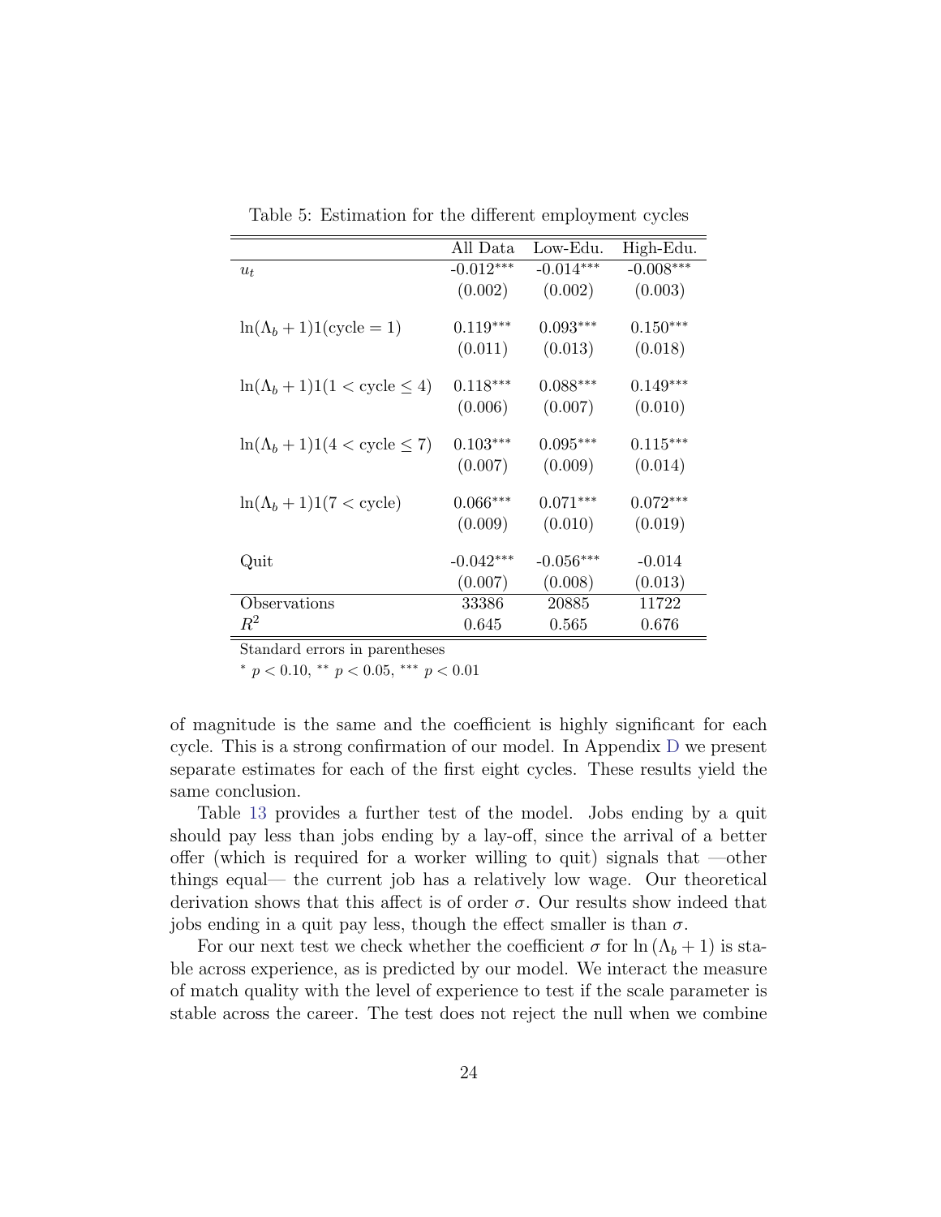Table 5: Estimation for the different employment cycles

| | All Data | Low-Edu. | High-Edu. |
|---|---|---|---|
| $u_t$ | -0.012*** | -0.014*** | -0.008*** |
| | (0.002) | (0.002) | (0.003) |
| $\ln(\Lambda_b + 1)1(\text{cycle} = 1)$ | 0.119*** | 0.093*** | 0.150*** |
| | (0.011) | (0.013) | (0.018) |
| $\ln(\Lambda_b + 1)1(1 < \text{cycle} \leq 4)$ | 0.118*** | 0.088*** | 0.149*** |
| | (0.006) | (0.007) | (0.010) |
| $\ln(\Lambda_b + 1)1(4 < \text{cycle} \leq 7)$ | 0.103*** | 0.095*** | 0.115*** |
| | (0.007) | (0.009) | (0.014) |
| $\ln(\Lambda_b + 1)1(7 < \text{cycle})$ | 0.066*** | 0.071*** | 0.072*** |
| | (0.009) | (0.010) | (0.019) |
| Quit | -0.042*** | -0.056*** | -0.014 |
| | (0.007) | (0.008) | (0.013) |
| Observations | 33386 | 20885 | 11722 |
| $R^2$ | 0.645 | 0.565 | 0.676 |

Standard errors in parentheses

* $p < 0.10$, ** $p < 0.05$, *** $p < 0.01$

of magnitude is the same and the coefficient is highly significant for each cycle. This is a strong confirmation of our model. In Appendix D we present separate estimates for each of the first eight cycles. These results yield the same conclusion.

Table 13 provides a further test of the model. Jobs ending by a quit should pay less than jobs ending by a lay-off, since the arrival of a better offer (which is required for a worker willing to quit) signals that —other things equal— the current job has a relatively low wage. Our theoretical derivation shows that this affect is of order $\sigma$. Our results show indeed that jobs ending in a quit pay less, though the effect smaller is than $\sigma$.

For our next test we check whether the coefficient $\sigma$ for $\ln(\Lambda_b + 1)$ is stable across experience, as is predicted by our model. We interact the measure of match quality with the level of experience to test if the scale parameter is stable across the career. The test does not reject the null when we combine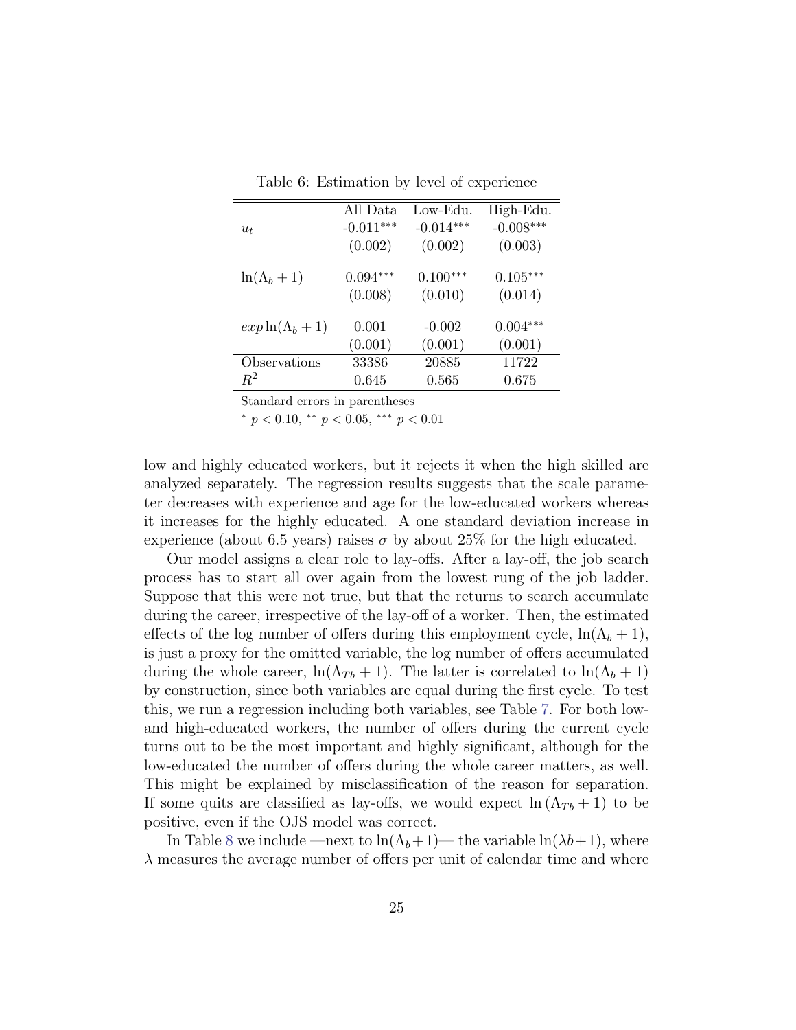Table 6: Estimation by level of experience

| | All Data | Low-Edu. | High-Edu. |
|---|---|---|---|
| $u_t$ | -0.011*** | -0.014*** | -0.008*** |
| | (0.002) | (0.002) | (0.003) |
| $\ln(\Lambda_b + 1)$ | 0.094*** | 0.100*** | 0.105*** |
| | (0.008) | (0.010) | (0.014) |
| $exp \ln(\Lambda_b + 1)$ | 0.001 | -0.002 | 0.004*** |
| | (0.001) | (0.001) | (0.001) |
| Observations | 33386 | 20885 | 11722 |
| $R^2$ | 0.645 | 0.565 | 0.675 |

Standard errors in parentheses

* $p < 0.10$, ** $p < 0.05$, *** $p < 0.01$

low and highly educated workers, but it rejects it when the high skilled are analyzed separately. The regression results suggests that the scale parameter decreases with experience and age for the low-educated workers whereas it increases for the highly educated. A one standard deviation increase in experience (about 6.5 years) raises $\sigma$ by about 25% for the high educated.

Our model assigns a clear role to lay-offs. After a lay-off, the job search process has to start all over again from the lowest rung of the job ladder. Suppose that this were not true, but that the returns to search accumulate during the career, irrespective of the lay-off of a worker. Then, the estimated effects of the log number of offers during this employment cycle, $\ln(\Lambda_b + 1)$, is just a proxy for the omitted variable, the log number of offers accumulated during the whole career, $\ln(\Lambda_{Tb} + 1)$. The latter is correlated to $\ln(\Lambda_b + 1)$ by construction, since both variables are equal during the first cycle. To test this, we run a regression including both variables, see Table 7. For both low- and high-educated workers, the number of offers during the current cycle turns out to be the most important and highly significant, although for the low-educated the number of offers during the whole career matters, as well. This might be explained by misclassification of the reason for separation. If some quits are classified as lay-offs, we would expect $\ln(\Lambda_{Tb} + 1)$ to be positive, even if the OJS model was correct.

In Table 8 we include —next to $\ln(\Lambda_b+1)$— the variable $\ln(\lambda b+1)$, where $\lambda$ measures the average number of offers per unit of calendar time and where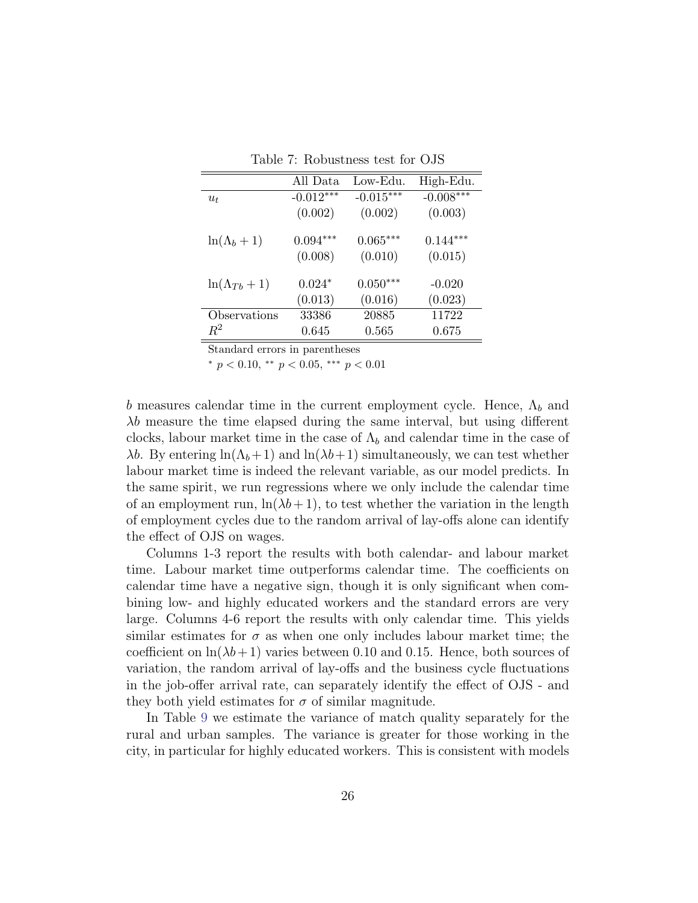Table 7: Robustness test for OJS

| | All Data | Low-Edu. | High-Edu. |
|---|---|---|---|
| $u_t$ | -0.012*** | -0.015*** | -0.008*** |
| | (0.002) | (0.002) | (0.003) |
| $\ln(\Lambda_b + 1)$ | 0.094*** | 0.065*** | 0.144*** |
| | (0.008) | (0.010) | (0.015) |
| $\ln(\Lambda_{Tb} + 1)$ | 0.024* | 0.050*** | -0.020 |
| | (0.013) | (0.016) | (0.023) |
| Observations | 33386 | 20885 | 11722 |
| $R^2$ | 0.645 | 0.565 | 0.675 |

Standard errors in parentheses

* $p < 0.10$, ** $p < 0.05$, *** $p < 0.01$

$b$ measures calendar time in the current employment cycle. Hence, $\Lambda_b$ and $\lambda b$ measure the time elapsed during the same interval, but using different clocks, labour market time in the case of $\Lambda_b$ and calendar time in the case of $\lambda b$. By entering $\ln(\Lambda_b+1)$ and $\ln(\lambda b+1)$ simultaneously, we can test whether labour market time is indeed the relevant variable, as our model predicts. In the same spirit, we run regressions where we only include the calendar time of an employment run, $\ln(\lambda b+1)$, to test whether the variation in the length of employment cycles due to the random arrival of lay-offs alone can identify the effect of OJS on wages.

Columns 1-3 report the results with both calendar- and labour market time. Labour market time outperforms calendar time. The coefficients on calendar time have a negative sign, though it is only significant when combining low- and highly educated workers and the standard errors are very large. Columns 4-6 report the results with only calendar time. This yields similar estimates for $\sigma$ as when one only includes labour market time; the coefficient on $\ln(\lambda b+1)$ varies between 0.10 and 0.15. Hence, both sources of variation, the random arrival of lay-offs and the business cycle fluctuations in the job-offer arrival rate, can separately identify the effect of OJS - and they both yield estimates for $\sigma$ of similar magnitude.

In Table 9 we estimate the variance of match quality separately for the rural and urban samples. The variance is greater for those working in the city, in particular for highly educated workers. This is consistent with models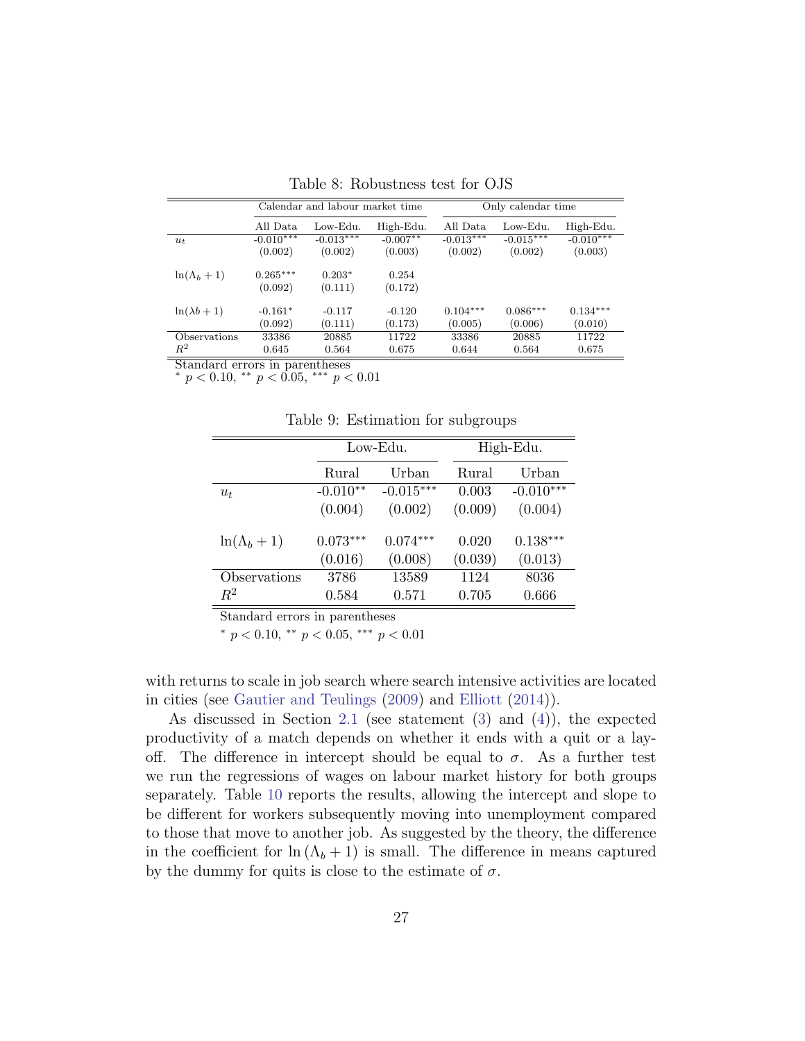Table 8: Robustness test for OJS

| | Calendar and labour market time | | | Only calendar time | | |
|---|---|---|---|---|---|---|
| | All Data | Low-Edu. | High-Edu. | All Data | Low-Edu. | High-Edu. |
| $u_t$ | -0.010*** | -0.013*** | -0.007** | -0.013*** | -0.015*** | -0.010*** |
| | (0.002) | (0.002) | (0.003) | (0.002) | (0.002) | (0.003) |
| $\ln(\Lambda_b + 1)$ | 0.265*** | 0.203* | 0.254 | | | |
| | (0.092) | (0.111) | (0.172) | | | |
| $\ln(\lambda b + 1)$ | -0.161* | -0.117 | -0.120 | 0.104*** | 0.086*** | 0.134*** |
| | (0.092) | (0.111) | (0.173) | (0.005) | (0.006) | (0.010) |
| Observations | 33386 | 20885 | 11722 | 33386 | 20885 | 11722 |
| $R^2$ | 0.645 | 0.564 | 0.675 | 0.644 | 0.564 | 0.675 |

Standard errors in parentheses
\* $p < 0.10$, \*\* $p < 0.05$, \*\*\* $p < 0.01$

Table 9: Estimation for subgroups

| | Low-Edu. | | High-Edu. | |
|---|---|---|---|---|
| | Rural | Urban | Rural | Urban |
| $u_t$ | -0.010** | -0.015*** | 0.003 | -0.010*** |
| | (0.004) | (0.002) | (0.009) | (0.004) |
| $\ln(\Lambda_b + 1)$ | 0.073*** | 0.074*** | 0.020 | 0.138*** |
| | (0.016) | (0.008) | (0.039) | (0.013) |
| Observations | 3786 | 13589 | 1124 | 8036 |
| $R^2$ | 0.584 | 0.571 | 0.705 | 0.666 |

Standard errors in parentheses
\* $p < 0.10$, \*\* $p < 0.05$, \*\*\* $p < 0.01$

with returns to scale in job search where search intensive activities are located in cities (see Gautier and Teulings (2009) and Elliott (2014)).

As discussed in Section 2.1 (see statement (3) and (4)), the expected productivity of a match depends on whether it ends with a quit or a lay-off. The difference in intercept should be equal to $\sigma$. As a further test we run the regressions of wages on labour market history for both groups separately. Table 10 reports the results, allowing the intercept and slope to be different for workers subsequently moving into unemployment compared to those that move to another job. As suggested by the theory, the difference in the coefficient for $\ln(\Lambda_b + 1)$ is small. The difference in means captured by the dummy for quits is close to the estimate of $\sigma$.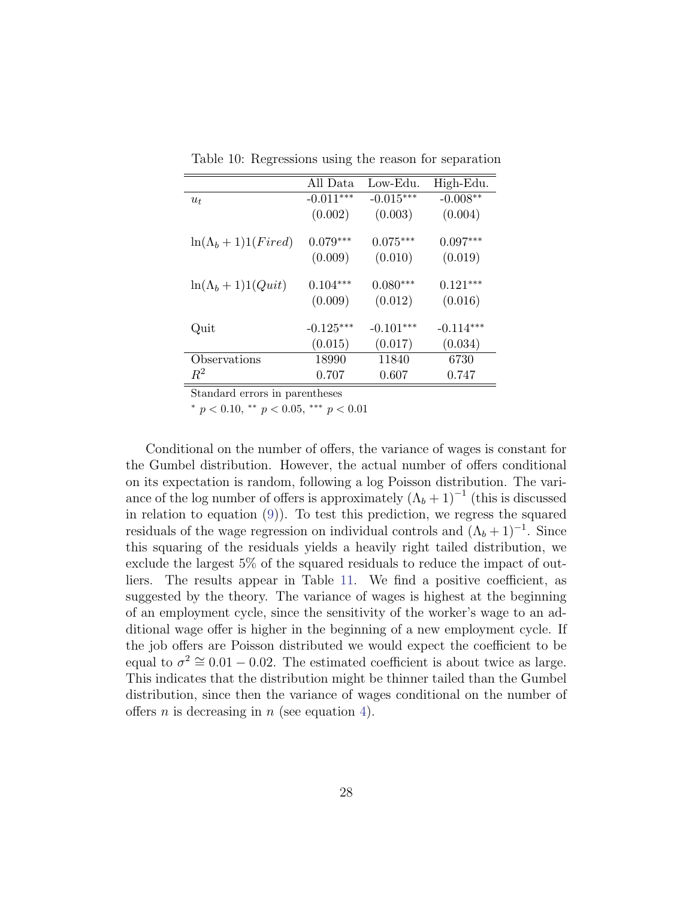Table 10: Regressions using the reason for separation

| | All Data | Low-Edu. | High-Edu. |
|---|---|---|---|
| $u_t$ | -0.011*** | -0.015*** | -0.008** |
| | (0.002) | (0.003) | (0.004) |
| $\ln(\Lambda_b + 1)1(Fired)$ | 0.079*** | 0.075*** | 0.097*** |
| | (0.009) | (0.010) | (0.019) |
| $\ln(\Lambda_b + 1)1(Quit)$ | 0.104*** | 0.080*** | 0.121*** |
| | (0.009) | (0.012) | (0.016) |
| Quit | -0.125*** | -0.101*** | -0.114*** |
| | (0.015) | (0.017) | (0.034) |
| Observations | 18990 | 11840 | 6730 |
| $R^2$ | 0.707 | 0.607 | 0.747 |

Standard errors in parentheses

* $p < 0.10$, ** $p < 0.05$, *** $p < 0.01$

Conditional on the number of offers, the variance of wages is constant for the Gumbel distribution. However, the actual number of offers conditional on its expectation is random, following a log Poisson distribution. The variance of the log number of offers is approximately $(\Lambda_b + 1)^{-1}$ (this is discussed in relation to equation (9)). To test this prediction, we regress the squared residuals of the wage regression on individual controls and $(\Lambda_b + 1)^{-1}$. Since this squaring of the residuals yields a heavily right tailed distribution, we exclude the largest 5% of the squared residuals to reduce the impact of outliers. The results appear in Table 11. We find a positive coefficient, as suggested by the theory. The variance of wages is highest at the beginning of an employment cycle, since the sensitivity of the worker's wage to an additional wage offer is higher in the beginning of a new employment cycle. If the job offers are Poisson distributed we would expect the coefficient to be equal to $\sigma^2 \cong 0.01 - 0.02$. The estimated coefficient is about twice as large. This indicates that the distribution might be thinner tailed than the Gumbel distribution, since then the variance of wages conditional on the number of offers $n$ is decreasing in $n$ (see equation 4).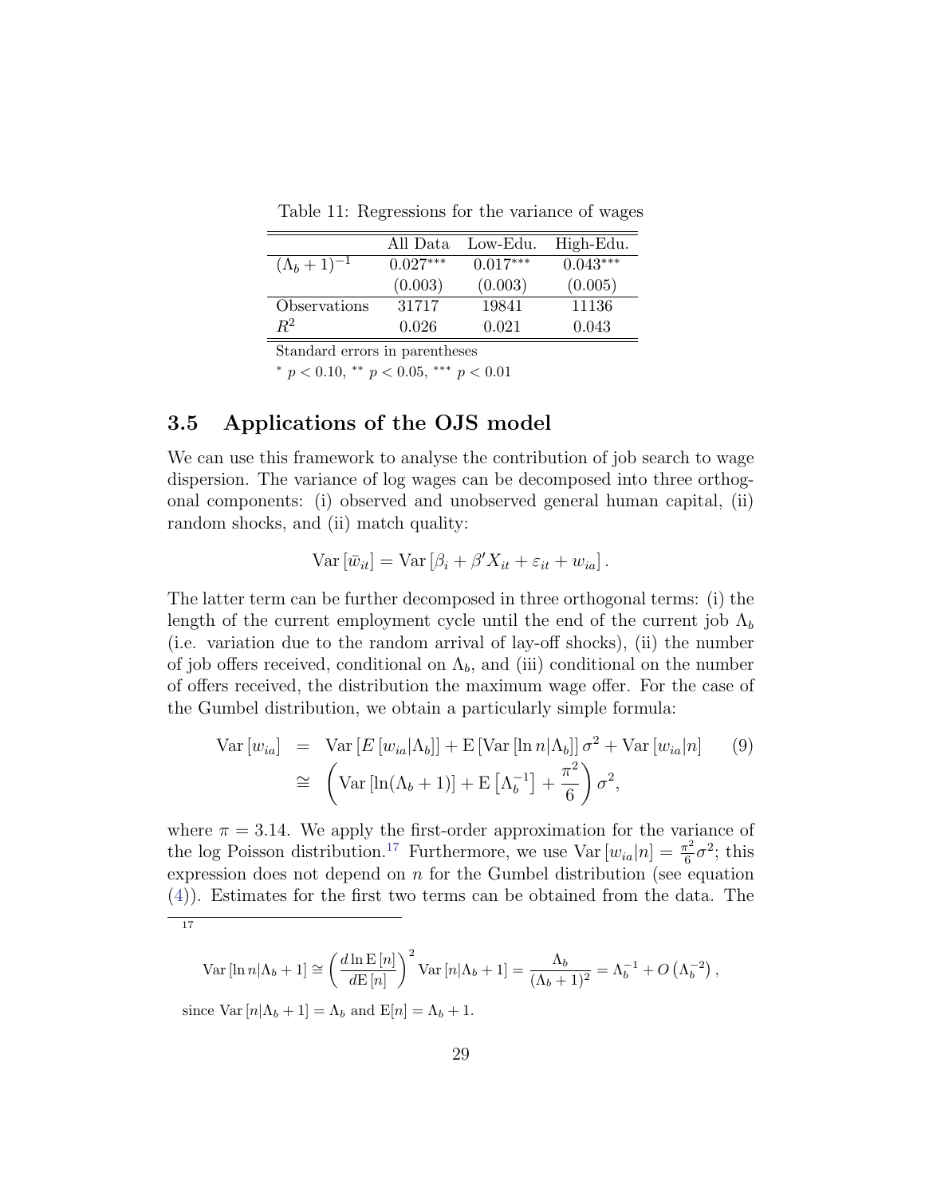Table 11: Regressions for the variance of wages

| | All Data | Low-Edu. | High-Edu. |
|---|---|---|---|
| $(\Lambda_b + 1)^{-1}$ | $0.027^{***}$ | $0.017^{***}$ | $0.043^{***}$ |
| | (0.003) | (0.003) | (0.005) |
| Observations | 31717 | 19841 | 11136 |
| $R^2$ | 0.026 | 0.021 | 0.043 |

Standard errors in parentheses

$^{*}$ $p < 0.10$, $^{**}$ $p < 0.05$, $^{***}$ $p < 0.01$

### 3.5 Applications of the OJS model

We can use this framework to analyse the contribution of job search to wage dispersion. The variance of log wages can be decomposed into three orthogonal components: (i) observed and unobserved general human capital, (ii) random shocks, and (ii) match quality:

$$\mathrm{Var}\left[\bar{w}_{it}\right] = \mathrm{Var}\left[\beta_i + \beta' X_{it} + \varepsilon_{it} + w_{ia}\right].$$

The latter term can be further decomposed in three orthogonal terms: (i) the length of the current employment cycle until the end of the current job $\Lambda_b$ (i.e. variation due to the random arrival of lay-off shocks), (ii) the number of job offers received, conditional on $\Lambda_b$, and (iii) conditional on the number of offers received, the distribution the maximum wage offer. For the case of the Gumbel distribution, we obtain a particularly simple formula:

$$\begin{aligned} \mathrm{Var}\left[w_{ia}\right] &= \mathrm{Var}\left[E\left[w_{ia}|\Lambda_b\right]\right] + \mathrm{E}\left[\mathrm{Var}\left[\ln n|\Lambda_b\right]\right]\sigma^2 + \mathrm{Var}\left[w_{ia}|n\right] \qquad (9) \\ &\cong \left(\mathrm{Var}\left[\ln(\Lambda_b + 1)\right] + \mathrm{E}\left[\Lambda_b^{-1}\right] + \frac{\pi^2}{6}\right)\sigma^2, \end{aligned}$$

where $\pi = 3.14$. We apply the first-order approximation for the variance of the log Poisson distribution.[17] Furthermore, we use $\mathrm{Var}\left[w_{ia}|n\right] = \frac{\pi^2}{6}\sigma^2$; this expression does not depend on $n$ for the Gumbel distribution (see equation (4)). Estimates for the first two terms can be obtained from the data. The

---

[17]

$$\mathrm{Var}\left[\ln n|\Lambda_b + 1\right] \cong \left(\frac{d \ln \mathrm{E}\left[n\right]}{d\mathrm{E}\left[n\right]}\right)^2 \mathrm{Var}\left[n|\Lambda_b + 1\right] = \frac{\Lambda_b}{(\Lambda_b + 1)^2} = \Lambda_b^{-1} + O\left(\Lambda_b^{-2}\right),$$

since $\mathrm{Var}\left[n|\Lambda_b + 1\right] = \Lambda_b$ and $\mathrm{E}[n] = \Lambda_b + 1$.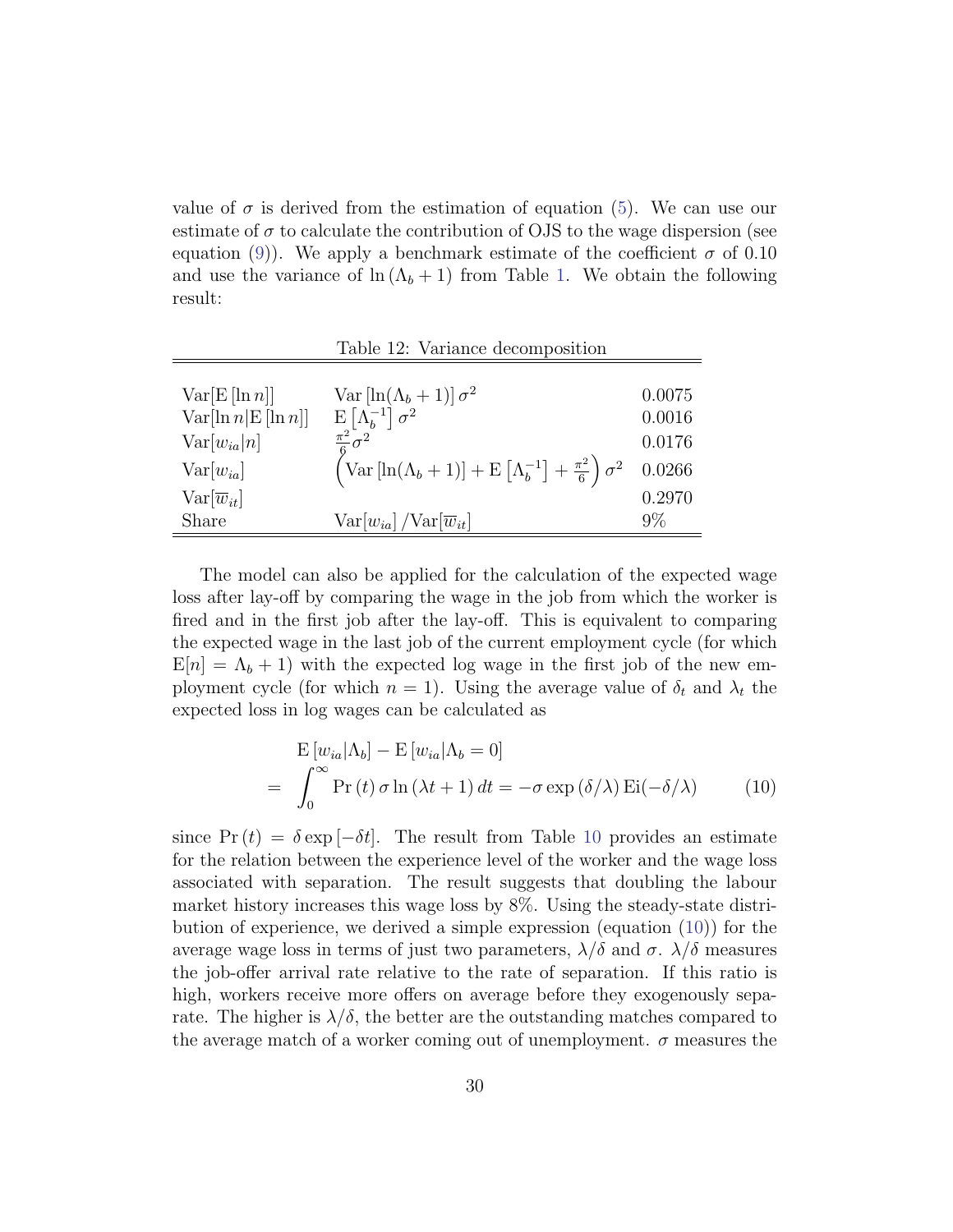value of $\sigma$ is derived from the estimation of equation (5). We can use our estimate of $\sigma$ to calculate the contribution of OJS to the wage dispersion (see equation (9)). We apply a benchmark estimate of the coefficient $\sigma$ of 0.10 and use the variance of $\ln(\Lambda_b + 1)$ from Table 1. We obtain the following result:

Table 12: Variance decomposition

| | | |
|---|---|---|
| $\mathrm{Var}[\mathrm{E}[\ln n]]$ | $\mathrm{Var}[\ln(\Lambda_b + 1)]\,\sigma^2$ | 0.0075 |
| $\mathrm{Var}[\ln n \vert \mathrm{E}[\ln n]]$ | $\mathrm{E}\left[\Lambda_b^{-1}\right]\sigma^2$ | 0.0016 |
| $\mathrm{Var}[w_{ia} \vert n]$ | $\frac{\pi^2}{6}\sigma^2$ | 0.0176 |
| $\mathrm{Var}[w_{ia}]$ | $\left(\mathrm{Var}[\ln(\Lambda_b + 1)] + \mathrm{E}\left[\Lambda_b^{-1}\right] + \frac{\pi^2}{6}\right)\sigma^2$ | 0.0266 |
| $\mathrm{Var}[\overline{w}_{it}]$ | | 0.2970 |
| Share | $\mathrm{Var}[w_{ia}]\,/\mathrm{Var}[\overline{w}_{it}]$ | 9% |

The model can also be applied for the calculation of the expected wage loss after lay-off by comparing the wage in the job from which the worker is fired and in the first job after the lay-off. This is equivalent to comparing the expected wage in the last job of the current employment cycle (for which $\mathrm{E}[n] = \Lambda_b + 1$) with the expected log wage in the first job of the new employment cycle (for which $n = 1$). Using the average value of $\delta_t$ and $\lambda_t$ the expected loss in log wages can be calculated as

$$
\begin{aligned}
& \mathrm{E}[w_{ia}|\Lambda_b] - \mathrm{E}[w_{ia}|\Lambda_b = 0] \\
= & \int_0^\infty \Pr(t)\,\sigma \ln(\lambda t + 1)\,dt = -\sigma \exp(\delta/\lambda)\,\mathrm{Ei}(-\delta/\lambda) \qquad (10)
\end{aligned}
$$

since $\Pr(t) = \delta \exp[-\delta t]$. The result from Table 10 provides an estimate for the relation between the experience level of the worker and the wage loss associated with separation. The result suggests that doubling the labour market history increases this wage loss by 8%. Using the steady-state distribution of experience, we derived a simple expression (equation (10)) for the average wage loss in terms of just two parameters, $\lambda/\delta$ and $\sigma$. $\lambda/\delta$ measures the job-offer arrival rate relative to the rate of separation. If this ratio is high, workers receive more offers on average before they exogenously separate. The higher is $\lambda/\delta$, the better are the outstanding matches compared to the average match of a worker coming out of unemployment. $\sigma$ measures the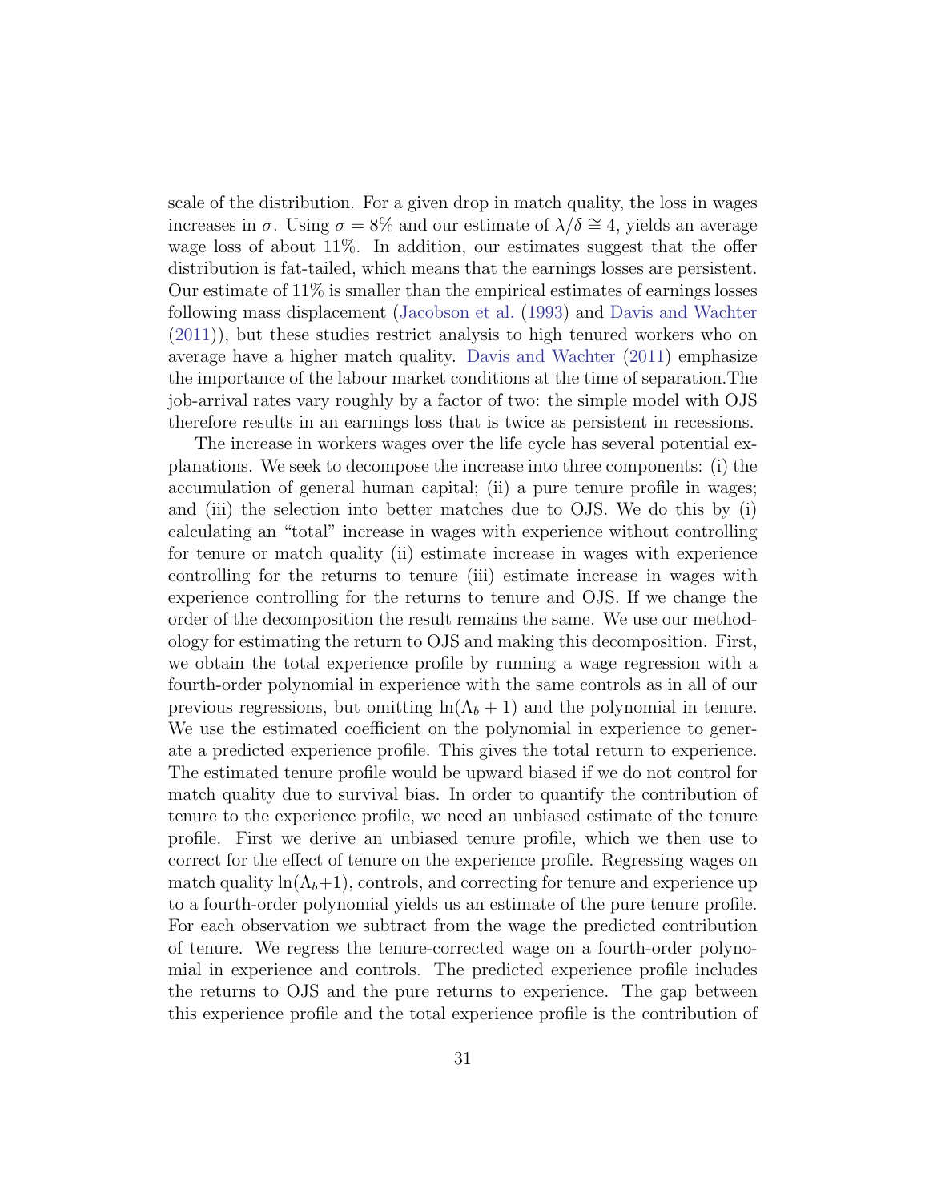scale of the distribution. For a given drop in match quality, the loss in wages increases in $\sigma$. Using $\sigma = 8\%$ and our estimate of $\lambda/\delta \cong 4$, yields an average wage loss of about 11%. In addition, our estimates suggest that the offer distribution is fat-tailed, which means that the earnings losses are persistent. Our estimate of 11% is smaller than the empirical estimates of earnings losses following mass displacement (Jacobson et al. (1993) and Davis and Wachter (2011)), but these studies restrict analysis to high tenured workers who on average have a higher match quality. Davis and Wachter (2011) emphasize the importance of the labour market conditions at the time of separation.The job-arrival rates vary roughly by a factor of two: the simple model with OJS therefore results in an earnings loss that is twice as persistent in recessions.

The increase in workers wages over the life cycle has several potential explanations. We seek to decompose the increase into three components: (i) the accumulation of general human capital; (ii) a pure tenure profile in wages; and (iii) the selection into better matches due to OJS. We do this by (i) calculating an "total" increase in wages with experience without controlling for tenure or match quality (ii) estimate increase in wages with experience controlling for the returns to tenure (iii) estimate increase in wages with experience controlling for the returns to tenure and OJS. If we change the order of the decomposition the result remains the same. We use our methodology for estimating the return to OJS and making this decomposition. First, we obtain the total experience profile by running a wage regression with a fourth-order polynomial in experience with the same controls as in all of our previous regressions, but omitting $\ln(\Lambda_b + 1)$ and the polynomial in tenure. We use the estimated coefficient on the polynomial in experience to generate a predicted experience profile. This gives the total return to experience. The estimated tenure profile would be upward biased if we do not control for match quality due to survival bias. In order to quantify the contribution of tenure to the experience profile, we need an unbiased estimate of the tenure profile. First we derive an unbiased tenure profile, which we then use to correct for the effect of tenure on the experience profile. Regressing wages on match quality $\ln(\Lambda_b+1)$, controls, and correcting for tenure and experience up to a fourth-order polynomial yields us an estimate of the pure tenure profile. For each observation we subtract from the wage the predicted contribution of tenure. We regress the tenure-corrected wage on a fourth-order polynomial in experience and controls. The predicted experience profile includes the returns to OJS and the pure returns to experience. The gap between this experience profile and the total experience profile is the contribution of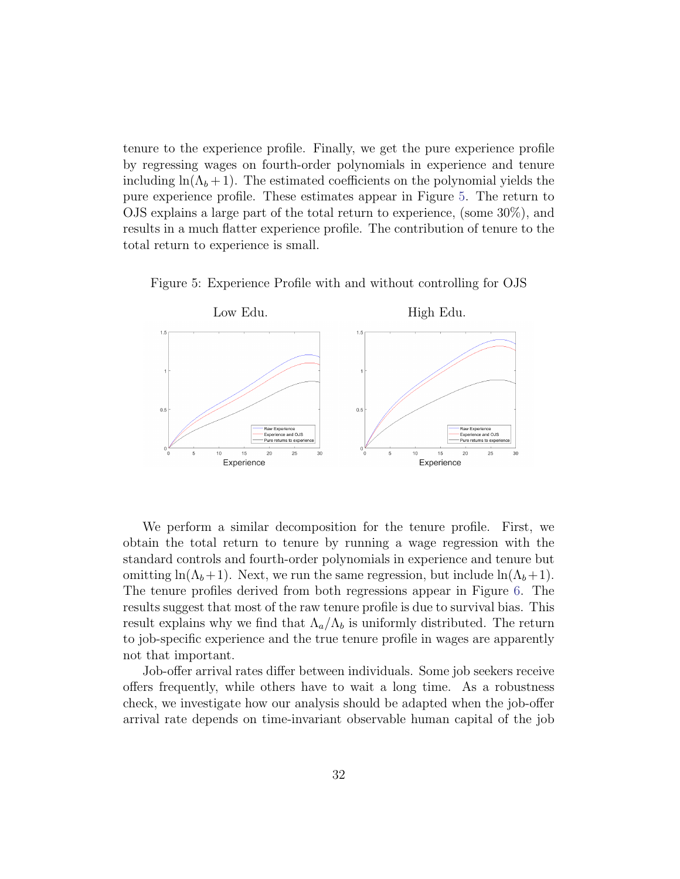tenure to the experience profile. Finally, we get the pure experience profile by regressing wages on fourth-order polynomials in experience and tenure including $\ln(\Lambda_b + 1)$. The estimated coefficients on the polynomial yields the pure experience profile. These estimates appear in Figure 5. The return to OJS explains a large part of the total return to experience, (some 30%), and results in a much flatter experience profile. The contribution of tenure to the total return to experience is small.

Figure 5: Experience Profile with and without controlling for OJS

We perform a similar decomposition for the tenure profile. First, we obtain the total return to tenure by running a wage regression with the standard controls and fourth-order polynomials in experience and tenure but omitting $\ln(\Lambda_b + 1)$. Next, we run the same regression, but include $\ln(\Lambda_b + 1)$. The tenure profiles derived from both regressions appear in Figure 6. The results suggest that most of the raw tenure profile is due to survival bias. This result explains why we find that $\Lambda_a/\Lambda_b$ is uniformly distributed. The return to job-specific experience and the true tenure profile in wages are apparently not that important.

Job-offer arrival rates differ between individuals. Some job seekers receive offers frequently, while others have to wait a long time. As a robustness check, we investigate how our analysis should be adapted when the job-offer arrival rate depends on time-invariant observable human capital of the job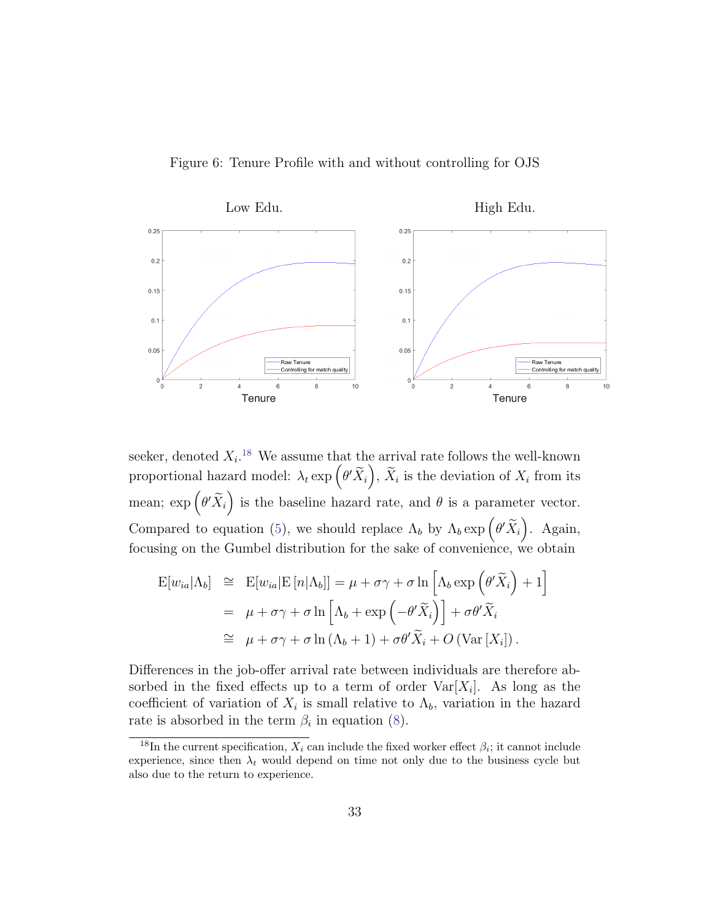Figure 6: Tenure Profile with and without controlling for OJS

seeker, denoted $X_i$.[18] We assume that the arrival rate follows the well-known proportional hazard model: $\lambda_t \exp\left(\theta' \widetilde{X}_i\right)$, $\widetilde{X}_i$ is the deviation of $X_i$ from its mean; $\exp\left(\theta' \widetilde{X}_i\right)$ is the baseline hazard rate, and $\theta$ is a parameter vector. Compared to equation (5), we should replace $\Lambda_b$ by $\Lambda_b \exp\left(\theta' \widetilde{X}_i\right)$. Again, focusing on the Gumbel distribution for the sake of convenience, we obtain

$$
\begin{aligned}
\mathrm{E}[w_{ia}|\Lambda_b] &\cong \mathrm{E}[w_{ia}|\mathrm{E}\left[n|\Lambda_b\right]] = \mu + \sigma\gamma + \sigma \ln\left[\Lambda_b \exp\left(\theta' \widetilde{X}_i\right) + 1\right] \\
&= \mu + \sigma\gamma + \sigma \ln\left[\Lambda_b + \exp\left(-\theta' \widetilde{X}_i\right)\right] + \sigma\theta' \widetilde{X}_i \\
&\cong \mu + \sigma\gamma + \sigma \ln\left(\Lambda_b + 1\right) + \sigma\theta' \widetilde{X}_i + O\left(\mathrm{Var}\left[X_i\right]\right).
\end{aligned}
$$

Differences in the job-offer arrival rate between individuals are therefore absorbed in the fixed effects up to a term of order $\mathrm{Var}[X_i]$. As long as the coefficient of variation of $X_i$ is small relative to $\Lambda_b$, variation in the hazard rate is absorbed in the term $\beta_i$ in equation (8).

[18] In the current specification, $X_i$ can include the fixed worker effect $\beta_i$; it cannot include experience, since then $\lambda_t$ would depend on time not only due to the business cycle but also due to the return to experience.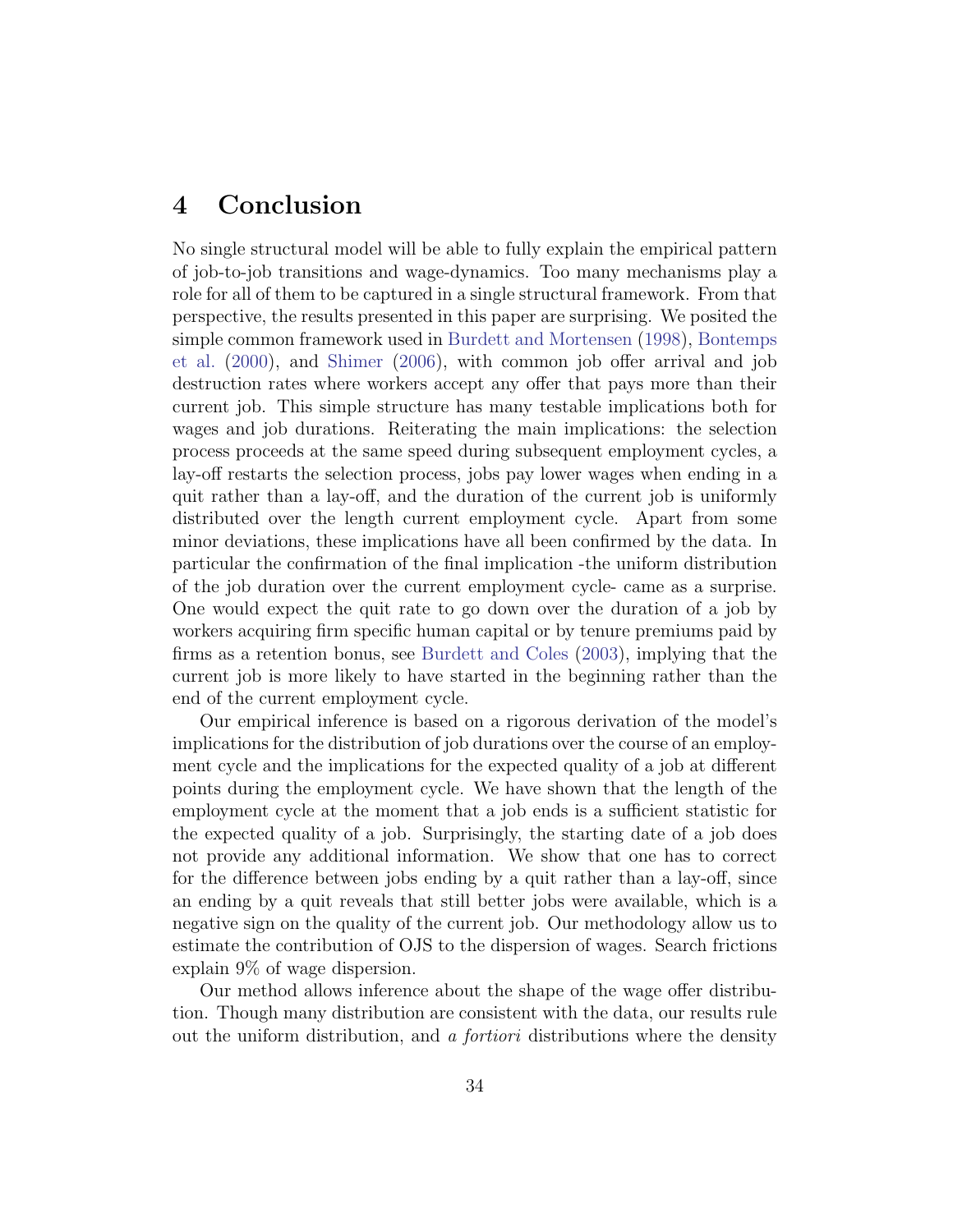# 4 Conclusion

No single structural model will be able to fully explain the empirical pattern of job-to-job transitions and wage-dynamics. Too many mechanisms play a role for all of them to be captured in a single structural framework. From that perspective, the results presented in this paper are surprising. We posited the simple common framework used in Burdett and Mortensen (1998), Bontemps et al. (2000), and Shimer (2006), with common job offer arrival and job destruction rates where workers accept any offer that pays more than their current job. This simple structure has many testable implications both for wages and job durations. Reiterating the main implications: the selection process proceeds at the same speed during subsequent employment cycles, a lay-off restarts the selection process, jobs pay lower wages when ending in a quit rather than a lay-off, and the duration of the current job is uniformly distributed over the length current employment cycle. Apart from some minor deviations, these implications have all been confirmed by the data. In particular the confirmation of the final implication -the uniform distribution of the job duration over the current employment cycle- came as a surprise. One would expect the quit rate to go down over the duration of a job by workers acquiring firm specific human capital or by tenure premiums paid by firms as a retention bonus, see Burdett and Coles (2003), implying that the current job is more likely to have started in the beginning rather than the end of the current employment cycle.

Our empirical inference is based on a rigorous derivation of the model's implications for the distribution of job durations over the course of an employment cycle and the implications for the expected quality of a job at different points during the employment cycle. We have shown that the length of the employment cycle at the moment that a job ends is a sufficient statistic for the expected quality of a job. Surprisingly, the starting date of a job does not provide any additional information. We show that one has to correct for the difference between jobs ending by a quit rather than a lay-off, since an ending by a quit reveals that still better jobs were available, which is a negative sign on the quality of the current job. Our methodology allow us to estimate the contribution of OJS to the dispersion of wages. Search frictions explain 9% of wage dispersion.

Our method allows inference about the shape of the wage offer distribution. Though many distribution are consistent with the data, our results rule out the uniform distribution, and *a fortiori* distributions where the density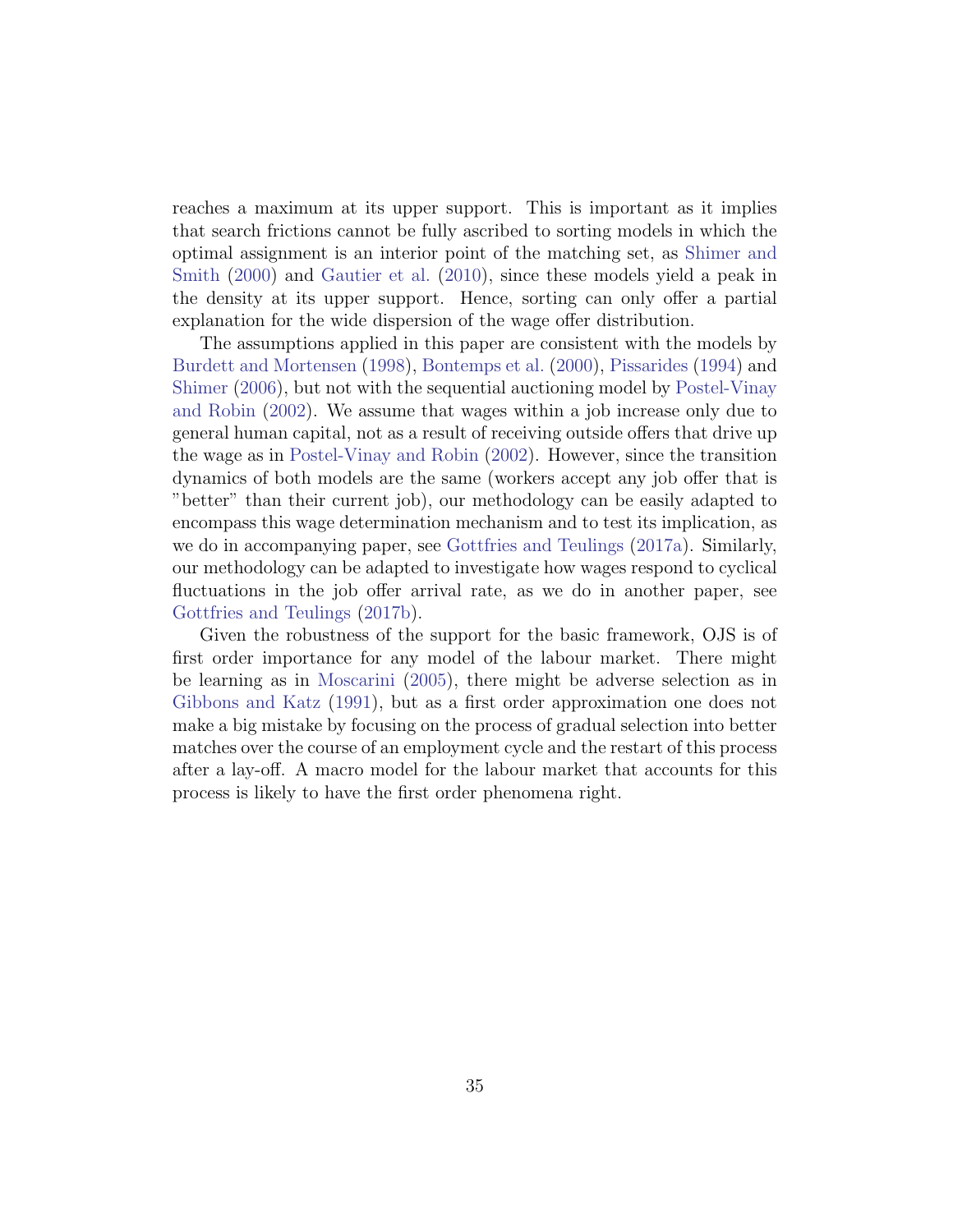reaches a maximum at its upper support. This is important as it implies that search frictions cannot be fully ascribed to sorting models in which the optimal assignment is an interior point of the matching set, as Shimer and Smith (2000) and Gautier et al. (2010), since these models yield a peak in the density at its upper support. Hence, sorting can only offer a partial explanation for the wide dispersion of the wage offer distribution.

The assumptions applied in this paper are consistent with the models by Burdett and Mortensen (1998), Bontemps et al. (2000), Pissarides (1994) and Shimer (2006), but not with the sequential auctioning model by Postel-Vinay and Robin (2002). We assume that wages within a job increase only due to general human capital, not as a result of receiving outside offers that drive up the wage as in Postel-Vinay and Robin (2002). However, since the transition dynamics of both models are the same (workers accept any job offer that is "better" than their current job), our methodology can be easily adapted to encompass this wage determination mechanism and to test its implication, as we do in accompanying paper, see Gottfries and Teulings (2017a). Similarly, our methodology can be adapted to investigate how wages respond to cyclical fluctuations in the job offer arrival rate, as we do in another paper, see Gottfries and Teulings (2017b).

Given the robustness of the support for the basic framework, OJS is of first order importance for any model of the labour market. There might be learning as in Moscarini (2005), there might be adverse selection as in Gibbons and Katz (1991), but as a first order approximation one does not make a big mistake by focusing on the process of gradual selection into better matches over the course of an employment cycle and the restart of this process after a lay-off. A macro model for the labour market that accounts for this process is likely to have the first order phenomena right.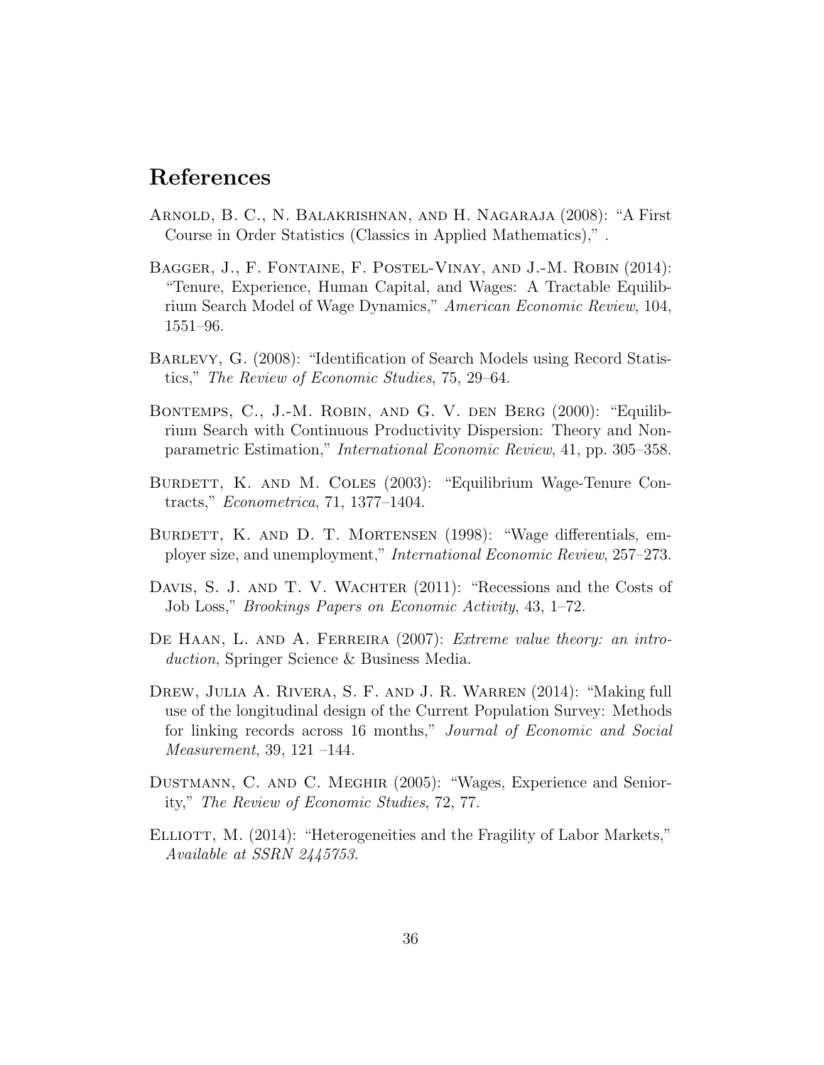# References

Arnold, B. C., N. Balakrishnan, and H. Nagaraja (2008): "A First Course in Order Statistics (Classics in Applied Mathematics)," .

Bagger, J., F. Fontaine, F. Postel-Vinay, and J.-M. Robin (2014): "Tenure, Experience, Human Capital, and Wages: A Tractable Equilibrium Search Model of Wage Dynamics," *American Economic Review*, 104, 1551–96.

Barlevy, G. (2008): "Identification of Search Models using Record Statistics," *The Review of Economic Studies*, 75, 29–64.

Bontemps, C., J.-M. Robin, and G. V. den Berg (2000): "Equilibrium Search with Continuous Productivity Dispersion: Theory and Nonparametric Estimation," *International Economic Review*, 41, pp. 305–358.

Burdett, K. and M. Coles (2003): "Equilibrium Wage-Tenure Contracts," *Econometrica*, 71, 1377–1404.

Burdett, K. and D. T. Mortensen (1998): "Wage differentials, employer size, and unemployment," *International Economic Review*, 257–273.

Davis, S. J. and T. V. Wachter (2011): "Recessions and the Costs of Job Loss," *Brookings Papers on Economic Activity*, 43, 1–72.

De Haan, L. and A. Ferreira (2007): *Extreme value theory: an introduction*, Springer Science & Business Media.

Drew, Julia A. Rivera, S. F. and J. R. Warren (2014): "Making full use of the longitudinal design of the Current Population Survey: Methods for linking records across 16 months," *Journal of Economic and Social Measurement*, 39, 121 –144.

Dustmann, C. and C. Meghir (2005): "Wages, Experience and Seniority," *The Review of Economic Studies*, 72, 77.

Elliott, M. (2014): "Heterogeneities and the Fragility of Labor Markets," *Available at SSRN 2445753*.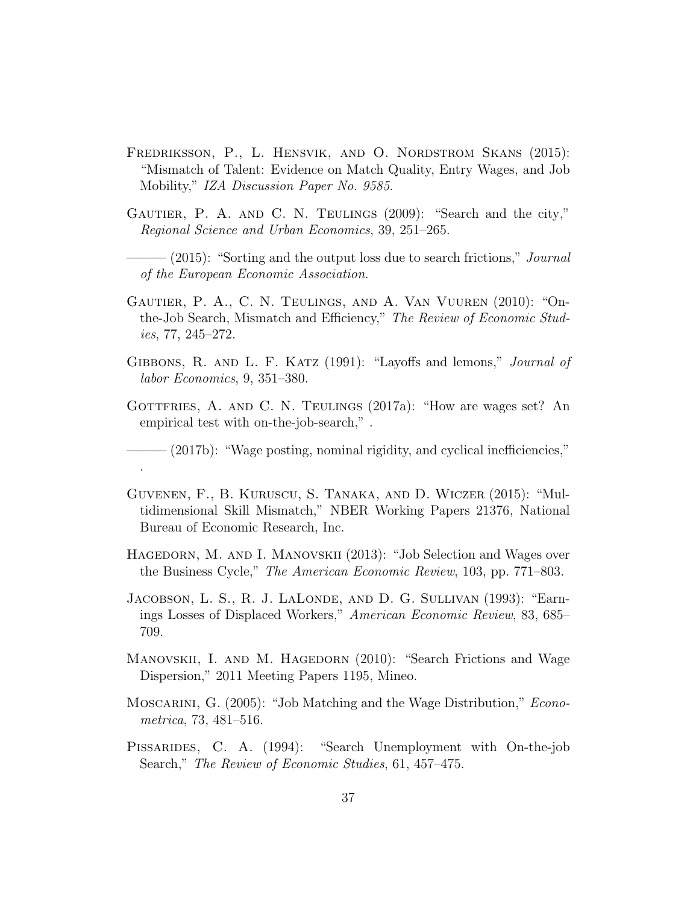Fredriksson, P., L. Hensvik, and O. Nordstrom Skans (2015): "Mismatch of Talent: Evidence on Match Quality, Entry Wages, and Job Mobility," *IZA Discussion Paper No. 9585*.

Gautier, P. A. and C. N. Teulings (2009): "Search and the city," *Regional Science and Urban Economics*, 39, 251–265.

——— (2015): "Sorting and the output loss due to search frictions," *Journal of the European Economic Association*.

Gautier, P. A., C. N. Teulings, and A. Van Vuuren (2010): "On-the-Job Search, Mismatch and Efficiency," *The Review of Economic Studies*, 77, 245–272.

Gibbons, R. and L. F. Katz (1991): "Layoffs and lemons," *Journal of labor Economics*, 9, 351–380.

Gottfries, A. and C. N. Teulings (2017a): "How are wages set? An empirical test with on-the-job-search," .

——— (2017b): "Wage posting, nominal rigidity, and cyclical inefficiencies," .

Guvenen, F., B. Kuruscu, S. Tanaka, and D. Wiczer (2015): "Multidimensional Skill Mismatch," NBER Working Papers 21376, National Bureau of Economic Research, Inc.

Hagedorn, M. and I. Manovskii (2013): "Job Selection and Wages over the Business Cycle," *The American Economic Review*, 103, pp. 771–803.

Jacobson, L. S., R. J. LaLonde, and D. G. Sullivan (1993): "Earnings Losses of Displaced Workers," *American Economic Review*, 83, 685–709.

Manovskii, I. and M. Hagedorn (2010): "Search Frictions and Wage Dispersion," 2011 Meeting Papers 1195, Mineo.

Moscarini, G. (2005): "Job Matching and the Wage Distribution," *Econometrica*, 73, 481–516.

Pissarides, C. A. (1994): "Search Unemployment with On-the-job Search," *The Review of Economic Studies*, 61, 457–475.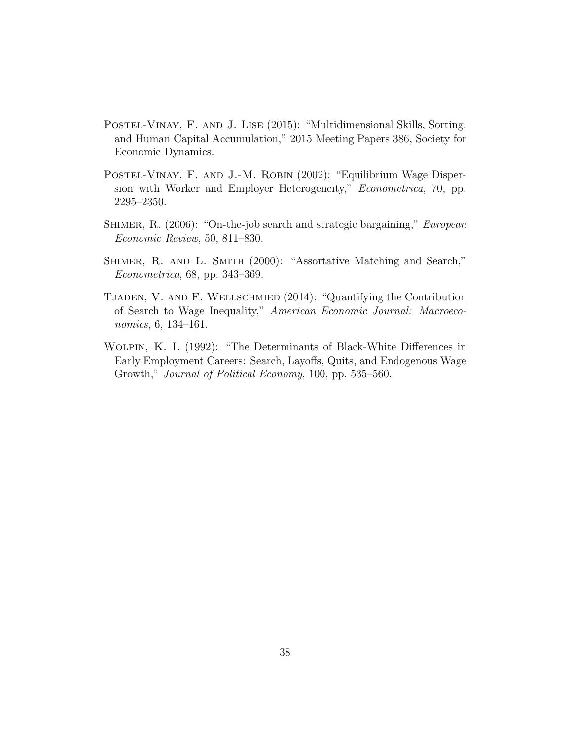Postel-Vinay, F. and J. Lise (2015): "Multidimensional Skills, Sorting, and Human Capital Accumulation," 2015 Meeting Papers 386, Society for Economic Dynamics.

Postel-Vinay, F. and J.-M. Robin (2002): "Equilibrium Wage Dispersion with Worker and Employer Heterogeneity," *Econometrica*, 70, pp. 2295–2350.

Shimer, R. (2006): "On-the-job search and strategic bargaining," *European Economic Review*, 50, 811–830.

Shimer, R. and L. Smith (2000): "Assortative Matching and Search," *Econometrica*, 68, pp. 343–369.

Tjaden, V. and F. Wellschmied (2014): "Quantifying the Contribution of Search to Wage Inequality," *American Economic Journal: Macroeconomics*, 6, 134–161.

Wolpin, K. I. (1992): "The Determinants of Black-White Differences in Early Employment Careers: Search, Layoffs, Quits, and Endogenous Wage Growth," *Journal of Political Economy*, 100, pp. 535–560.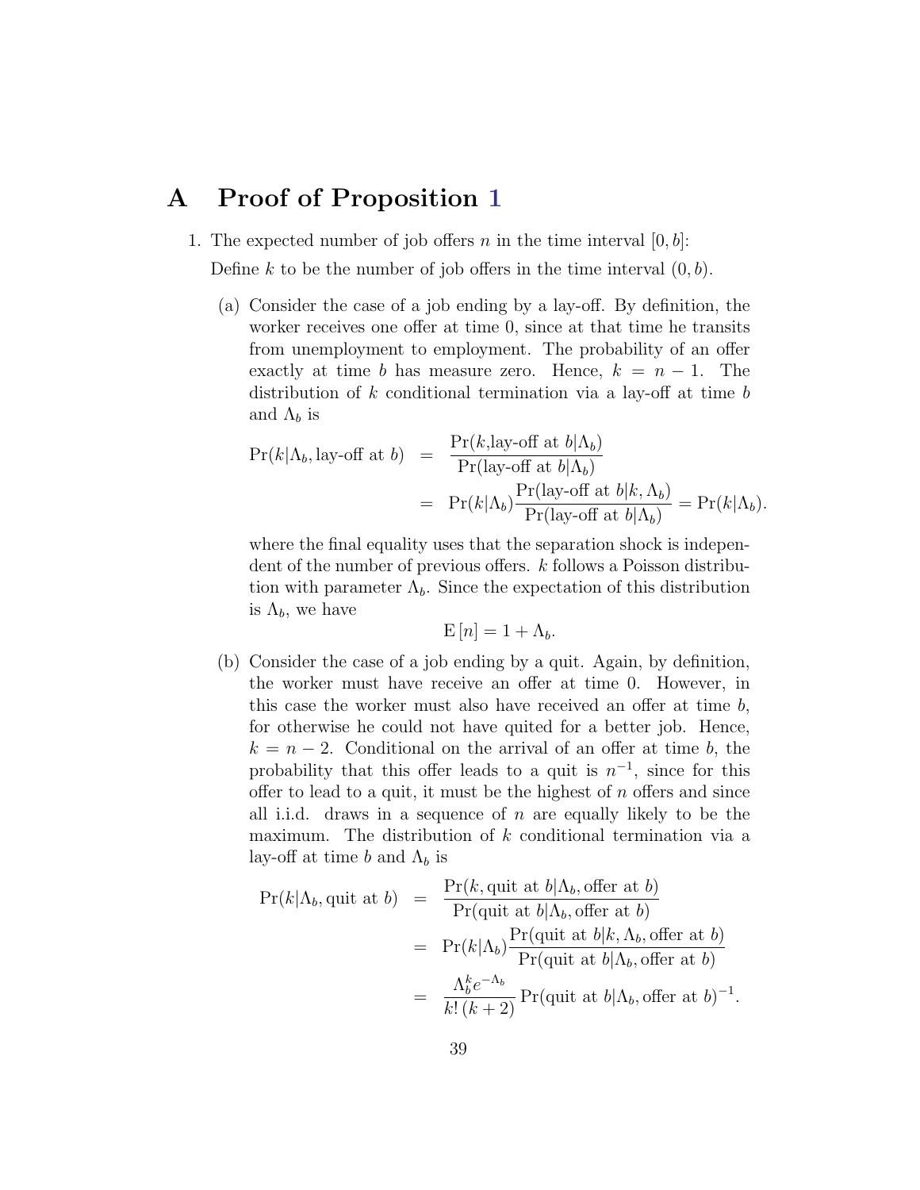# A Proof of Proposition 1

1. The expected number of job offers $n$ in the time interval $[0, b]$:

   Define $k$ to be the number of job offers in the time interval $(0, b)$.

   (a) Consider the case of a job ending by a lay-off. By definition, the worker receives one offer at time 0, since at that time he transits from unemployment to employment. The probability of an offer exactly at time $b$ has measure zero. Hence, $k = n - 1$. The distribution of $k$ conditional termination via a lay-off at time $b$ and $\Lambda_b$ is

   $$\begin{aligned}\Pr(k|\Lambda_b, \text{lay-off at } b) &= \frac{\Pr(k,\text{lay-off at } b|\Lambda_b)}{\Pr(\text{lay-off at } b|\Lambda_b)} \\ &= \Pr(k|\Lambda_b)\frac{\Pr(\text{lay-off at } b|k,\Lambda_b)}{\Pr(\text{lay-off at } b|\Lambda_b)} = \Pr(k|\Lambda_b).\end{aligned}$$

   where the final equality uses that the separation shock is independent of the number of previous offers. $k$ follows a Poisson distribution with parameter $\Lambda_b$. Since the expectation of this distribution is $\Lambda_b$, we have

   $$\mathrm{E}\left[n\right] = 1 + \Lambda_b.$$

   (b) Consider the case of a job ending by a quit. Again, by definition, the worker must have receive an offer at time 0. However, in this case the worker must also have received an offer at time $b$, for otherwise he could not have quited for a better job. Hence, $k = n - 2$. Conditional on the arrival of an offer at time $b$, the probability that this offer leads to a quit is $n^{-1}$, since for this offer to lead to a quit, it must be the highest of $n$ offers and since all i.i.d. draws in a sequence of $n$ are equally likely to be the maximum. The distribution of $k$ conditional termination via a lay-off at time $b$ and $\Lambda_b$ is

   $$\begin{aligned}\Pr(k|\Lambda_b, \text{quit at } b) &= \frac{\Pr(k, \text{quit at } b|\Lambda_b, \text{offer at } b)}{\Pr(\text{quit at } b|\Lambda_b, \text{offer at } b)} \\ &= \Pr(k|\Lambda_b)\frac{\Pr(\text{quit at } b|k,\Lambda_b, \text{offer at } b)}{\Pr(\text{quit at } b|\Lambda_b, \text{offer at } b)} \\ &= \frac{\Lambda_b^k e^{-\Lambda_b}}{k!\,(k+2)}\Pr(\text{quit at } b|\Lambda_b, \text{offer at } b)^{-1}.\end{aligned}$$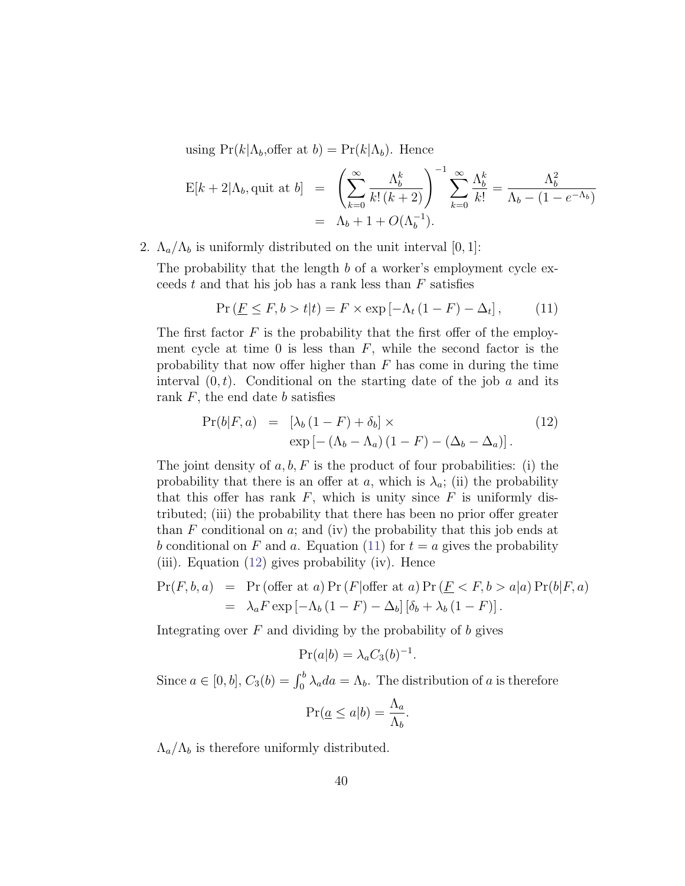using $\Pr(k|\Lambda_b,\text{offer at } b) = \Pr(k|\Lambda_b)$. Hence

$$
\begin{aligned}
\mathrm{E}[k+2|\Lambda_b, \text{quit at } b] &= \left(\sum_{k=0}^{\infty} \frac{\Lambda_b^k}{k!\,(k+2)}\right)^{-1} \sum_{k=0}^{\infty} \frac{\Lambda_b^k}{k!} = \frac{\Lambda_b^2}{\Lambda_b - (1-e^{-\Lambda_b})} \\
&= \Lambda_b + 1 + O(\Lambda_b^{-1}).
\end{aligned}
$$

2. $\Lambda_a/\Lambda_b$ is uniformly distributed on the unit interval $[0,1]$:

   The probability that the length $b$ of a worker's employment cycle exceeds $t$ and that his job has a rank less than $F$ satisfies

$$
\Pr\left(\underline{F} \leq F, b > t|t\right) = F \times \exp\left[-\Lambda_t\left(1-F\right) - \Delta_t\right], \tag{11}
$$

   The first factor $F$ is the probability that the first offer of the employment cycle at time 0 is less than $F$, while the second factor is the probability that now offer higher than $F$ has come in during the time interval $(0,t)$. Conditional on the starting date of the job $a$ and its rank $F$, the end date $b$ satisfies

$$
\begin{aligned}
\Pr(b|F,a) &= \left[\lambda_b\left(1-F\right) + \delta_b\right] \times \\
&\quad \exp\left[-\left(\Lambda_b - \Lambda_a\right)\left(1-F\right) - \left(\Delta_b - \Delta_a\right)\right].
\end{aligned} \tag{12}
$$

   The joint density of $a, b, F$ is the product of four probabilities: (i) the probability that there is an offer at $a$, which is $\lambda_a$; (ii) the probability that this offer has rank $F$, which is unity since $F$ is uniformly distributed; (iii) the probability that there has been no prior offer greater than $F$ conditional on $a$; and (iv) the probability that this job ends at $b$ conditional on $F$ and $a$. Equation (11) for $t = a$ gives the probability (iii). Equation (12) gives probability (iv). Hence

$$
\begin{aligned}
\Pr(F,b,a) &= \Pr\left(\text{offer at } a\right)\Pr\left(F|\text{offer at } a\right)\Pr\left(\underline{F} < F, b > a|a\right)\Pr(b|F,a) \\
&= \lambda_a F \exp\left[-\Lambda_b\left(1-F\right) - \Delta_b\right]\left[\delta_b + \lambda_b\left(1-F\right)\right].
\end{aligned}
$$

   Integrating over $F$ and dividing by the probability of $b$ gives

$$
\Pr(a|b) = \lambda_a C_3(b)^{-1}.
$$

   Since $a \in [0,b]$, $C_3(b) = \int_0^b \lambda_a da = \Lambda_b$. The distribution of $a$ is therefore

$$
\Pr(\underline{a} \leq a|b) = \frac{\Lambda_a}{\Lambda_b}.
$$

   $\Lambda_a/\Lambda_b$ is therefore uniformly distributed.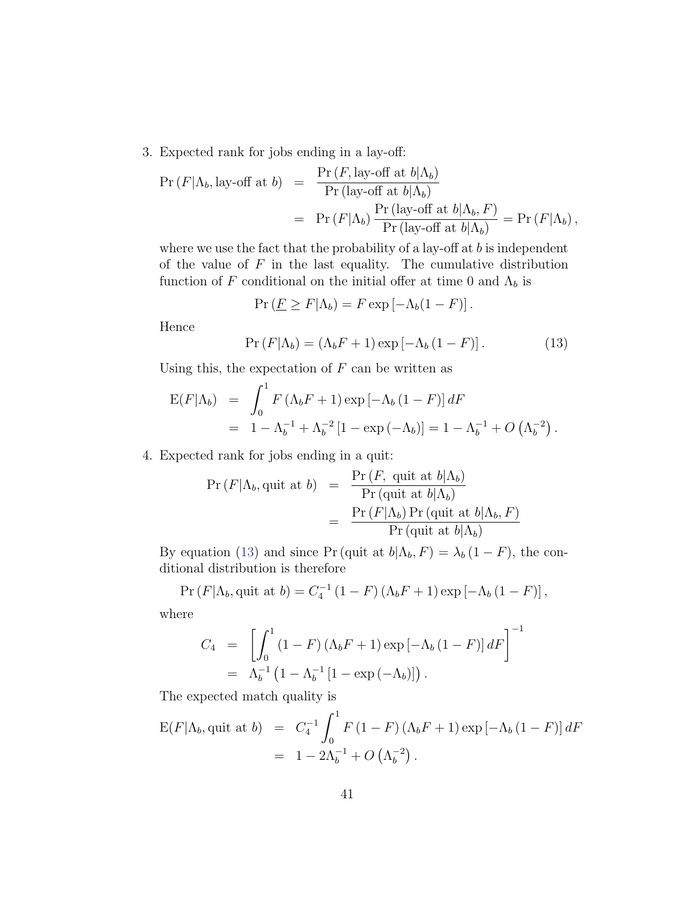3. Expected rank for jobs ending in a lay-off:

$$
\begin{aligned}
\Pr\left(F|\Lambda_b, \text{lay-off at } b\right) &= \frac{\Pr\left(F, \text{lay-off at } b|\Lambda_b\right)}{\Pr\left(\text{lay-off at } b|\Lambda_b\right)} \\
&= \Pr\left(F|\Lambda_b\right)\frac{\Pr\left(\text{lay-off at } b|\Lambda_b, F\right)}{\Pr\left(\text{lay-off at } b|\Lambda_b\right)} = \Pr\left(F|\Lambda_b\right),
\end{aligned}
$$

where we use the fact that the probability of a lay-off at $b$ is independent of the value of $F$ in the last equality. The cumulative distribution function of $F$ conditional on the initial offer at time 0 and $\Lambda_b$ is

$$
\Pr\left(\underline{F} \geq F|\Lambda_b\right) = F\exp\left[-\Lambda_b(1-F)\right].
$$

Hence

$$
\Pr\left(F|\Lambda_b\right) = \left(\Lambda_b F + 1\right)\exp\left[-\Lambda_b\left(1-F\right)\right]. \tag{13}
$$

Using this, the expectation of $F$ can be written as

$$
\begin{aligned}
\mathrm{E}(F|\Lambda_b) &= \int_0^1 F\left(\Lambda_b F + 1\right)\exp\left[-\Lambda_b\left(1-F\right)\right]dF \\
&= 1 - \Lambda_b^{-1} + \Lambda_b^{-2}\left[1 - \exp\left(-\Lambda_b\right)\right] = 1 - \Lambda_b^{-1} + O\left(\Lambda_b^{-2}\right).
\end{aligned}
$$

4. Expected rank for jobs ending in a quit:

$$
\begin{aligned}
\Pr\left(F|\Lambda_b, \text{quit at } b\right) &= \frac{\Pr\left(F, \text{ quit at } b|\Lambda_b\right)}{\Pr\left(\text{quit at } b|\Lambda_b\right)} \\
&= \frac{\Pr\left(F|\Lambda_b\right)\Pr\left(\text{quit at } b|\Lambda_b, F\right)}{\Pr\left(\text{quit at } b|\Lambda_b\right)}
\end{aligned}
$$

By equation (13) and since $\Pr\left(\text{quit at } b|\Lambda_b, F\right) = \lambda_b\left(1-F\right)$, the conditional distribution is therefore

$$
\Pr\left(F|\Lambda_b, \text{quit at } b\right) = C_4^{-1}\left(1-F\right)\left(\Lambda_b F + 1\right)\exp\left[-\Lambda_b\left(1-F\right)\right],
$$

where

$$
\begin{aligned}
C_4 &= \left[\int_0^1 \left(1-F\right)\left(\Lambda_b F + 1\right)\exp\left[-\Lambda_b\left(1-F\right)\right]dF\right]^{-1} \\
&= \Lambda_b^{-1}\left(1 - \Lambda_b^{-1}\left[1 - \exp\left(-\Lambda_b\right)\right]\right).
\end{aligned}
$$

The expected match quality is

$$
\begin{aligned}
\mathrm{E}(F|\Lambda_b, \text{quit at } b) &= C_4^{-1}\int_0^1 F\left(1-F\right)\left(\Lambda_b F + 1\right)\exp\left[-\Lambda_b\left(1-F\right)\right]dF \\
&= 1 - 2\Lambda_b^{-1} + O\left(\Lambda_b^{-2}\right).
\end{aligned}
$$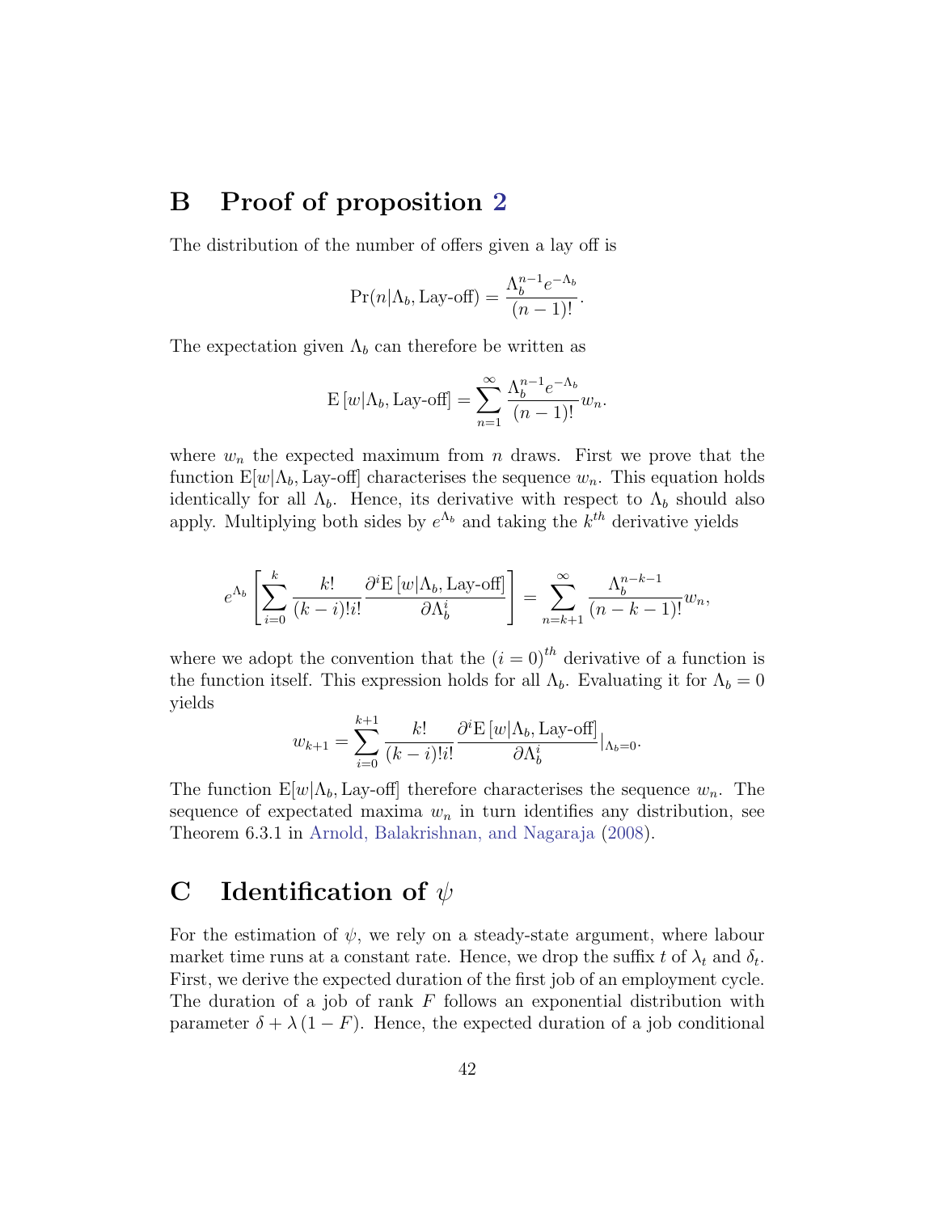## B Proof of proposition 2

The distribution of the number of offers given a lay off is

$$\Pr(n|\Lambda_b, \text{Lay-off}) = \frac{\Lambda_b^{n-1} e^{-\Lambda_b}}{(n-1)!}.$$

The expectation given $\Lambda_b$ can therefore be written as

$$\mathrm{E}\left[w|\Lambda_b, \text{Lay-off}\right] = \sum_{n=1}^{\infty} \frac{\Lambda_b^{n-1} e^{-\Lambda_b}}{(n-1)!} w_n.$$

where $w_n$ the expected maximum from $n$ draws. First we prove that the function $\mathrm{E}[w|\Lambda_b, \text{Lay-off}]$ characterises the sequence $w_n$. This equation holds identically for all $\Lambda_b$. Hence, its derivative with respect to $\Lambda_b$ should also apply. Multiplying both sides by $e^{\Lambda_b}$ and taking the $k^{th}$ derivative yields

$$e^{\Lambda_b}\left[\sum_{i=0}^{k} \frac{k!}{(k-i)!i!} \frac{\partial^i \mathrm{E}\left[w|\Lambda_b, \text{Lay-off}\right]}{\partial \Lambda_b^i}\right] = \sum_{n=k+1}^{\infty} \frac{\Lambda_b^{n-k-1}}{(n-k-1)!} w_n,$$

where we adopt the convention that the $(i=0)^{th}$ derivative of a function is the function itself. This expression holds for all $\Lambda_b$. Evaluating it for $\Lambda_b = 0$ yields

$$w_{k+1} = \sum_{i=0}^{k+1} \frac{k!}{(k-i)!i!} \frac{\partial^i \mathrm{E}\left[w|\Lambda_b, \text{Lay-off}\right]}{\partial \Lambda_b^i}|_{\Lambda_b=0}.$$

The function $\mathrm{E}[w|\Lambda_b, \text{Lay-off}]$ therefore characterises the sequence $w_n$. The sequence of expectated maxima $w_n$ in turn identifies any distribution, see Theorem 6.3.1 in Arnold, Balakrishnan, and Nagaraja (2008).

## C Identification of $\psi$

For the estimation of $\psi$, we rely on a steady-state argument, where labour market time runs at a constant rate. Hence, we drop the suffix $t$ of $\lambda_t$ and $\delta_t$. First, we derive the expected duration of the first job of an employment cycle. The duration of a job of rank $F$ follows an exponential distribution with parameter $\delta + \lambda(1 - F)$. Hence, the expected duration of a job conditional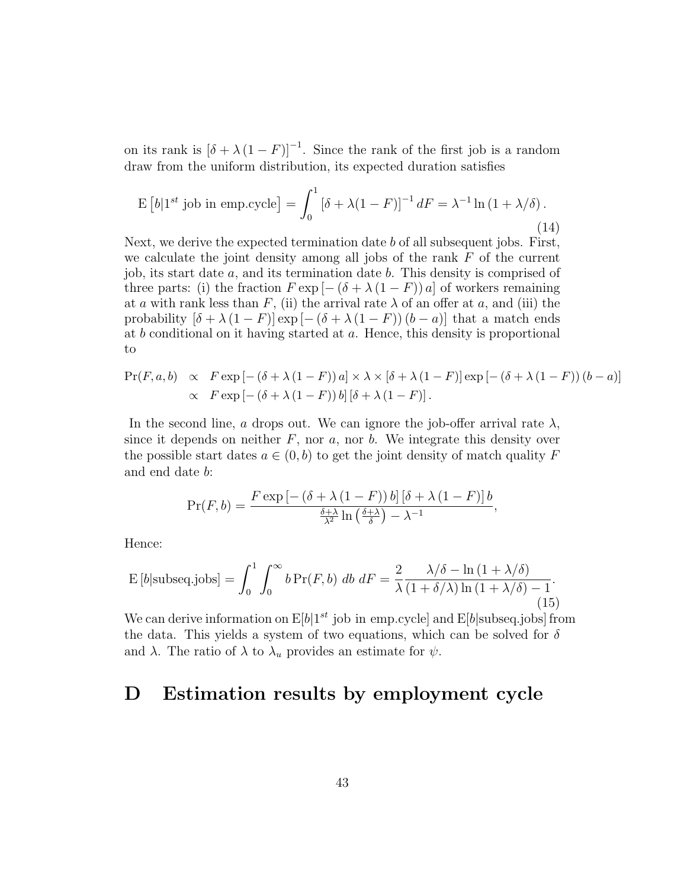on its rank is $[\delta + \lambda(1-F)]^{-1}$. Since the rank of the first job is a random draw from the uniform distribution, its expected duration satisfies

$$\mathrm{E}\left[b|1^{st} \text{ job in emp.cycle}\right] = \int_0^1 [\delta + \lambda(1-F)]^{-1} dF = \lambda^{-1} \ln(1 + \lambda/\delta). \tag{14}$$

Next, we derive the expected termination date $b$ of all subsequent jobs. First, we calculate the joint density among all jobs of the rank $F$ of the current job, its start date $a$, and its termination date $b$. This density is comprised of three parts: (i) the fraction $F \exp[-(\delta + \lambda(1-F))a]$ of workers remaining at $a$ with rank less than $F$, (ii) the arrival rate $\lambda$ of an offer at $a$, and (iii) the probability $[\delta + \lambda(1-F)] \exp[-(\delta + \lambda(1-F))(b-a)]$ that a match ends at $b$ conditional on it having started at $a$. Hence, this density is proportional to

$$\begin{aligned}
\Pr(F,a,b) &\propto F \exp[-(\delta + \lambda(1-F))a] \times \lambda \times [\delta + \lambda(1-F)] \exp[-(\delta + \lambda(1-F))(b-a)] \\
&\propto F \exp[-(\delta + \lambda(1-F))b] [\delta + \lambda(1-F)].
\end{aligned}$$

In the second line, $a$ drops out. We can ignore the job-offer arrival rate $\lambda$, since it depends on neither $F$, nor $a$, nor $b$. We integrate this density over the possible start dates $a \in (0,b)$ to get the joint density of match quality $F$ and end date $b$:

$$\Pr(F,b) = \frac{F \exp[-(\delta + \lambda(1-F))b] [\delta + \lambda(1-F)] b}{\frac{\delta+\lambda}{\lambda^2} \ln\left(\frac{\delta+\lambda}{\delta}\right) - \lambda^{-1}},$$

Hence:

$$\mathrm{E}[b|\text{subseq.jobs}] = \int_0^1 \int_0^\infty b \Pr(F,b)\, db\, dF = \frac{2}{\lambda} \frac{\lambda/\delta - \ln(1 + \lambda/\delta)}{(1 + \delta/\lambda)\ln(1 + \lambda/\delta) - 1}. \tag{15}$$

We can derive information on $\mathrm{E}[b|1^{st}$ job in emp.cycle$]$ and $\mathrm{E}[b|\text{subseq.jobs}]$ from the data. This yields a system of two equations, which can be solved for $\delta$ and $\lambda$. The ratio of $\lambda$ to $\lambda_u$ provides an estimate for $\psi$.

# D Estimation results by employment cycle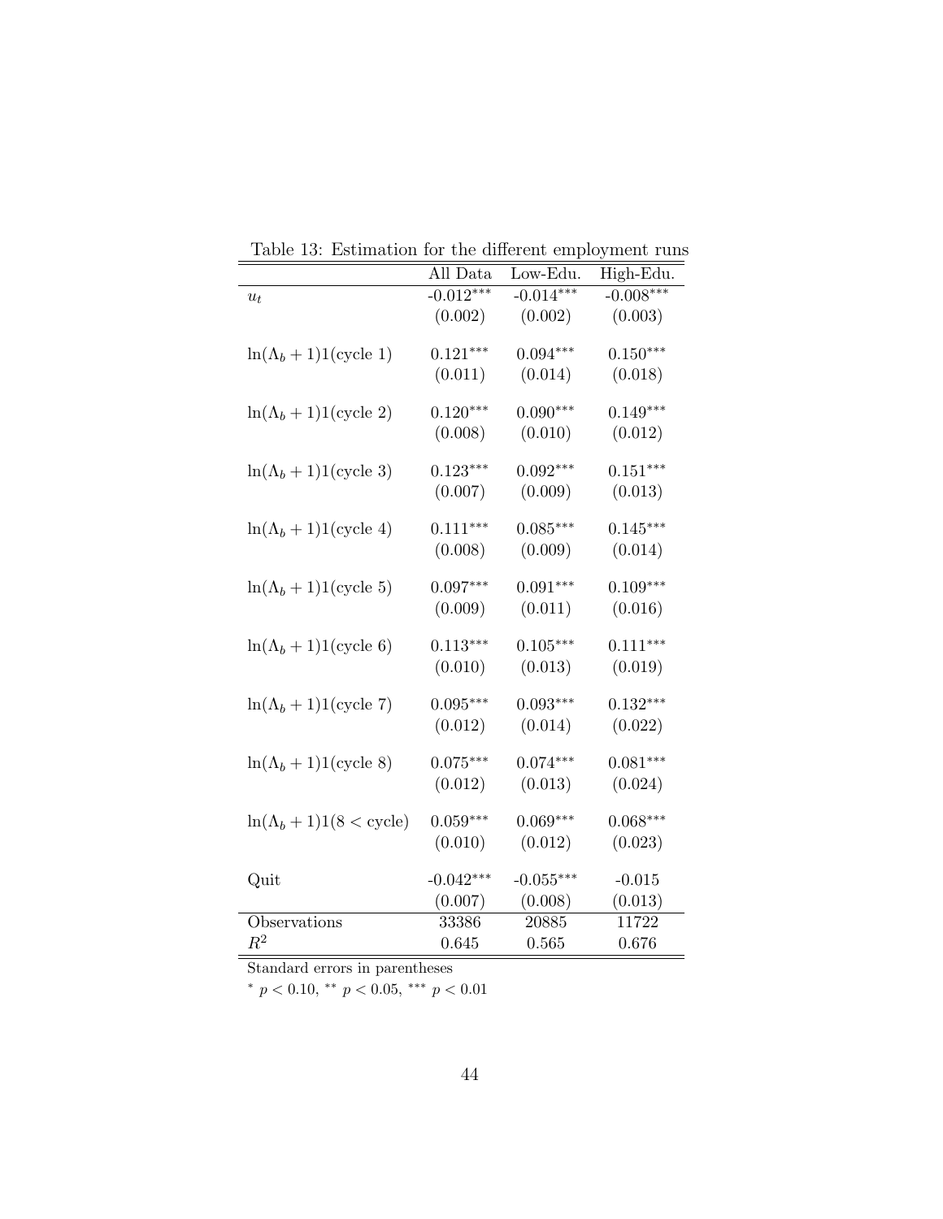Table 13: Estimation for the different employment runs

| | All Data | Low-Edu. | High-Edu. |
|---|---|---|---|
| $u_t$ | -0.012*** | -0.014*** | -0.008*** |
| | (0.002) | (0.002) | (0.003) |
| $\ln(\Lambda_b + 1)1(\text{cycle } 1)$ | 0.121*** | 0.094*** | 0.150*** |
| | (0.011) | (0.014) | (0.018) |
| $\ln(\Lambda_b + 1)1(\text{cycle } 2)$ | 0.120*** | 0.090*** | 0.149*** |
| | (0.008) | (0.010) | (0.012) |
| $\ln(\Lambda_b + 1)1(\text{cycle } 3)$ | 0.123*** | 0.092*** | 0.151*** |
| | (0.007) | (0.009) | (0.013) |
| $\ln(\Lambda_b + 1)1(\text{cycle } 4)$ | 0.111*** | 0.085*** | 0.145*** |
| | (0.008) | (0.009) | (0.014) |
| $\ln(\Lambda_b + 1)1(\text{cycle } 5)$ | 0.097*** | 0.091*** | 0.109*** |
| | (0.009) | (0.011) | (0.016) |
| $\ln(\Lambda_b + 1)1(\text{cycle } 6)$ | 0.113*** | 0.105*** | 0.111*** |
| | (0.010) | (0.013) | (0.019) |
| $\ln(\Lambda_b + 1)1(\text{cycle } 7)$ | 0.095*** | 0.093*** | 0.132*** |
| | (0.012) | (0.014) | (0.022) |
| $\ln(\Lambda_b + 1)1(\text{cycle } 8)$ | 0.075*** | 0.074*** | 0.081*** |
| | (0.012) | (0.013) | (0.024) |
| $\ln(\Lambda_b + 1)1(8 < \text{cycle})$ | 0.059*** | 0.069*** | 0.068*** |
| | (0.010) | (0.012) | (0.023) |
| Quit | -0.042*** | -0.055*** | -0.015 |
| | (0.007) | (0.008) | (0.013) |
| Observations | 33386 | 20885 | 11722 |
| $R^2$ | 0.645 | 0.565 | 0.676 |

Standard errors in parentheses

* $p < 0.10$, ** $p < 0.05$, *** $p < 0.01$